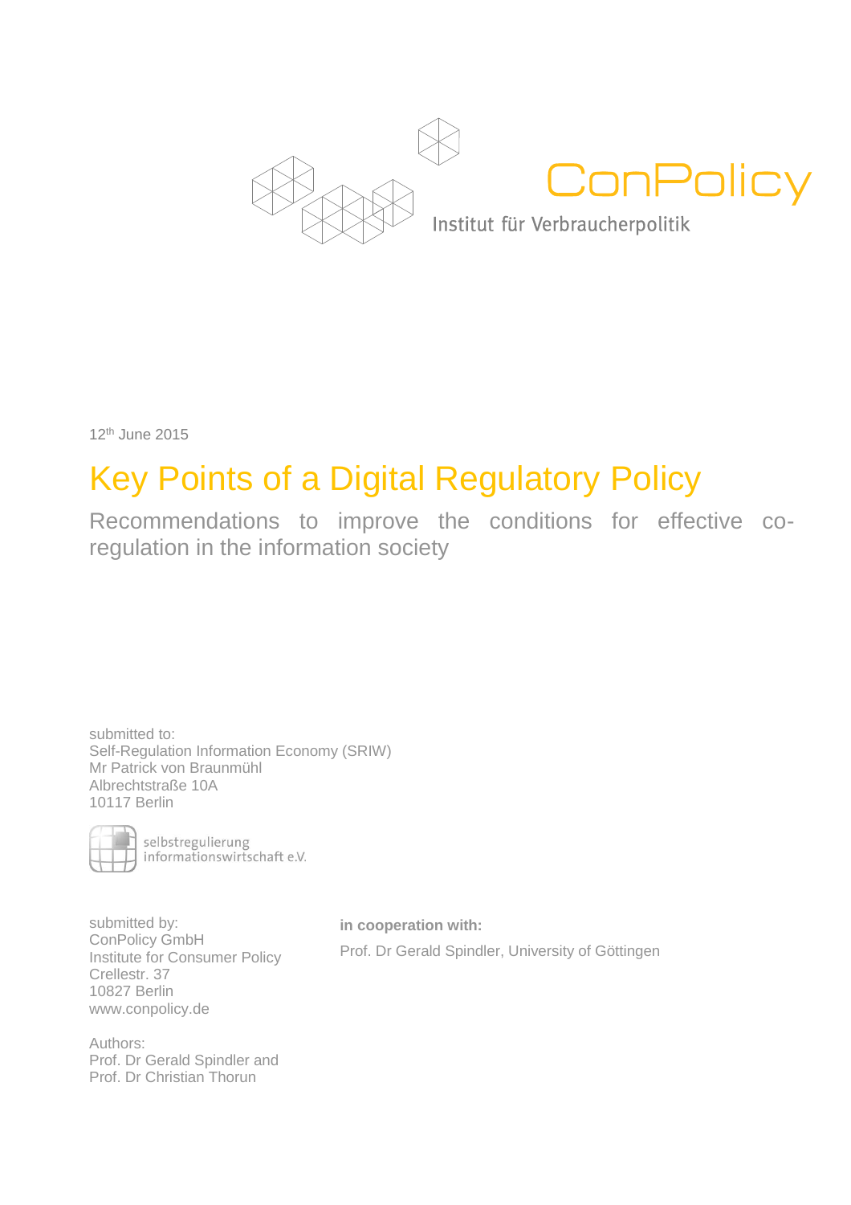ConPolicy

Institut für Verbraucherpolitik

12th June 2015

# Key Points of a Digital Regulatory Policy

## Recommendations to improve the conditions for effective co-regulation in the information society

submitted to:
Self-Regulation Information Economy (SRIW)
Mr Patrick von Braunmühl
Albrechtstraße 10A
10117 Berlin

selbstregulierung informationswirtschaft e.V.

submitted by:
ConPolicy GmbH
Institute for Consumer Policy
Crellestr. 37
10827 Berlin
www.conpolicy.de

**in cooperation with:**

Prof. Dr Gerald Spindler, University of Göttingen

Authors:
Prof. Dr Gerald Spindler and
Prof. Dr Christian Thorun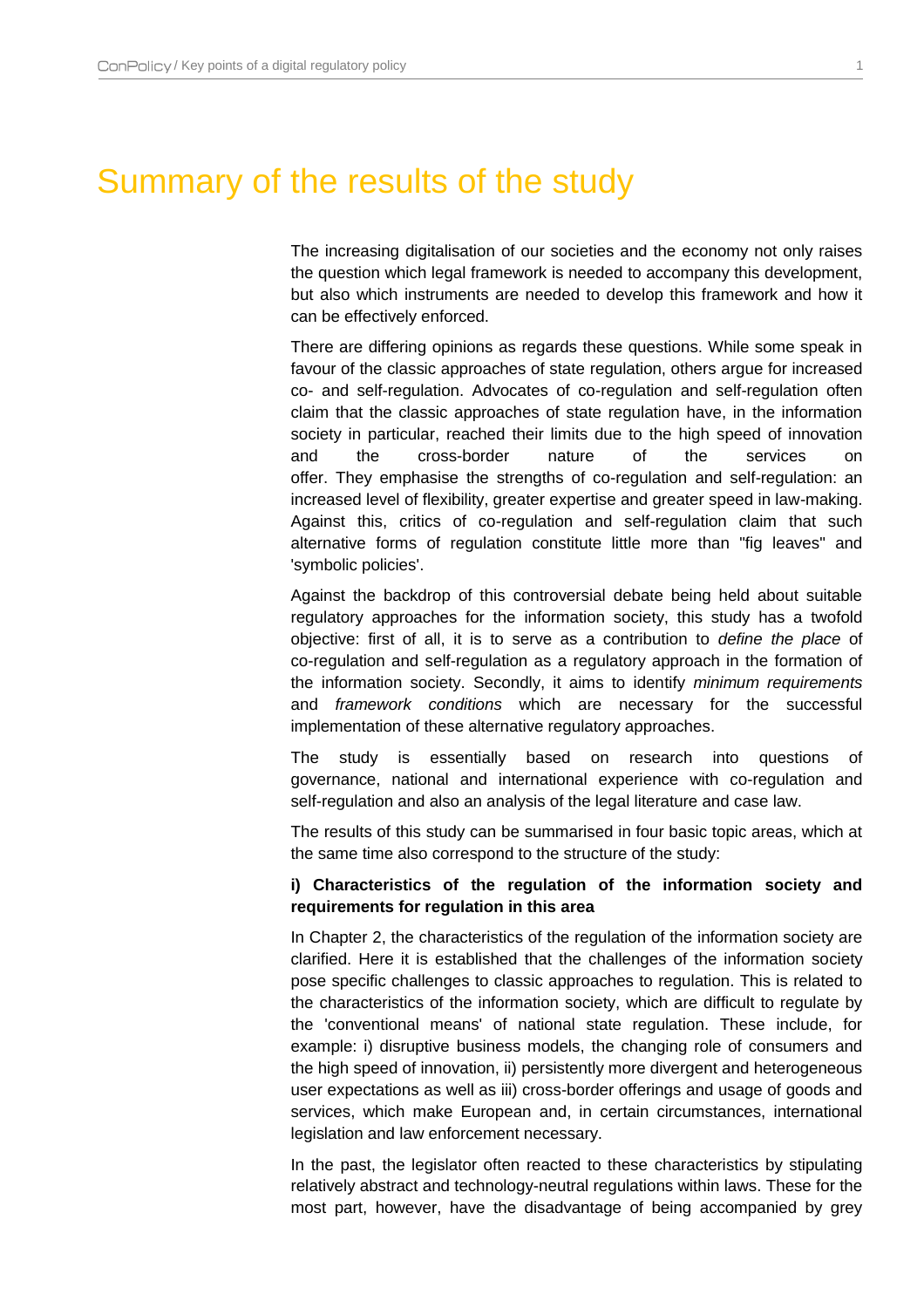# Summary of the results of the study

The increasing digitalisation of our societies and the economy not only raises the question which legal framework is needed to accompany this development, but also which instruments are needed to develop this framework and how it can be effectively enforced.

There are differing opinions as regards these questions. While some speak in favour of the classic approaches of state regulation, others argue for increased co- and self-regulation. Advocates of co-regulation and self-regulation often claim that the classic approaches of state regulation have, in the information society in particular, reached their limits due to the high speed of innovation and the cross-border nature of the services on offer. They emphasise the strengths of co-regulation and self-regulation: an increased level of flexibility, greater expertise and greater speed in law-making. Against this, critics of co-regulation and self-regulation claim that such alternative forms of regulation constitute little more than "fig leaves" and 'symbolic policies'.

Against the backdrop of this controversial debate being held about suitable regulatory approaches for the information society, this study has a twofold objective: first of all, it is to serve as a contribution to *define the place* of co-regulation and self-regulation as a regulatory approach in the formation of the information society. Secondly, it aims to identify *minimum requirements* and *framework conditions* which are necessary for the successful implementation of these alternative regulatory approaches.

The study is essentially based on research into questions of governance, national and international experience with co-regulation and self-regulation and also an analysis of the legal literature and case law.

The results of this study can be summarised in four basic topic areas, which at the same time also correspond to the structure of the study:

**i) Characteristics of the regulation of the information society and requirements for regulation in this area**

In Chapter 2, the characteristics of the regulation of the information society are clarified. Here it is established that the challenges of the information society pose specific challenges to classic approaches to regulation. This is related to the characteristics of the information society, which are difficult to regulate by the 'conventional means' of national state regulation. These include, for example: i) disruptive business models, the changing role of consumers and the high speed of innovation, ii) persistently more divergent and heterogeneous user expectations as well as iii) cross-border offerings and usage of goods and services, which make European and, in certain circumstances, international legislation and law enforcement necessary.

In the past, the legislator often reacted to these characteristics by stipulating relatively abstract and technology-neutral regulations within laws. These for the most part, however, have the disadvantage of being accompanied by grey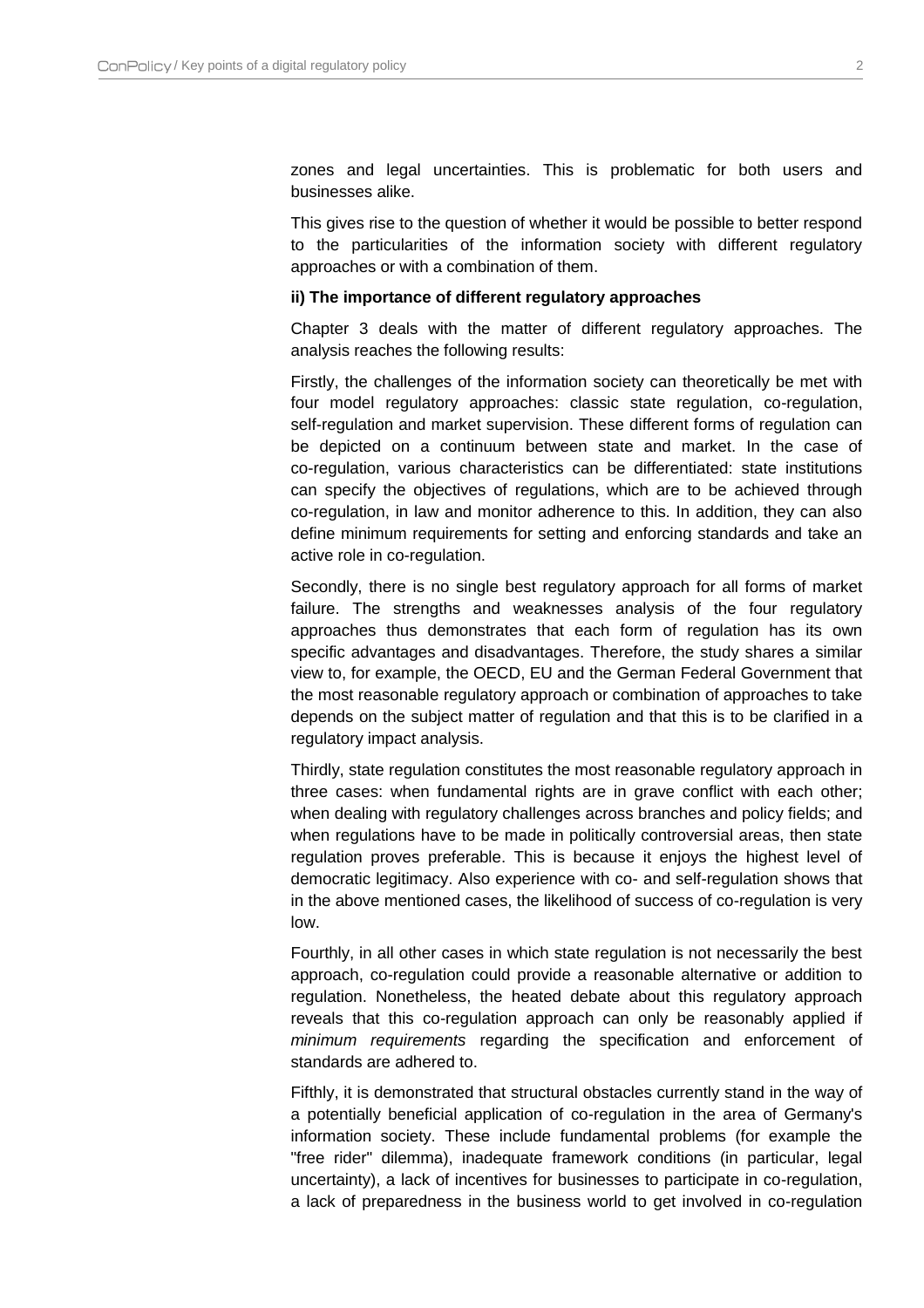zones and legal uncertainties. This is problematic for both users and businesses alike.

This gives rise to the question of whether it would be possible to better respond to the particularities of the information society with different regulatory approaches or with a combination of them.

**ii) The importance of different regulatory approaches**

Chapter 3 deals with the matter of different regulatory approaches. The analysis reaches the following results:

Firstly, the challenges of the information society can theoretically be met with four model regulatory approaches: classic state regulation, co-regulation, self-regulation and market supervision. These different forms of regulation can be depicted on a continuum between state and market. In the case of co-regulation, various characteristics can be differentiated: state institutions can specify the objectives of regulations, which are to be achieved through co-regulation, in law and monitor adherence to this. In addition, they can also define minimum requirements for setting and enforcing standards and take an active role in co-regulation.

Secondly, there is no single best regulatory approach for all forms of market failure. The strengths and weaknesses analysis of the four regulatory approaches thus demonstrates that each form of regulation has its own specific advantages and disadvantages. Therefore, the study shares a similar view to, for example, the OECD, EU and the German Federal Government that the most reasonable regulatory approach or combination of approaches to take depends on the subject matter of regulation and that this is to be clarified in a regulatory impact analysis.

Thirdly, state regulation constitutes the most reasonable regulatory approach in three cases: when fundamental rights are in grave conflict with each other; when dealing with regulatory challenges across branches and policy fields; and when regulations have to be made in politically controversial areas, then state regulation proves preferable. This is because it enjoys the highest level of democratic legitimacy. Also experience with co- and self-regulation shows that in the above mentioned cases, the likelihood of success of co-regulation is very low.

Fourthly, in all other cases in which state regulation is not necessarily the best approach, co-regulation could provide a reasonable alternative or addition to regulation. Nonetheless, the heated debate about this regulatory approach reveals that this co-regulation approach can only be reasonably applied if *minimum requirements* regarding the specification and enforcement of standards are adhered to.

Fifthly, it is demonstrated that structural obstacles currently stand in the way of a potentially beneficial application of co-regulation in the area of Germany's information society. These include fundamental problems (for example the "free rider" dilemma), inadequate framework conditions (in particular, legal uncertainty), a lack of incentives for businesses to participate in co-regulation, a lack of preparedness in the business world to get involved in co-regulation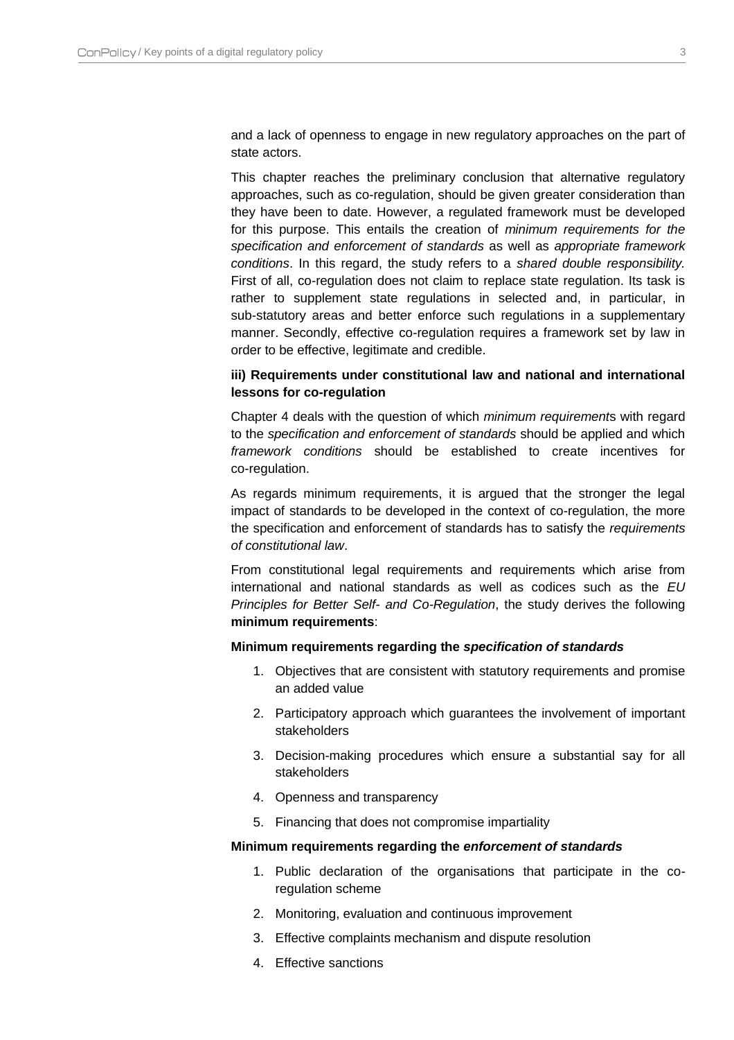and a lack of openness to engage in new regulatory approaches on the part of state actors.

This chapter reaches the preliminary conclusion that alternative regulatory approaches, such as co-regulation, should be given greater consideration than they have been to date. However, a regulated framework must be developed for this purpose. This entails the creation of *minimum requirements for the specification and enforcement of standards* as well as *appropriate framework conditions*. In this regard, the study refers to a *shared double responsibility.* First of all, co-regulation does not claim to replace state regulation. Its task is rather to supplement state regulations in selected and, in particular, in sub-statutory areas and better enforce such regulations in a supplementary manner. Secondly, effective co-regulation requires a framework set by law in order to be effective, legitimate and credible.

### iii) Requirements under constitutional law and national and international lessons for co-regulation

Chapter 4 deals with the question of which *minimum requirement*s with regard to the *specification and enforcement of standards* should be applied and which *framework conditions* should be established to create incentives for co-regulation.

As regards minimum requirements, it is argued that the stronger the legal impact of standards to be developed in the context of co-regulation, the more the specification and enforcement of standards has to satisfy the *requirements of constitutional law*.

From constitutional legal requirements and requirements which arise from international and national standards as well as codices such as the *EU Principles for Better Self- and Co-Regulation*, the study derives the following **minimum requirements**:

**Minimum requirements regarding the *specification of standards***

1. Objectives that are consistent with statutory requirements and promise an added value
2. Participatory approach which guarantees the involvement of important stakeholders
3. Decision-making procedures which ensure a substantial say for all stakeholders
4. Openness and transparency
5. Financing that does not compromise impartiality

**Minimum requirements regarding the *enforcement of standards***

1. Public declaration of the organisations that participate in the co-regulation scheme
2. Monitoring, evaluation and continuous improvement
3. Effective complaints mechanism and dispute resolution
4. Effective sanctions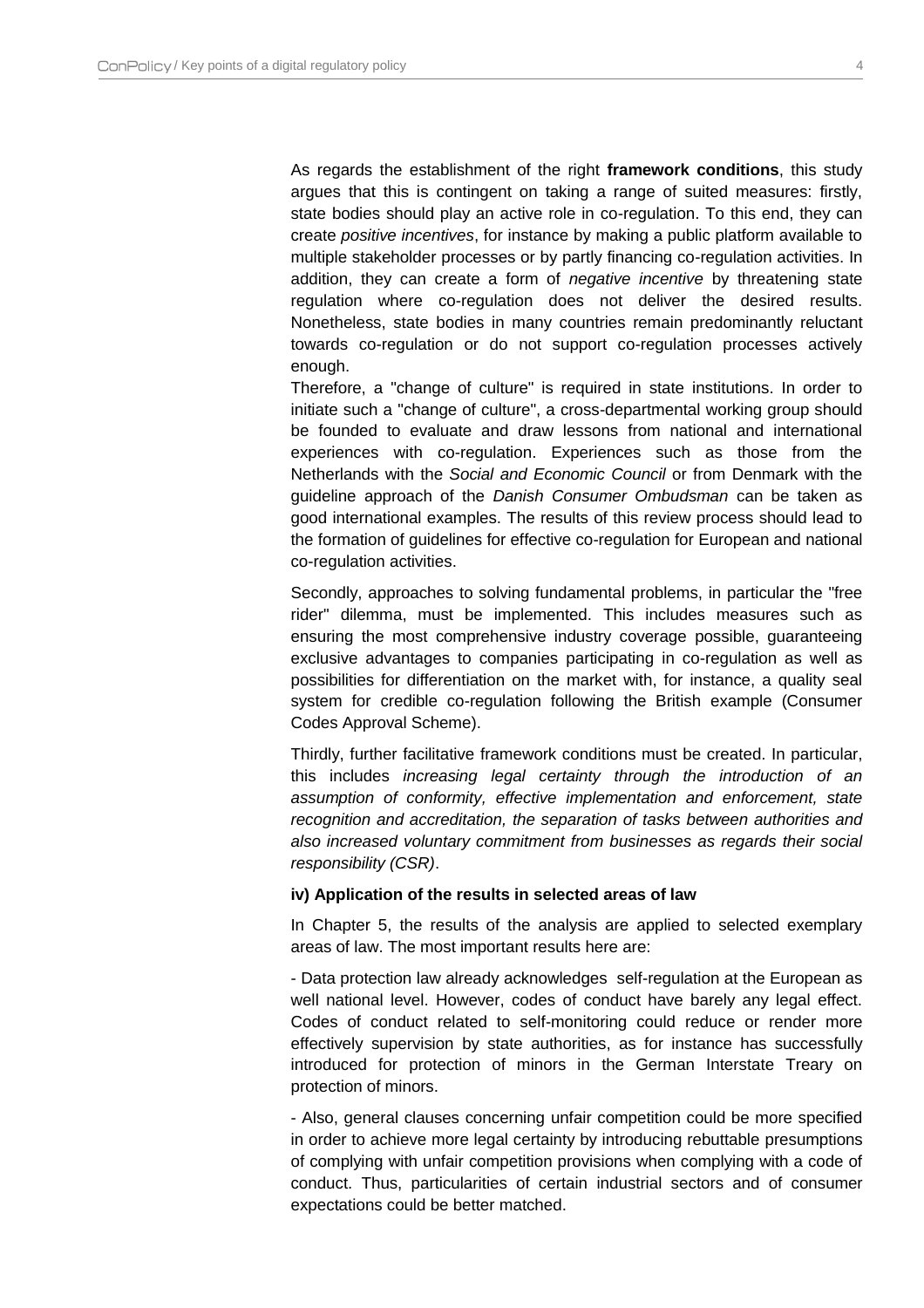As regards the establishment of the right **framework conditions**, this study argues that this is contingent on taking a range of suited measures: firstly, state bodies should play an active role in co-regulation. To this end, they can create *positive incentives*, for instance by making a public platform available to multiple stakeholder processes or by partly financing co-regulation activities. In addition, they can create a form of *negative incentive* by threatening state regulation where co-regulation does not deliver the desired results. Nonetheless, state bodies in many countries remain predominantly reluctant towards co-regulation or do not support co-regulation processes actively enough.
Therefore, a "change of culture" is required in state institutions. In order to initiate such a "change of culture", a cross-departmental working group should be founded to evaluate and draw lessons from national and international experiences with co-regulation. Experiences such as those from the Netherlands with the *Social and Economic Council* or from Denmark with the guideline approach of the *Danish Consumer Ombudsman* can be taken as good international examples. The results of this review process should lead to the formation of guidelines for effective co-regulation for European and national co-regulation activities.

Secondly, approaches to solving fundamental problems, in particular the "free rider" dilemma, must be implemented. This includes measures such as ensuring the most comprehensive industry coverage possible, guaranteeing exclusive advantages to companies participating in co-regulation as well as possibilities for differentiation on the market with, for instance, a quality seal system for credible co-regulation following the British example (Consumer Codes Approval Scheme).

Thirdly, further facilitative framework conditions must be created. In particular, this includes *increasing legal certainty through the introduction of an assumption of conformity, effective implementation and enforcement, state recognition and accreditation, the separation of tasks between authorities and also increased voluntary commitment from businesses as regards their social responsibility (CSR)*.

**iv) Application of the results in selected areas of law**

In Chapter 5, the results of the analysis are applied to selected exemplary areas of law. The most important results here are:

- Data protection law already acknowledges self-regulation at the European as well national level. However, codes of conduct have barely any legal effect. Codes of conduct related to self-monitoring could reduce or render more effectively supervision by state authorities, as for instance has successfully introduced for protection of minors in the German Interstate Treary on protection of minors.

- Also, general clauses concerning unfair competition could be more specified in order to achieve more legal certainty by introducing rebuttable presumptions of complying with unfair competition provisions when complying with a code of conduct. Thus, particularities of certain industrial sectors and of consumer expectations could be better matched.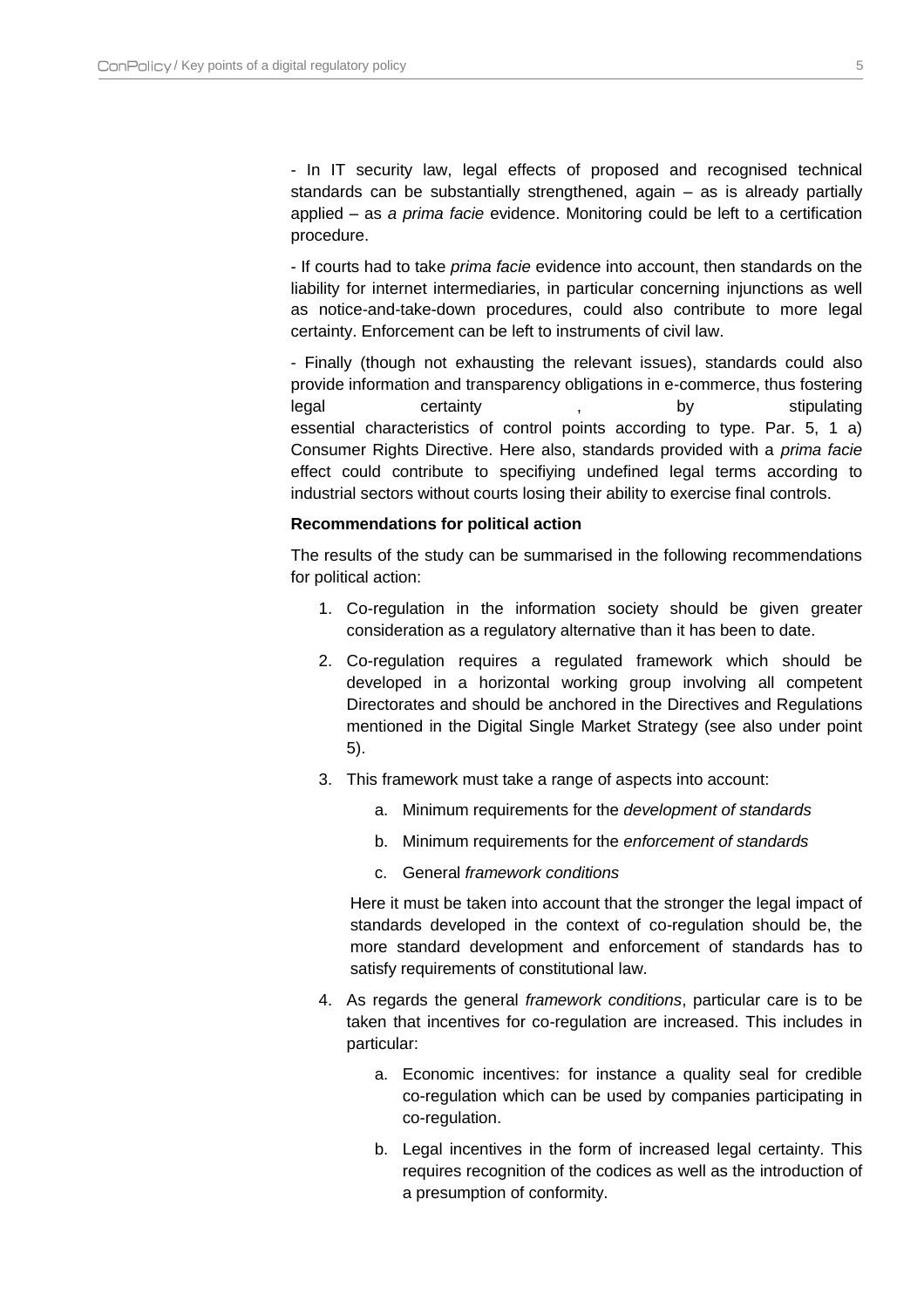- In IT security law, legal effects of proposed and recognised technical standards can be substantially strengthened, again – as is already partially applied – as *a prima facie* evidence. Monitoring could be left to a certification procedure.

- If courts had to take *prima facie* evidence into account, then standards on the liability for internet intermediaries, in particular concerning injunctions as well as notice-and-take-down procedures, could also contribute to more legal certainty. Enforcement can be left to instruments of civil law.

- Finally (though not exhausting the relevant issues), standards could also provide information and transparency obligations in e-commerce, thus fostering legal certainty , by stipulating essential characteristics of control points according to type. Par. 5, 1 a) Consumer Rights Directive. Here also, standards provided with a *prima facie* effect could contribute to specifiying undefined legal terms according to industrial sectors without courts losing their ability to exercise final controls.

**Recommendations for political action**

The results of the study can be summarised in the following recommendations for political action:

1. Co-regulation in the information society should be given greater consideration as a regulatory alternative than it has been to date.
2. Co-regulation requires a regulated framework which should be developed in a horizontal working group involving all competent Directorates and should be anchored in the Directives and Regulations mentioned in the Digital Single Market Strategy (see also under point 5).
3. This framework must take a range of aspects into account:
    a. Minimum requirements for the *development of standards*
    b. Minimum requirements for the *enforcement of standards*
    c. General *framework conditions*

    Here it must be taken into account that the stronger the legal impact of standards developed in the context of co-regulation should be, the more standard development and enforcement of standards has to satisfy requirements of constitutional law.
4. As regards the general *framework conditions*, particular care is to be taken that incentives for co-regulation are increased. This includes in particular:
    a. Economic incentives: for instance a quality seal for credible co-regulation which can be used by companies participating in co-regulation.
    b. Legal incentives in the form of increased legal certainty. This requires recognition of the codices as well as the introduction of a presumption of conformity.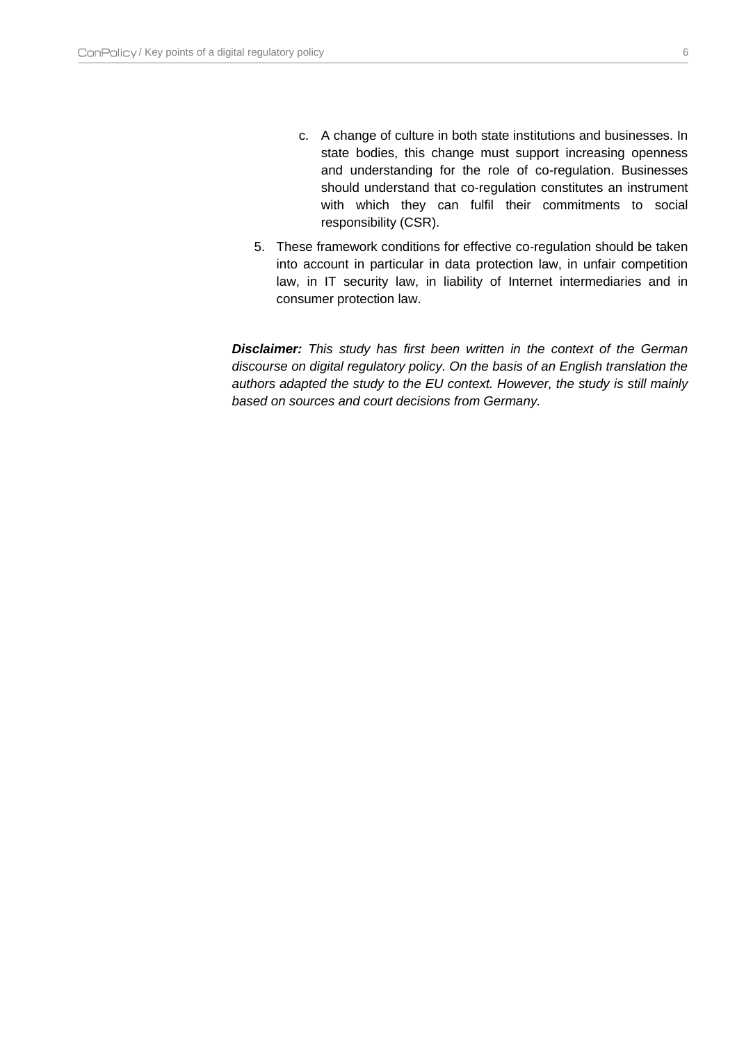c. A change of culture in both state institutions and businesses. In state bodies, this change must support increasing openness and understanding for the role of co-regulation. Businesses should understand that co-regulation constitutes an instrument with which they can fulfil their commitments to social responsibility (CSR).

5. These framework conditions for effective co-regulation should be taken into account in particular in data protection law, in unfair competition law, in IT security law, in liability of Internet intermediaries and in consumer protection law.

***Disclaimer:*** *This study has first been written in the context of the German discourse on digital regulatory policy. On the basis of an English translation the authors adapted the study to the EU context. However, the study is still mainly based on sources and court decisions from Germany.*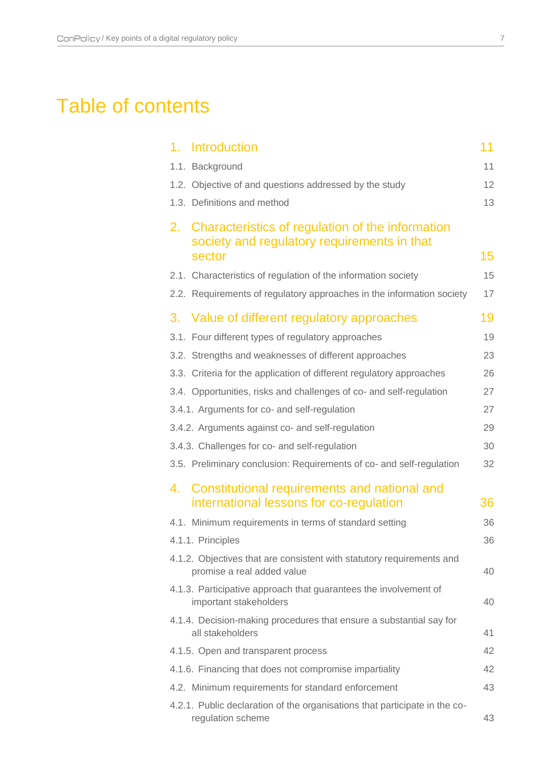# Table of contents

| | |
|---|---|
| **1. Introduction** | **11** |
| 1.1. Background | 11 |
| 1.2. Objective of and questions addressed by the study | 12 |
| 1.3. Definitions and method | 13 |
| **2. Characteristics of regulation of the information society and regulatory requirements in that sector** | **15** |
| 2.1. Characteristics of regulation of the information society | 15 |
| 2.2. Requirements of regulatory approaches in the information society | 17 |
| **3. Value of different regulatory approaches** | **19** |
| 3.1. Four different types of regulatory approaches | 19 |
| 3.2. Strengths and weaknesses of different approaches | 23 |
| 3.3. Criteria for the application of different regulatory approaches | 26 |
| 3.4. Opportunities, risks and challenges of co- and self-regulation | 27 |
| 3.4.1. Arguments for co- and self-regulation | 27 |
| 3.4.2. Arguments against co- and self-regulation | 29 |
| 3.4.3. Challenges for co- and self-regulation | 30 |
| 3.5. Preliminary conclusion: Requirements of co- and self-regulation | 32 |
| **4. Constitutional requirements and national and international lessons for co-regulation** | **36** |
| 4.1. Minimum requirements in terms of standard setting | 36 |
| 4.1.1. Principles | 36 |
| 4.1.2. Objectives that are consistent with statutory requirements and promise a real added value | 40 |
| 4.1.3. Participative approach that guarantees the involvement of important stakeholders | 40 |
| 4.1.4. Decision-making procedures that ensure a substantial say for all stakeholders | 41 |
| 4.1.5. Open and transparent process | 42 |
| 4.1.6. Financing that does not compromise impartiality | 42 |
| 4.2. Minimum requirements for standard enforcement | 43 |
| 4.2.1. Public declaration of the organisations that participate in the co-regulation scheme | 43 |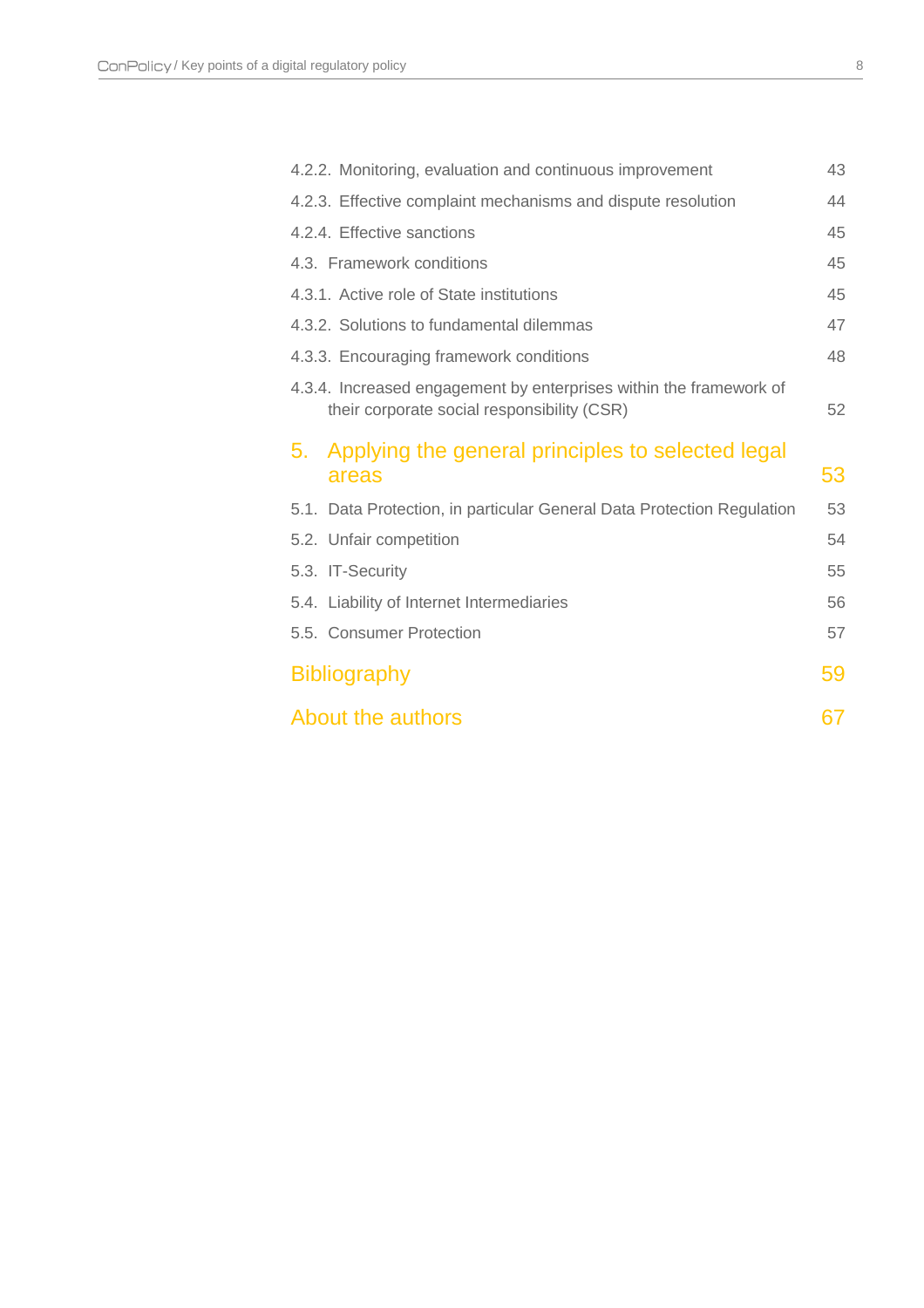4.2.2. Monitoring, evaluation and continuous improvement 43

4.2.3. Effective complaint mechanisms and dispute resolution 44

4.2.4. Effective sanctions 45

4.3. Framework conditions 45

4.3.1. Active role of State institutions 45

4.3.2. Solutions to fundamental dilemmas 47

4.3.3. Encouraging framework conditions 48

4.3.4. Increased engagement by enterprises within the framework of their corporate social responsibility (CSR) 52

5. Applying the general principles to selected legal areas 53

5.1. Data Protection, in particular General Data Protection Regulation 53

5.2. Unfair competition 54

5.3. IT-Security 55

5.4. Liability of Internet Intermediaries 56

5.5. Consumer Protection 57

Bibliography 59

About the authors 67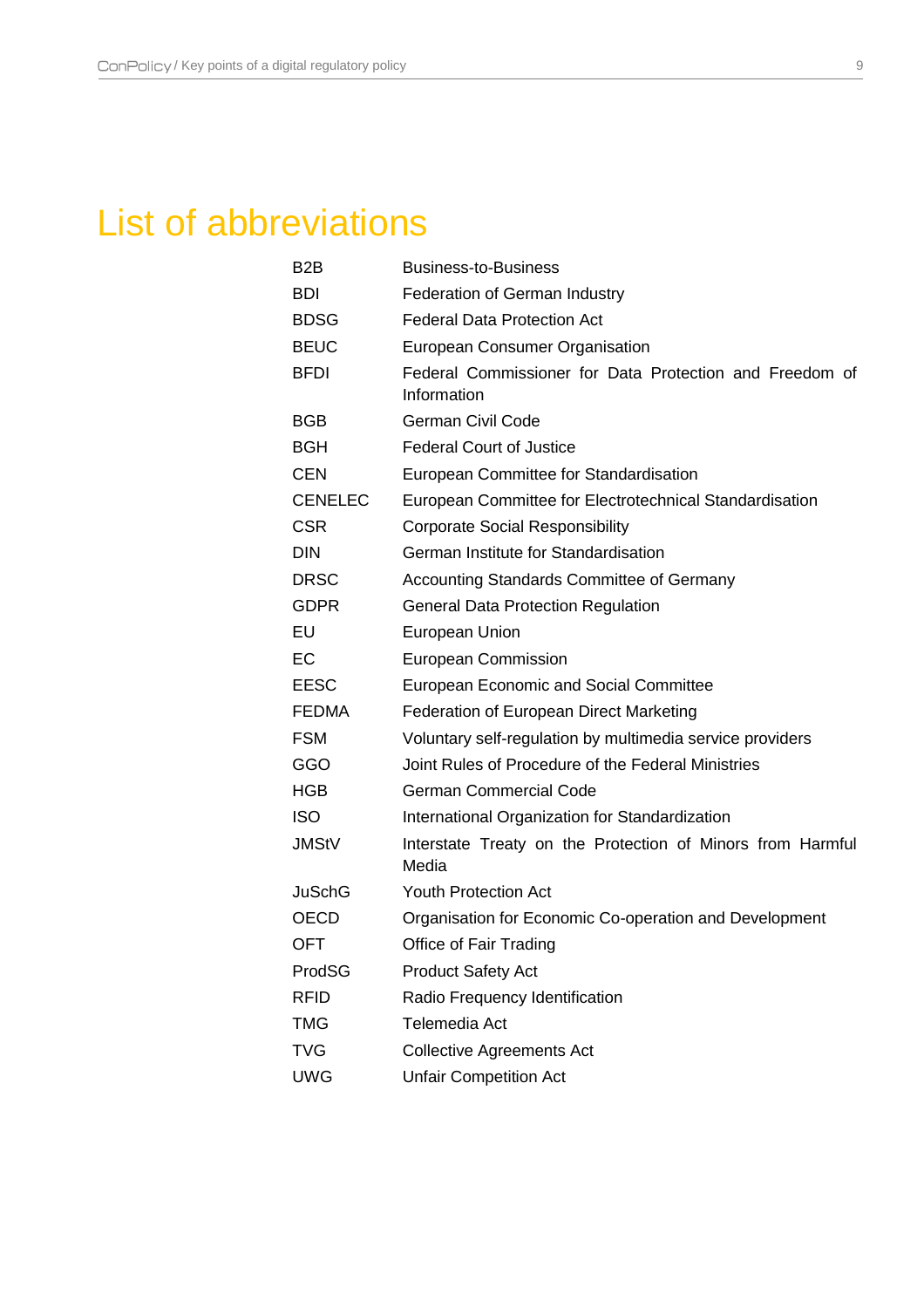# List of abbreviations

| | |
|---|---|
| B2B | Business-to-Business |
| BDI | Federation of German Industry |
| BDSG | Federal Data Protection Act |
| BEUC | European Consumer Organisation |
| BFDI | Federal Commissioner for Data Protection and Freedom of Information |
| BGB | German Civil Code |
| BGH | Federal Court of Justice |
| CEN | European Committee for Standardisation |
| CENELEC | European Committee for Electrotechnical Standardisation |
| CSR | Corporate Social Responsibility |
| DIN | German Institute for Standardisation |
| DRSC | Accounting Standards Committee of Germany |
| GDPR | General Data Protection Regulation |
| EU | European Union |
| EC | European Commission |
| EESC | European Economic and Social Committee |
| FEDMA | Federation of European Direct Marketing |
| FSM | Voluntary self-regulation by multimedia service providers |
| GGO | Joint Rules of Procedure of the Federal Ministries |
| HGB | German Commercial Code |
| ISO | International Organization for Standardization |
| JMStV | Interstate Treaty on the Protection of Minors from Harmful Media |
| JuSchG | Youth Protection Act |
| OECD | Organisation for Economic Co-operation and Development |
| OFT | Office of Fair Trading |
| ProdSG | Product Safety Act |
| RFID | Radio Frequency Identification |
| TMG | Telemedia Act |
| TVG | Collective Agreements Act |
| UWG | Unfair Competition Act |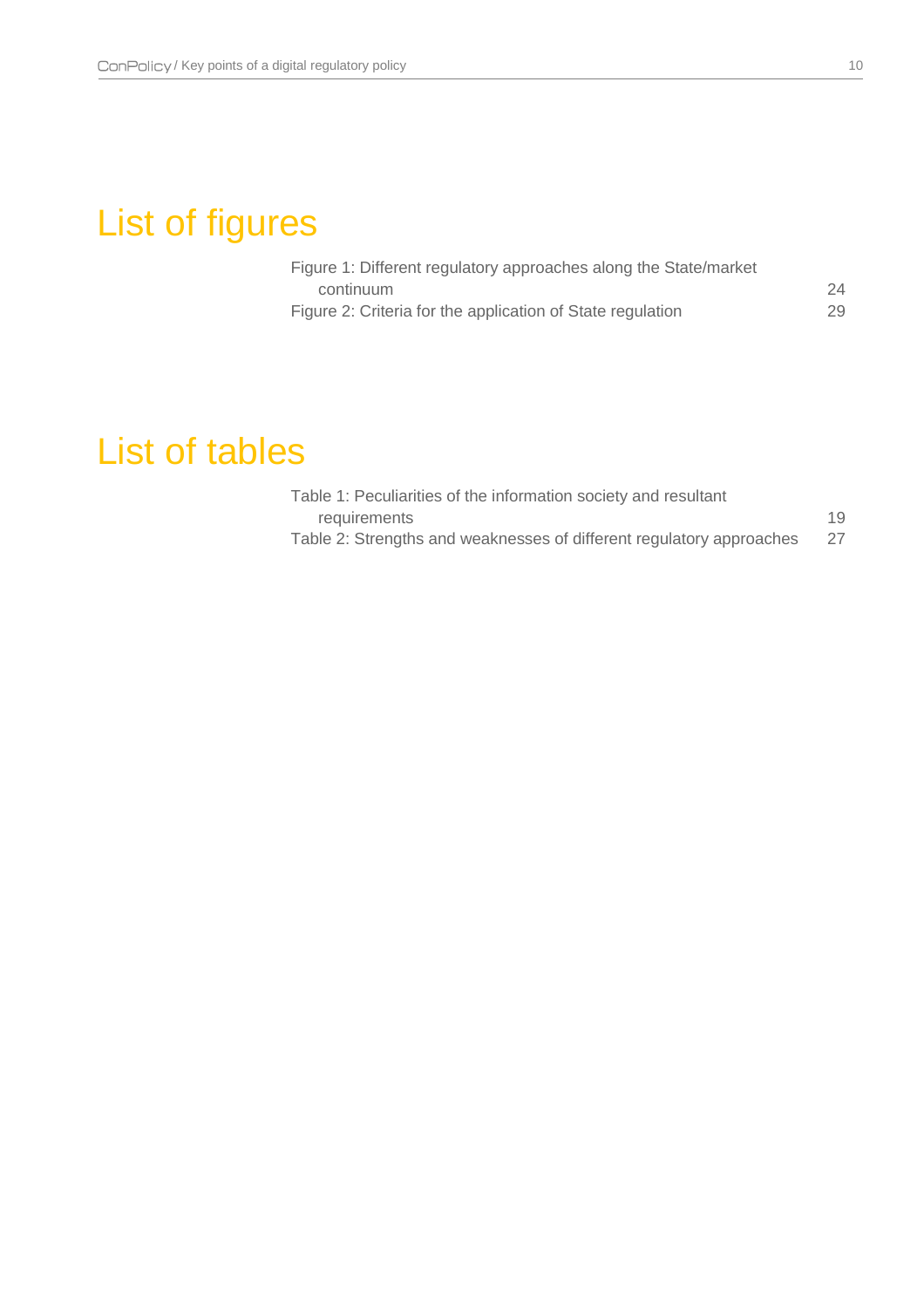# List of figures

Figure 1: Different regulatory approaches along the State/market continuum 24

Figure 2: Criteria for the application of State regulation 29

# List of tables

Table 1: Peculiarities of the information society and resultant requirements 19

Table 2: Strengths and weaknesses of different regulatory approaches 27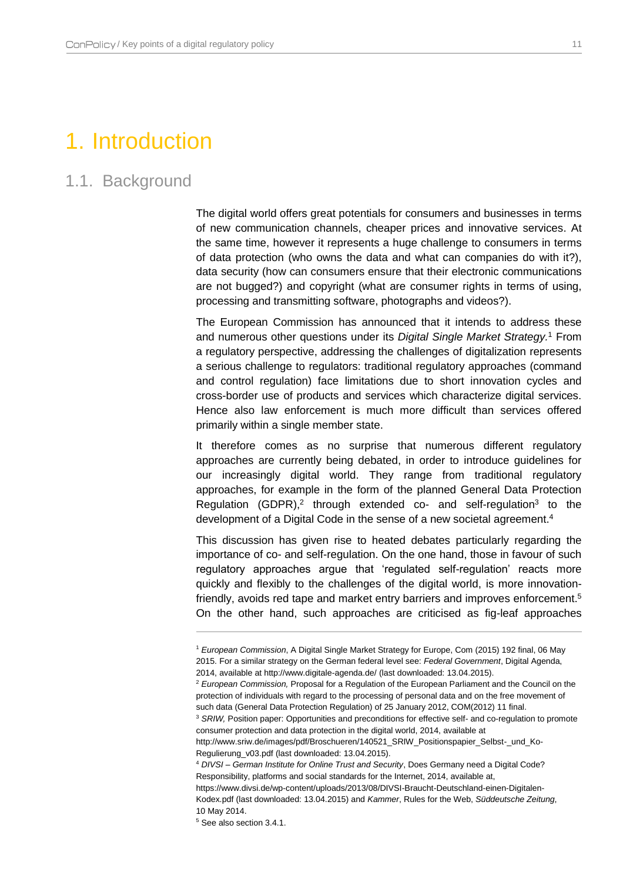# 1. Introduction

## 1.1. Background

The digital world offers great potentials for consumers and businesses in terms of new communication channels, cheaper prices and innovative services. At the same time, however it represents a huge challenge to consumers in terms of data protection (who owns the data and what can companies do with it?), data security (how can consumers ensure that their electronic communications are not bugged?) and copyright (what are consumer rights in terms of using, processing and transmitting software, photographs and videos?).

The European Commission has announced that it intends to address these and numerous other questions under its *Digital Single Market Strategy.*[1] From a regulatory perspective, addressing the challenges of digitalization represents a serious challenge to regulators: traditional regulatory approaches (command and control regulation) face limitations due to short innovation cycles and cross-border use of products and services which characterize digital services. Hence also law enforcement is much more difficult than services offered primarily within a single member state.

It therefore comes as no surprise that numerous different regulatory approaches are currently being debated, in order to introduce guidelines for our increasingly digital world. They range from traditional regulatory approaches, for example in the form of the planned General Data Protection Regulation (GDPR),[2] through extended co- and self-regulation[3] to the development of a Digital Code in the sense of a new societal agreement.[4]

This discussion has given rise to heated debates particularly regarding the importance of co- and self-regulation. On the one hand, those in favour of such regulatory approaches argue that 'regulated self-regulation' reacts more quickly and flexibly to the challenges of the digital world, is more innovation-friendly, avoids red tape and market entry barriers and improves enforcement.[5] On the other hand, such approaches are criticised as fig-leaf approaches

---

[1] *European Commission*, A Digital Single Market Strategy for Europe, Com (2015) 192 final, 06 May 2015. For a similar strategy on the German federal level see: *Federal Government*, Digital Agenda, 2014, available at http://www.digitale-agenda.de/ (last downloaded: 13.04.2015).

[2] *European Commission,* Proposal for a Regulation of the European Parliament and the Council on the protection of individuals with regard to the processing of personal data and on the free movement of such data (General Data Protection Regulation) of 25 January 2012, COM(2012) 11 final.

[3] *SRIW,* Position paper: Opportunities and preconditions for effective self- and co-regulation to promote consumer protection and data protection in the digital world, 2014, available at http://www.sriw.de/images/pdf/Broschueren/140521_SRIW_Positionspapier_Selbst-_und_Ko-Regulierung_v03.pdf (last downloaded: 13.04.2015).

[4] *DIVSI – German Institute for Online Trust and Security*, Does Germany need a Digital Code? Responsibility, platforms and social standards for the Internet, 2014, available at, https://www.divsi.de/wp-content/uploads/2013/08/DIVSI-Braucht-Deutschland-einen-Digitalen-Kodex.pdf (last downloaded: 13.04.2015) and *Kammer*, Rules for the Web, *Süddeutsche Zeitung*, 10 May 2014.

[5] See also section 3.4.1.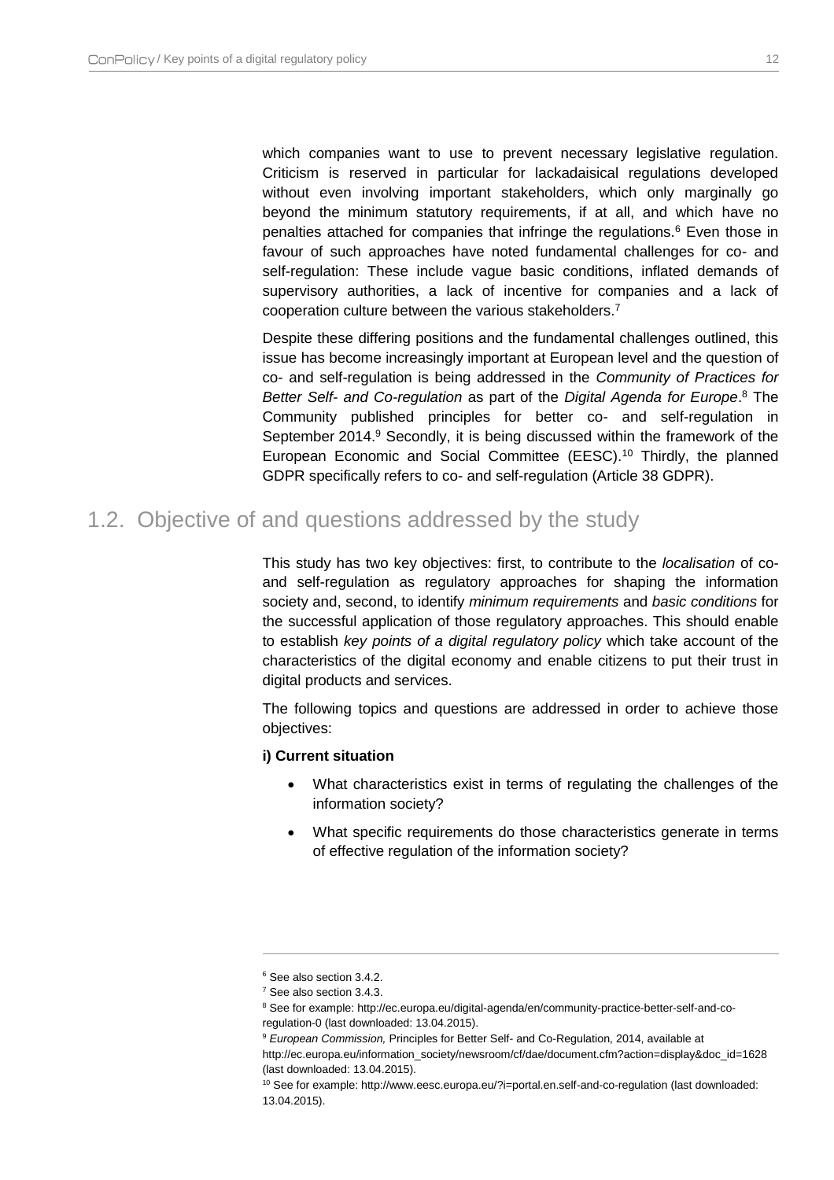which companies want to use to prevent necessary legislative regulation. Criticism is reserved in particular for lackadaisical regulations developed without even involving important stakeholders, which only marginally go beyond the minimum statutory requirements, if at all, and which have no penalties attached for companies that infringe the regulations.[6] Even those in favour of such approaches have noted fundamental challenges for co- and self-regulation: These include vague basic conditions, inflated demands of supervisory authorities, a lack of incentive for companies and a lack of cooperation culture between the various stakeholders.[7]

Despite these differing positions and the fundamental challenges outlined, this issue has become increasingly important at European level and the question of co- and self-regulation is being addressed in the *Community of Practices for Better Self- and Co-regulation* as part of the *Digital Agenda for Europe*.[8] The Community published principles for better co- and self-regulation in September 2014.[9] Secondly, it is being discussed within the framework of the European Economic and Social Committee (EESC).[10] Thirdly, the planned GDPR specifically refers to co- and self-regulation (Article 38 GDPR).

## 1.2. Objective of and questions addressed by the study

This study has two key objectives: first, to contribute to the *localisation* of co- and self-regulation as regulatory approaches for shaping the information society and, second, to identify *minimum requirements* and *basic conditions* for the successful application of those regulatory approaches. This should enable to establish *key points of a digital regulatory policy* which take account of the characteristics of the digital economy and enable citizens to put their trust in digital products and services.

The following topics and questions are addressed in order to achieve those objectives:

**i) Current situation**

- What characteristics exist in terms of regulating the challenges of the information society?
- What specific requirements do those characteristics generate in terms of effective regulation of the information society?

---

[6] See also section 3.4.2.

[7] See also section 3.4.3.

[8] See for example: http://ec.europa.eu/digital-agenda/en/community-practice-better-self-and-co-regulation-0 (last downloaded: 13.04.2015).

[9] *European Commission,* Principles for Better Self- and Co-Regulation, 2014, available at http://ec.europa.eu/information_society/newsroom/cf/dae/document.cfm?action=display&doc_id=1628 (last downloaded: 13.04.2015).

[10] See for example: http://www.eesc.europa.eu/?i=portal.en.self-and-co-regulation (last downloaded: 13.04.2015).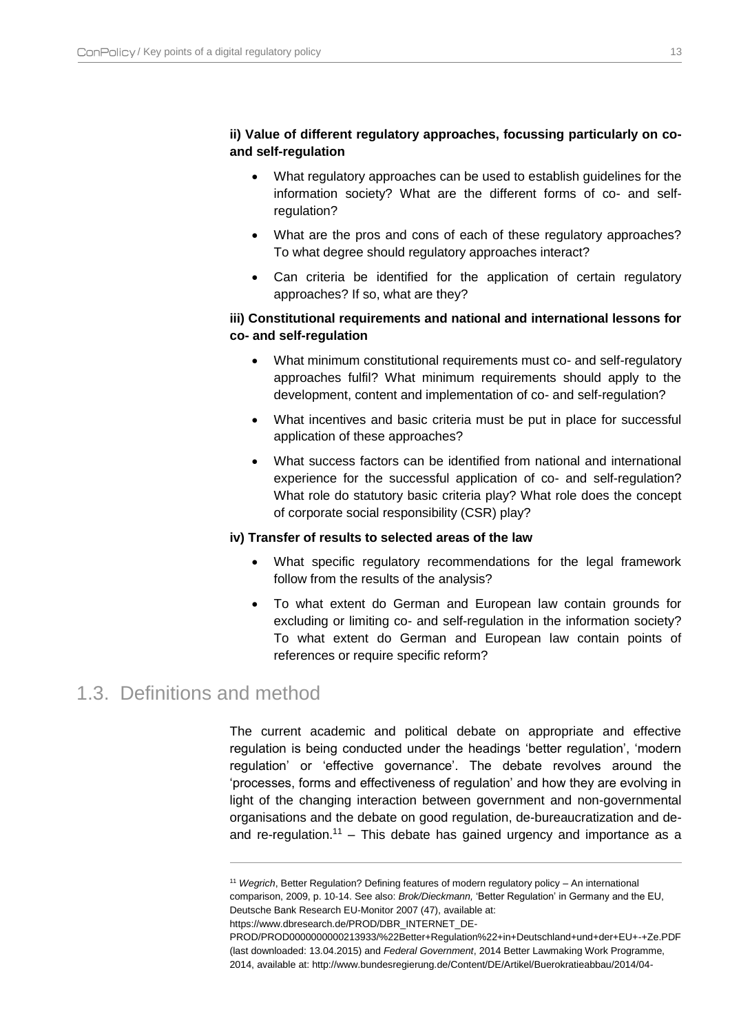**ii) Value of different regulatory approaches, focussing particularly on co- and self-regulation**

- What regulatory approaches can be used to establish guidelines for the information society? What are the different forms of co- and self-regulation?
- What are the pros and cons of each of these regulatory approaches? To what degree should regulatory approaches interact?
- Can criteria be identified for the application of certain regulatory approaches? If so, what are they?

**iii) Constitutional requirements and national and international lessons for co- and self-regulation**

- What minimum constitutional requirements must co- and self-regulatory approaches fulfil? What minimum requirements should apply to the development, content and implementation of co- and self-regulation?
- What incentives and basic criteria must be put in place for successful application of these approaches?
- What success factors can be identified from national and international experience for the successful application of co- and self-regulation? What role do statutory basic criteria play? What role does the concept of corporate social responsibility (CSR) play?

**iv) Transfer of results to selected areas of the law**

- What specific regulatory recommendations for the legal framework follow from the results of the analysis?
- To what extent do German and European law contain grounds for excluding or limiting co- and self-regulation in the information society? To what extent do German and European law contain points of references or require specific reform?

## 1.3. Definitions and method

The current academic and political debate on appropriate and effective regulation is being conducted under the headings 'better regulation', 'modern regulation' or 'effective governance'. The debate revolves around the 'processes, forms and effectiveness of regulation' and how they are evolving in light of the changing interaction between government and non-governmental organisations and the debate on good regulation, de-bureaucratization and de- and re-regulation.[11] – This debate has gained urgency and importance as a

---

[11] *Wegrich*, Better Regulation? Defining features of modern regulatory policy – An international comparison, 2009, p. 10-14. See also: *Brok/Dieckmann,* 'Better Regulation' in Germany and the EU, Deutsche Bank Research EU-Monitor 2007 (47), available at: https://www.dbresearch.de/PROD/DBR_INTERNET_DE-PROD/PROD0000000000213933/%22Better+Regulation%22+in+Deutschland+und+der+EU+-+Ze.PDF (last downloaded: 13.04.2015) and *Federal Government*, 2014 Better Lawmaking Work Programme, 2014, available at: http://www.bundesregierung.de/Content/DE/Artikel/Buerokratieabbau/2014/04-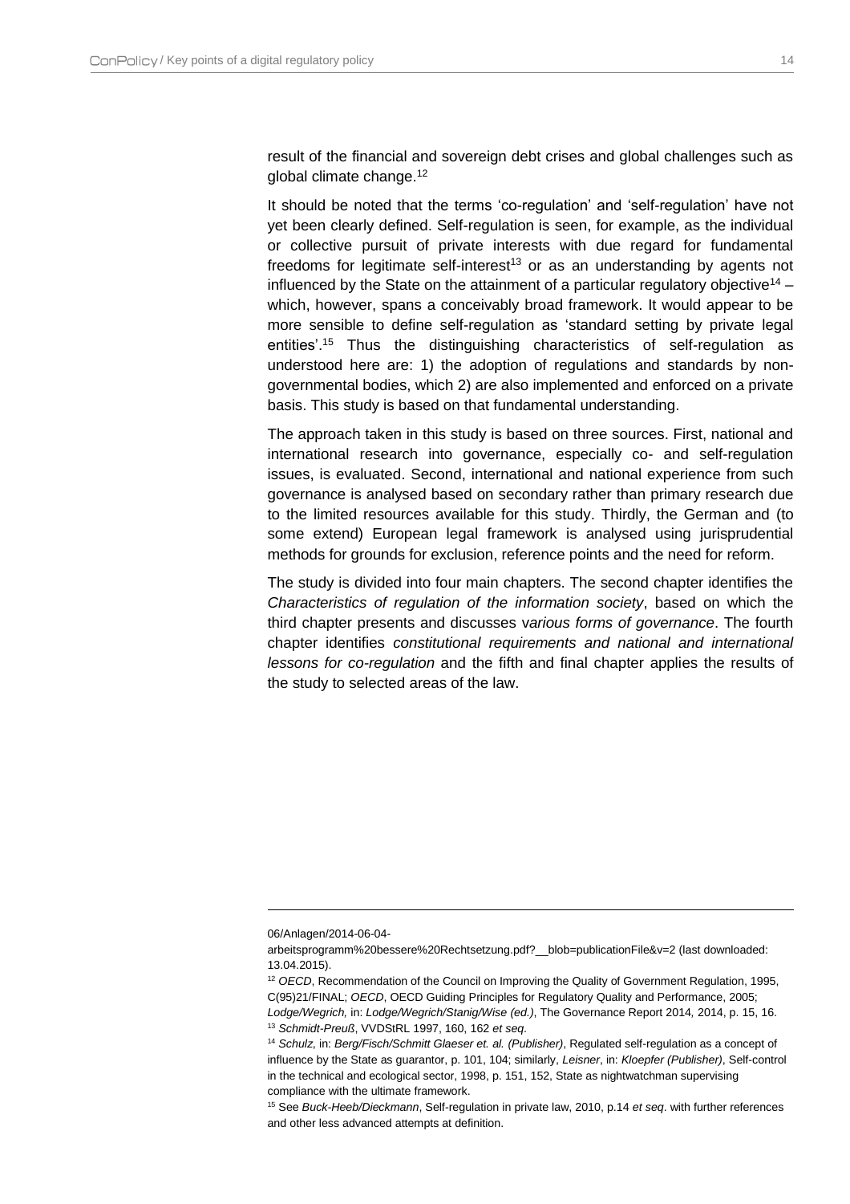result of the financial and sovereign debt crises and global challenges such as global climate change.[12]

It should be noted that the terms 'co-regulation' and 'self-regulation' have not yet been clearly defined. Self-regulation is seen, for example, as the individual or collective pursuit of private interests with due regard for fundamental freedoms for legitimate self-interest[13] or as an understanding by agents not influenced by the State on the attainment of a particular regulatory objective[14] – which, however, spans a conceivably broad framework. It would appear to be more sensible to define self-regulation as 'standard setting by private legal entities'.[15] Thus the distinguishing characteristics of self-regulation as understood here are: 1) the adoption of regulations and standards by non-governmental bodies, which 2) are also implemented and enforced on a private basis. This study is based on that fundamental understanding.

The approach taken in this study is based on three sources. First, national and international research into governance, especially co- and self-regulation issues, is evaluated. Second, international and national experience from such governance is analysed based on secondary rather than primary research due to the limited resources available for this study. Thirdly, the German and (to some extend) European legal framework is analysed using jurisprudential methods for grounds for exclusion, reference points and the need for reform.

The study is divided into four main chapters. The second chapter identifies the *Characteristics of regulation of the information society*, based on which the third chapter presents and discusses v*arious forms of governance*. The fourth chapter identifies *constitutional requirements and national and international lessons for co-regulation* and the fifth and final chapter applies the results of the study to selected areas of the law.

---

06/Anlagen/2014-06-04-arbeitsprogramm%20bessere%20Rechtsetzung.pdf?__blob=publicationFile&v=2 (last downloaded: 13.04.2015).

[12] *OECD*, Recommendation of the Council on Improving the Quality of Government Regulation, 1995, C(95)21/FINAL; *OECD*, OECD Guiding Principles for Regulatory Quality and Performance, 2005; *Lodge/Wegrich,* in: *Lodge/Wegrich/Stanig/Wise (ed.)*, The Governance Report 2014, 2014, p. 15, 16.

[13] *Schmidt-Preuß*, VVDStRL 1997, 160, 162 *et seq*.

[14] *Schulz*, in: *Berg/Fisch/Schmitt Glaeser et. al. (Publisher)*, Regulated self-regulation as a concept of influence by the State as guarantor, p. 101, 104; similarly, *Leisner*, in: *Kloepfer (Publisher)*, Self-control in the technical and ecological sector, 1998, p. 151, 152, State as nightwatchman supervising compliance with the ultimate framework.

[15] See *Buck-Heeb/Dieckmann*, Self-regulation in private law, 2010, p.14 *et seq*. with further references and other less advanced attempts at definition.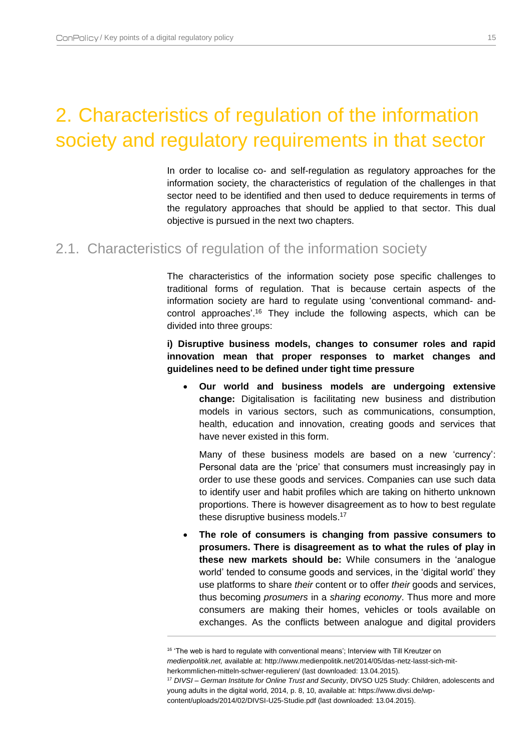# 2. Characteristics of regulation of the information society and regulatory requirements in that sector

In order to localise co- and self-regulation as regulatory approaches for the information society, the characteristics of regulation of the challenges in that sector need to be identified and then used to deduce requirements in terms of the regulatory approaches that should be applied to that sector. This dual objective is pursued in the next two chapters.

## 2.1. Characteristics of regulation of the information society

The characteristics of the information society pose specific challenges to traditional forms of regulation. That is because certain aspects of the information society are hard to regulate using 'conventional command- and-control approaches'.[16] They include the following aspects, which can be divided into three groups:

**i) Disruptive business models, changes to consumer roles and rapid innovation mean that proper responses to market changes and guidelines need to be defined under tight time pressure**

- **Our world and business models are undergoing extensive change:** Digitalisation is facilitating new business and distribution models in various sectors, such as communications, consumption, health, education and innovation, creating goods and services that have never existed in this form.

  Many of these business models are based on a new 'currency': Personal data are the 'price' that consumers must increasingly pay in order to use these goods and services. Companies can use such data to identify user and habit profiles which are taking on hitherto unknown proportions. There is however disagreement as to how to best regulate these disruptive business models.[17]

- **The role of consumers is changing from passive consumers to prosumers. There is disagreement as to what the rules of play in these new markets should be:** While consumers in the 'analogue world' tended to consume goods and services, in the 'digital world' they use platforms to share *their* content or to offer *their* goods and services, thus becoming *prosumers* in a *sharing economy*. Thus more and more consumers are making their homes, vehicles or tools available on exchanges. As the conflicts between analogue and digital providers

---

[16] 'The web is hard to regulate with conventional means'; Interview with Till Kreutzer on *medienpolitik.net,* available at: http://www.medienpolitik.net/2014/05/das-netz-lasst-sich-mit-herkommlichen-mitteln-schwer-regulieren/ (last downloaded: 13.04.2015).

[17] *DIVSI – German Institute for Online Trust and Security*, DIVSO U25 Study: Children, adolescents and young adults in the digital world, 2014, p. 8, 10, available at: https://www.divsi.de/wp-content/uploads/2014/02/DIVSI-U25-Studie.pdf (last downloaded: 13.04.2015).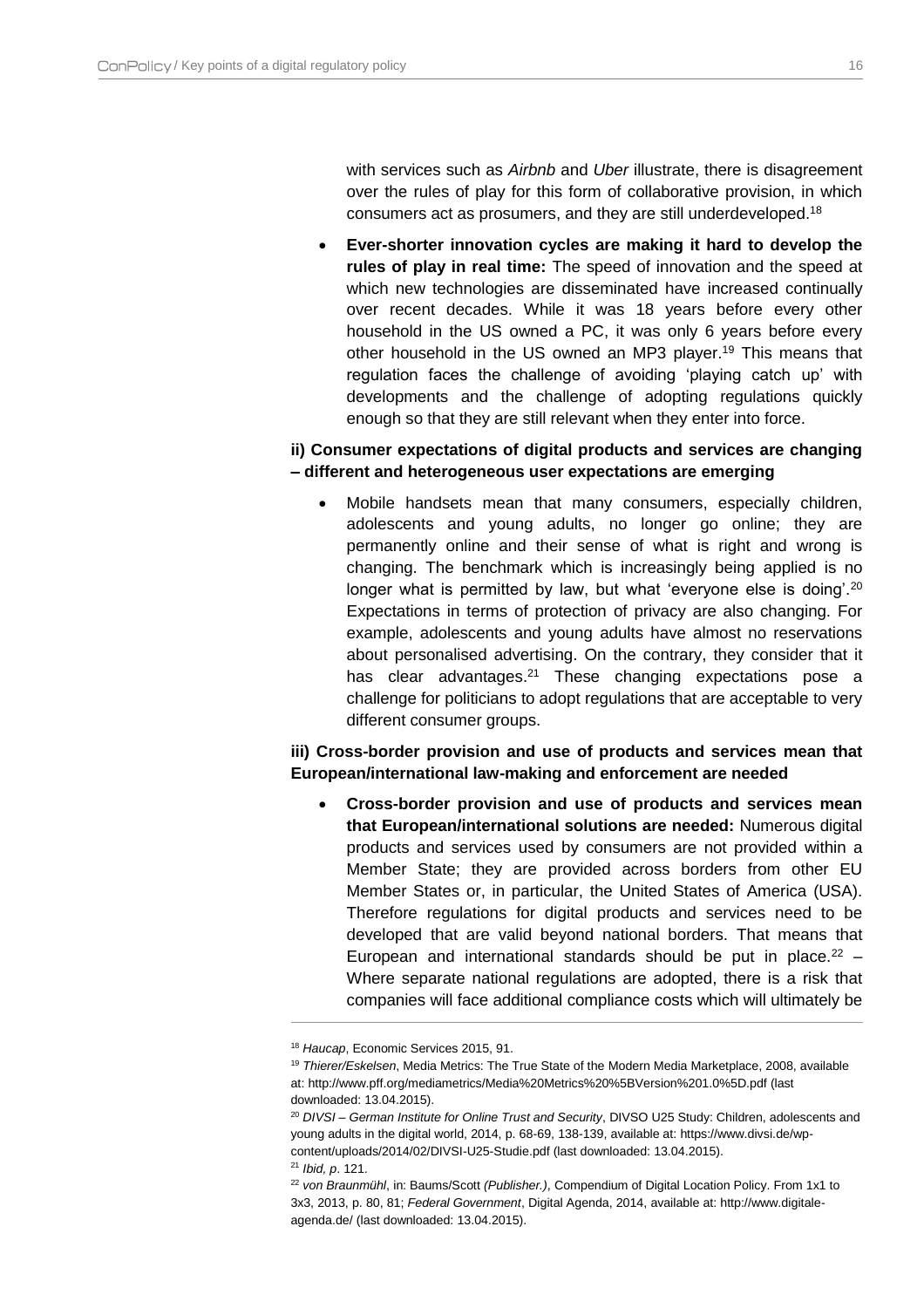with services such as *Airbnb* and *Uber* illustrate, there is disagreement over the rules of play for this form of collaborative provision, in which consumers act as prosumers, and they are still underdeveloped.[18]

- **Ever-shorter innovation cycles are making it hard to develop the rules of play in real time:** The speed of innovation and the speed at which new technologies are disseminated have increased continually over recent decades. While it was 18 years before every other household in the US owned a PC, it was only 6 years before every other household in the US owned an MP3 player.[19] This means that regulation faces the challenge of avoiding 'playing catch up' with developments and the challenge of adopting regulations quickly enough so that they are still relevant when they enter into force.

**ii) Consumer expectations of digital products and services are changing – different and heterogeneous user expectations are emerging**

- Mobile handsets mean that many consumers, especially children, adolescents and young adults, no longer go online; they are permanently online and their sense of what is right and wrong is changing. The benchmark which is increasingly being applied is no longer what is permitted by law, but what 'everyone else is doing'.[20] Expectations in terms of protection of privacy are also changing. For example, adolescents and young adults have almost no reservations about personalised advertising. On the contrary, they consider that it has clear advantages.[21] These changing expectations pose a challenge for politicians to adopt regulations that are acceptable to very different consumer groups.

**iii) Cross-border provision and use of products and services mean that European/international law-making and enforcement are needed**

- **Cross-border provision and use of products and services mean that European/international solutions are needed:** Numerous digital products and services used by consumers are not provided within a Member State; they are provided across borders from other EU Member States or, in particular, the United States of America (USA). Therefore regulations for digital products and services need to be developed that are valid beyond national borders. That means that European and international standards should be put in place.[22] – Where separate national regulations are adopted, there is a risk that companies will face additional compliance costs which will ultimately be

---

[18] *Haucap*, Economic Services 2015, 91.

[19] *Thierer/Eskelsen*, Media Metrics: The True State of the Modern Media Marketplace, 2008, available at: http://www.pff.org/mediametrics/Media%20Metrics%20%5BVersion%201.0%5D.pdf (last downloaded: 13.04.2015).

[20] *DIVSI – German Institute for Online Trust and Security*, DIVSO U25 Study: Children, adolescents and young adults in the digital world, 2014, p. 68-69, 138-139, available at: https://www.divsi.de/wp-content/uploads/2014/02/DIVSI-U25-Studie.pdf (last downloaded: 13.04.2015).

[21] *Ibid, p*. 121.

[22] *von Braunmühl*, in: Baums/Scott *(Publisher.)*, Compendium of Digital Location Policy. From 1x1 to 3x3, 2013, p. 80, 81; *Federal Government*, Digital Agenda, 2014, available at: http://www.digitale-agenda.de/ (last downloaded: 13.04.2015).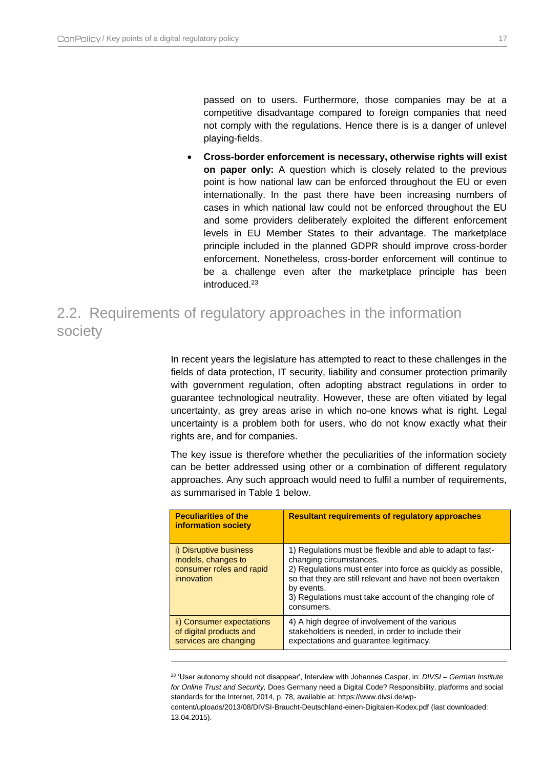passed on to users. Furthermore, those companies may be at a competitive disadvantage compared to foreign companies that need not comply with the regulations. Hence there is is a danger of unlevel playing-fields.

- **Cross-border enforcement is necessary, otherwise rights will exist on paper only:** A question which is closely related to the previous point is how national law can be enforced throughout the EU or even internationally. In the past there have been increasing numbers of cases in which national law could not be enforced throughout the EU and some providers deliberately exploited the different enforcement levels in EU Member States to their advantage. The marketplace principle included in the planned GDPR should improve cross-border enforcement. Nonetheless, cross-border enforcement will continue to be a challenge even after the marketplace principle has been introduced.[23]

## 2.2. Requirements of regulatory approaches in the information society

In recent years the legislature has attempted to react to these challenges in the fields of data protection, IT security, liability and consumer protection primarily with government regulation, often adopting abstract regulations in order to guarantee technological neutrality. However, these are often vitiated by legal uncertainty, as grey areas arise in which no-one knows what is right. Legal uncertainty is a problem both for users, who do not know exactly what their rights are, and for companies.

The key issue is therefore whether the peculiarities of the information society can be better addressed using other or a combination of different regulatory approaches. Any such approach would need to fulfil a number of requirements, as summarised in Table 1 below.

| Peculiarities of the information society | Resultant requirements of regulatory approaches |
| --- | --- |
| i) Disruptive business models, changes to consumer roles and rapid innovation | 1) Regulations must be flexible and able to adapt to fast-changing circumstances.<br>2) Regulations must enter into force as quickly as possible, so that they are still relevant and have not been overtaken by events.<br>3) Regulations must take account of the changing role of consumers. |
| ii) Consumer expectations of digital products and services are changing | 4) A high degree of involvement of the various stakeholders is needed, in order to include their expectations and guarantee legitimacy. |

[23] 'User autonomy should not disappear', Interview with Johannes Caspar, in: *DIVSI – German Institute for Online Trust and Security,* Does Germany need a Digital Code? Responsibility, platforms and social standards for the Internet, 2014, p. 78, available at: https://www.divsi.de/wp-content/uploads/2013/08/DIVSI-Braucht-Deutschland-einen-Digitalen-Kodex.pdf (last downloaded: 13.04.2015).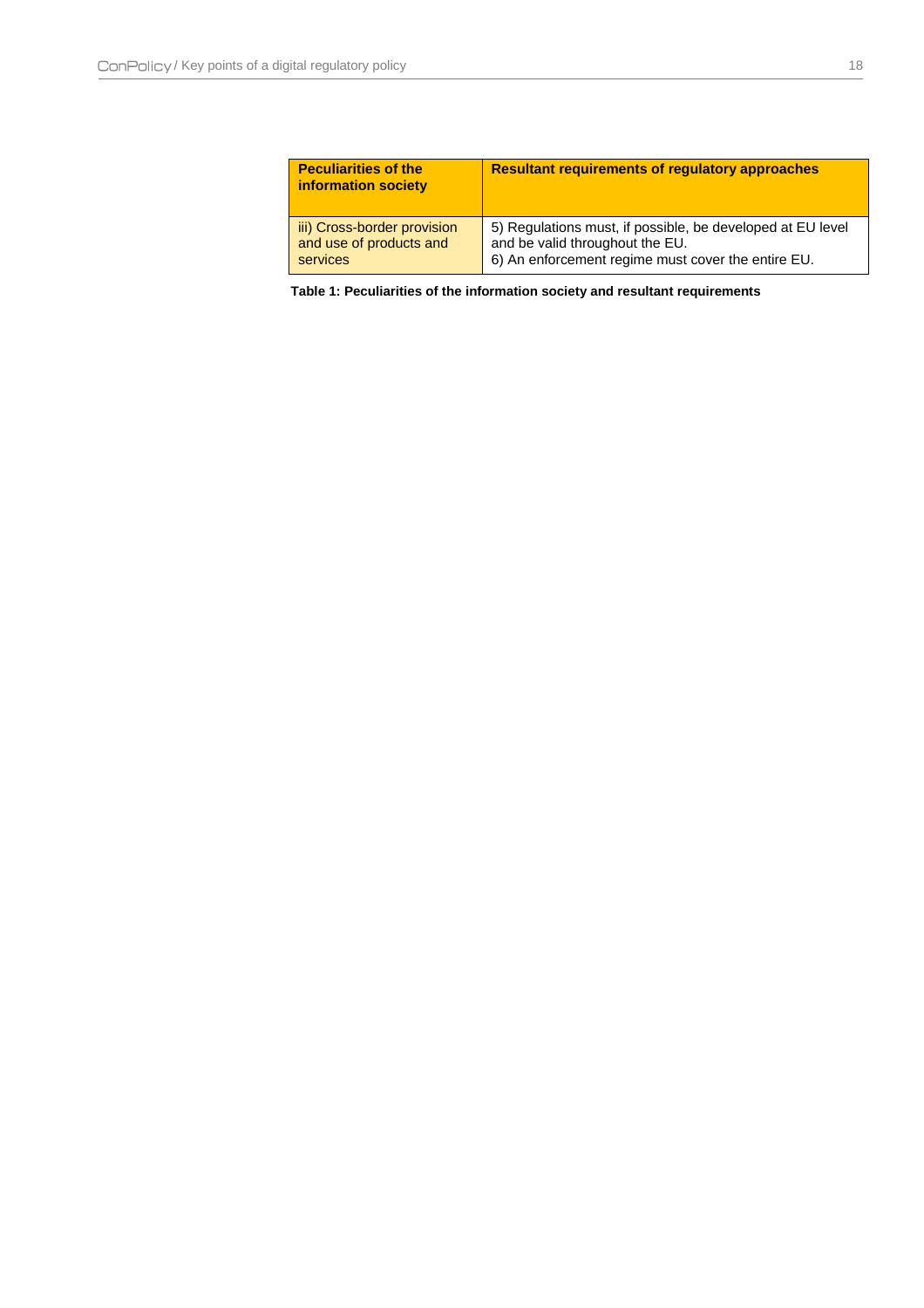| Peculiarities of the information society | Resultant requirements of regulatory approaches |
|---|---|
| iii) Cross-border provision and use of products and services | 5) Regulations must, if possible, be developed at EU level and be valid throughout the EU.<br>6) An enforcement regime must cover the entire EU. |

**Table 1: Peculiarities of the information society and resultant requirements**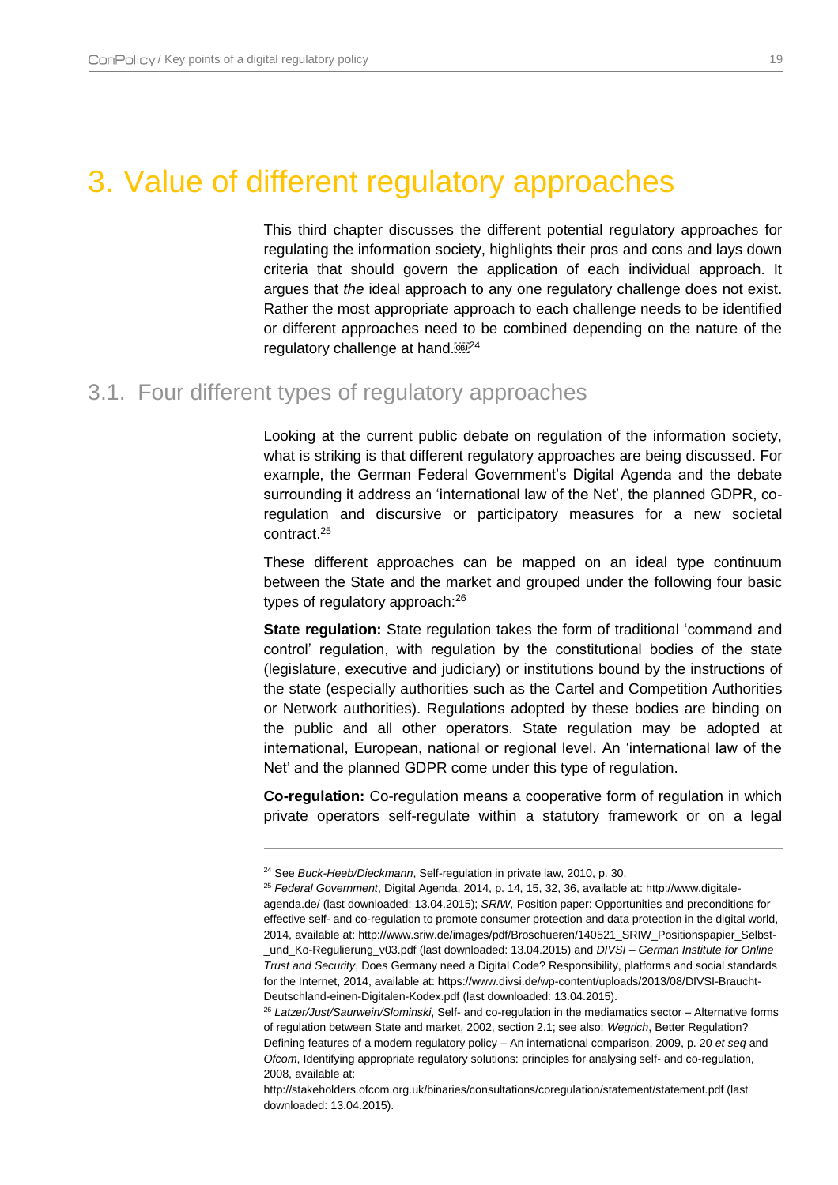# 3. Value of different regulatory approaches

This third chapter discusses the different potential regulatory approaches for regulating the information society, highlights their pros and cons and lays down criteria that should govern the application of each individual approach. It argues that *the* ideal approach to any one regulatory challenge does not exist. Rather the most appropriate approach to each challenge needs to be identified or different approaches need to be combined depending on the nature of the regulatory challenge at hand.[24]

## 3.1. Four different types of regulatory approaches

Looking at the current public debate on regulation of the information society, what is striking is that different regulatory approaches are being discussed. For example, the German Federal Government's Digital Agenda and the debate surrounding it address an 'international law of the Net', the planned GDPR, co-regulation and discursive or participatory measures for a new societal contract.[25]

These different approaches can be mapped on an ideal type continuum between the State and the market and grouped under the following four basic types of regulatory approach:[26]

**State regulation:** State regulation takes the form of traditional 'command and control' regulation, with regulation by the constitutional bodies of the state (legislature, executive and judiciary) or institutions bound by the instructions of the state (especially authorities such as the Cartel and Competition Authorities or Network authorities). Regulations adopted by these bodies are binding on the public and all other operators. State regulation may be adopted at international, European, national or regional level. An 'international law of the Net' and the planned GDPR come under this type of regulation.

**Co-regulation:** Co-regulation means a cooperative form of regulation in which private operators self-regulate within a statutory framework or on a legal

---

[24] See *Buck-Heeb/Dieckmann*, Self-regulation in private law, 2010, p. 30.

[25] *Federal Government*, Digital Agenda, 2014, p. 14, 15, 32, 36, available at: http://www.digitale-agenda.de/ (last downloaded: 13.04.2015); *SRIW,* Position paper: Opportunities and preconditions for effective self- and co-regulation to promote consumer protection and data protection in the digital world, 2014, available at: http://www.sriw.de/images/pdf/Broschueren/140521_SRIW_Positionspapier_Selbst-_und_Ko-Regulierung_v03.pdf (last downloaded: 13.04.2015) and *DIVSI – German Institute for Online Trust and Security*, Does Germany need a Digital Code? Responsibility, platforms and social standards for the Internet, 2014, available at: https://www.divsi.de/wp-content/uploads/2013/08/DIVSI-Braucht-Deutschland-einen-Digitalen-Kodex.pdf (last downloaded: 13.04.2015).

[26] *Latzer/Just/Saurwein/Slominski*, Self- and co-regulation in the mediamatics sector – Alternative forms of regulation between State and market, 2002, section 2.1; see also: *Wegrich*, Better Regulation? Defining features of a modern regulatory policy – An international comparison, 2009, p. 20 *et seq* and *Ofcom*, Identifying appropriate regulatory solutions: principles for analysing self- and co-regulation, 2008, available at: http://stakeholders.ofcom.org.uk/binaries/consultations/coregulation/statement/statement.pdf (last downloaded: 13.04.2015).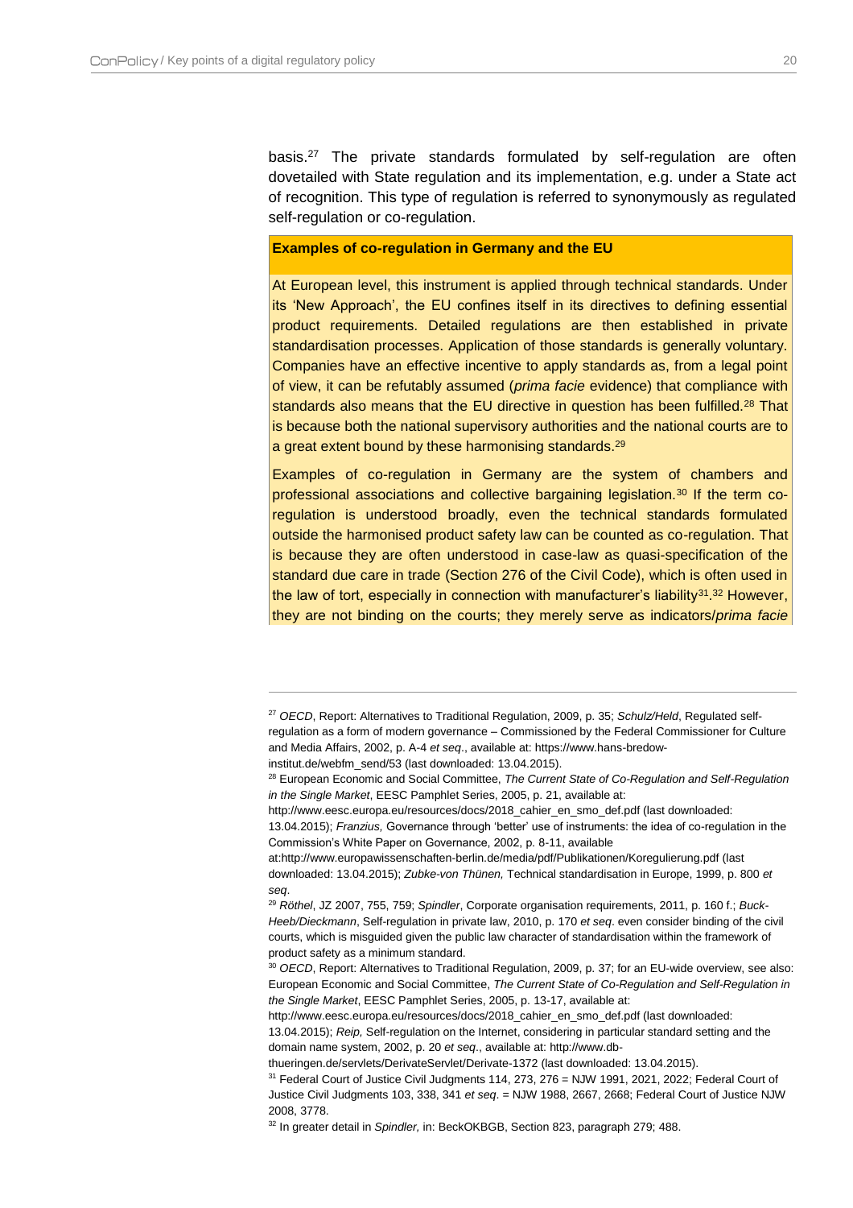basis.[27] The private standards formulated by self-regulation are often dovetailed with State regulation and its implementation, e.g. under a State act of recognition. This type of regulation is referred to synonymously as regulated self-regulation or co-regulation.

**Examples of co-regulation in Germany and the EU**

At European level, this instrument is applied through technical standards. Under its 'New Approach', the EU confines itself in its directives to defining essential product requirements. Detailed regulations are then established in private standardisation processes. Application of those standards is generally voluntary. Companies have an effective incentive to apply standards as, from a legal point of view, it can be refutably assumed (*prima facie* evidence) that compliance with standards also means that the EU directive in question has been fulfilled.[28] That is because both the national supervisory authorities and the national courts are to a great extent bound by these harmonising standards.[29]

Examples of co-regulation in Germany are the system of chambers and professional associations and collective bargaining legislation.[30] If the term co-regulation is understood broadly, even the technical standards formulated outside the harmonised product safety law can be counted as co-regulation. That is because they are often understood in case-law as quasi-specification of the standard due care in trade (Section 276 of the Civil Code), which is often used in the law of tort, especially in connection with manufacturer's liability[31].[32] However, they are not binding on the courts; they merely serve as indicators/*prima facie*

---

[27] *OECD*, Report: Alternatives to Traditional Regulation, 2009, p. 35; *Schulz/Held*, Regulated self-regulation as a form of modern governance – Commissioned by the Federal Commissioner for Culture and Media Affairs, 2002, p. A-4 *et seq*., available at: https://www.hans-bredow-institut.de/webfm_send/53 (last downloaded: 13.04.2015).

[28] European Economic and Social Committee, *The Current State of Co-Regulation and Self-Regulation in the Single Market*, EESC Pamphlet Series, 2005, p. 21, available at: http://www.eesc.europa.eu/resources/docs/2018_cahier_en_smo_def.pdf (last downloaded: 13.04.2015); *Franzius,* Governance through 'better' use of instruments: the idea of co-regulation in the Commission's White Paper on Governance, 2002, p. 8-11, available at:http://www.europawissenschaften-berlin.de/media/pdf/Publikationen/Koregulierung.pdf (last downloaded: 13.04.2015); *Zubke-von Thünen,* Technical standardisation in Europe, 1999, p. 800 *et seq*.

[29] *Röthel*, JZ 2007, 755, 759; *Spindler*, Corporate organisation requirements, 2011, p. 160 f.; *Buck-Heeb/Dieckmann*, Self-regulation in private law, 2010, p. 170 *et seq*. even consider binding of the civil courts, which is misguided given the public law character of standardisation within the framework of product safety as a minimum standard.

[30] *OECD*, Report: Alternatives to Traditional Regulation, 2009, p. 37; for an EU-wide overview, see also: European Economic and Social Committee, *The Current State of Co-Regulation and Self-Regulation in the Single Market*, EESC Pamphlet Series, 2005, p. 13-17, available at: http://www.eesc.europa.eu/resources/docs/2018_cahier_en_smo_def.pdf (last downloaded: 13.04.2015); *Reip,* Self-regulation on the Internet, considering in particular standard setting and the domain name system, 2002, p. 20 *et seq*., available at: http://www.db-thueringen.de/servlets/DerivateServlet/Derivate-1372 (last downloaded: 13.04.2015).

[31] Federal Court of Justice Civil Judgments 114, 273, 276 = NJW 1991, 2021, 2022; Federal Court of Justice Civil Judgments 103, 338, 341 *et seq*. = NJW 1988, 2667, 2668; Federal Court of Justice NJW 2008, 3778.

[32] In greater detail in *Spindler,* in: BeckOKBGB, Section 823, paragraph 279; 488.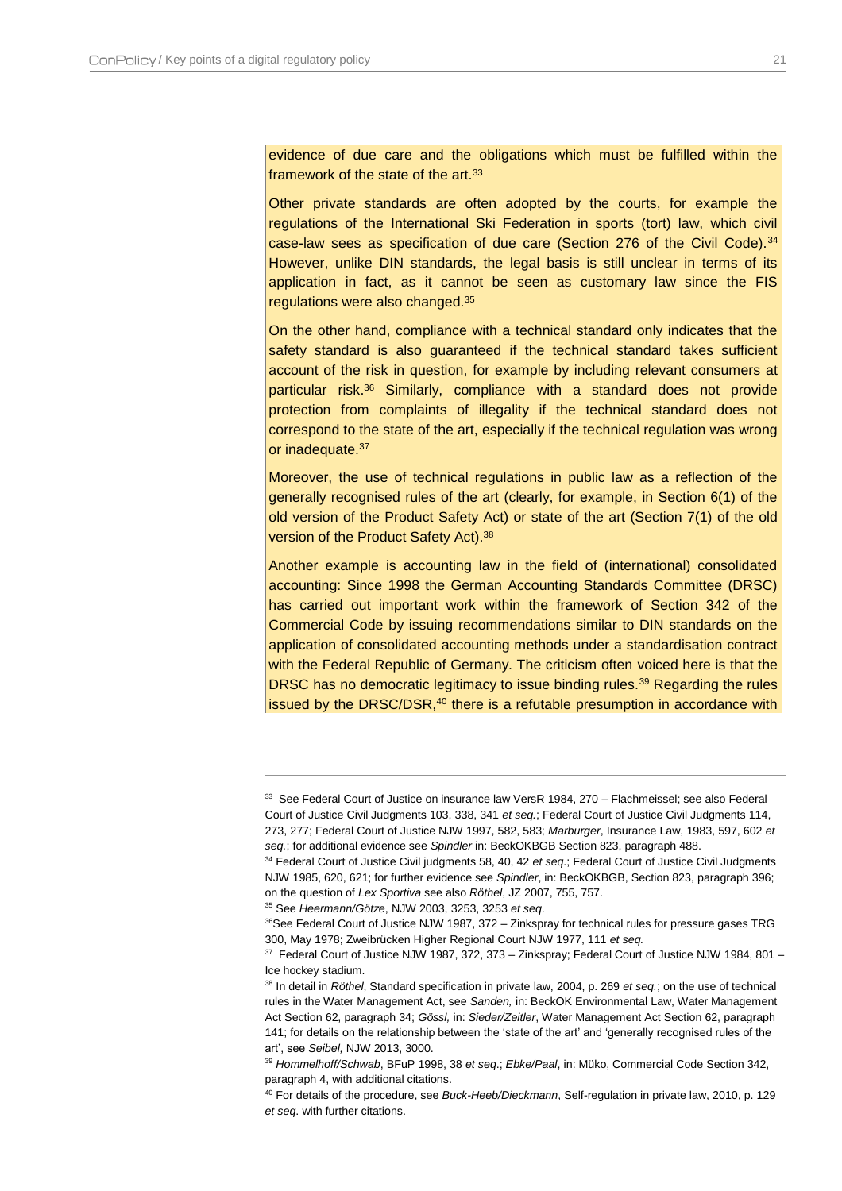evidence of due care and the obligations which must be fulfilled within the framework of the state of the art.[33]

Other private standards are often adopted by the courts, for example the regulations of the International Ski Federation in sports (tort) law, which civil case-law sees as specification of due care (Section 276 of the Civil Code).[34] However, unlike DIN standards, the legal basis is still unclear in terms of its application in fact, as it cannot be seen as customary law since the FIS regulations were also changed.[35]

On the other hand, compliance with a technical standard only indicates that the safety standard is also guaranteed if the technical standard takes sufficient account of the risk in question, for example by including relevant consumers at particular risk.[36] Similarly, compliance with a standard does not provide protection from complaints of illegality if the technical standard does not correspond to the state of the art, especially if the technical regulation was wrong or inadequate.[37]

Moreover, the use of technical regulations in public law as a reflection of the generally recognised rules of the art (clearly, for example, in Section 6(1) of the old version of the Product Safety Act) or state of the art (Section 7(1) of the old version of the Product Safety Act).[38]

Another example is accounting law in the field of (international) consolidated accounting: Since 1998 the German Accounting Standards Committee (DRSC) has carried out important work within the framework of Section 342 of the Commercial Code by issuing recommendations similar to DIN standards on the application of consolidated accounting methods under a standardisation contract with the Federal Republic of Germany. The criticism often voiced here is that the DRSC has no democratic legitimacy to issue binding rules.[39] Regarding the rules issued by the DRSC/DSR,[40] there is a refutable presumption in accordance with

---

[33] See Federal Court of Justice on insurance law VersR 1984, 270 – Flachmeissel; see also Federal Court of Justice Civil Judgments 103, 338, 341 *et seq.*; Federal Court of Justice Civil Judgments 114, 273, 277; Federal Court of Justice NJW 1997, 582, 583; *Marburger*, Insurance Law, 1983, 597, 602 *et seq.*; for additional evidence see *Spindler* in: BeckOKBGB Section 823, paragraph 488.

[34] Federal Court of Justice Civil judgments 58, 40, 42 *et seq.*; Federal Court of Justice Civil Judgments NJW 1985, 620, 621; for further evidence see *Spindler*, in: BeckOKBGB, Section 823, paragraph 396; on the question of *Lex Sportiva* see also *Röthel*, JZ 2007, 755, 757.

[35] See *Heermann/Götze*, NJW 2003, 3253, 3253 *et seq*.

[36] See Federal Court of Justice NJW 1987, 372 – Zinkspray for technical rules for pressure gases TRG 300, May 1978; Zweibrücken Higher Regional Court NJW 1977, 111 *et seq.*

[37] Federal Court of Justice NJW 1987, 372, 373 – Zinkspray; Federal Court of Justice NJW 1984, 801 – Ice hockey stadium.

[38] In detail in *Röthel*, Standard specification in private law, 2004, p. 269 *et seq.*; on the use of technical rules in the Water Management Act, see *Sanden,* in: BeckOK Environmental Law, Water Management Act Section 62, paragraph 34; *Gössl,* in: *Sieder/Zeitler*, Water Management Act Section 62, paragraph 141; for details on the relationship between the 'state of the art' and 'generally recognised rules of the art', see *Seibel,* NJW 2013, 3000.

[39] *Hommelhoff/Schwab*, BFuP 1998, 38 *et seq*.; *Ebke/Paal*, in: Müko, Commercial Code Section 342, paragraph 4, with additional citations.

[40] For details of the procedure, see *Buck-Heeb/Dieckmann*, Self-regulation in private law, 2010, p. 129 *et seq*. with further citations.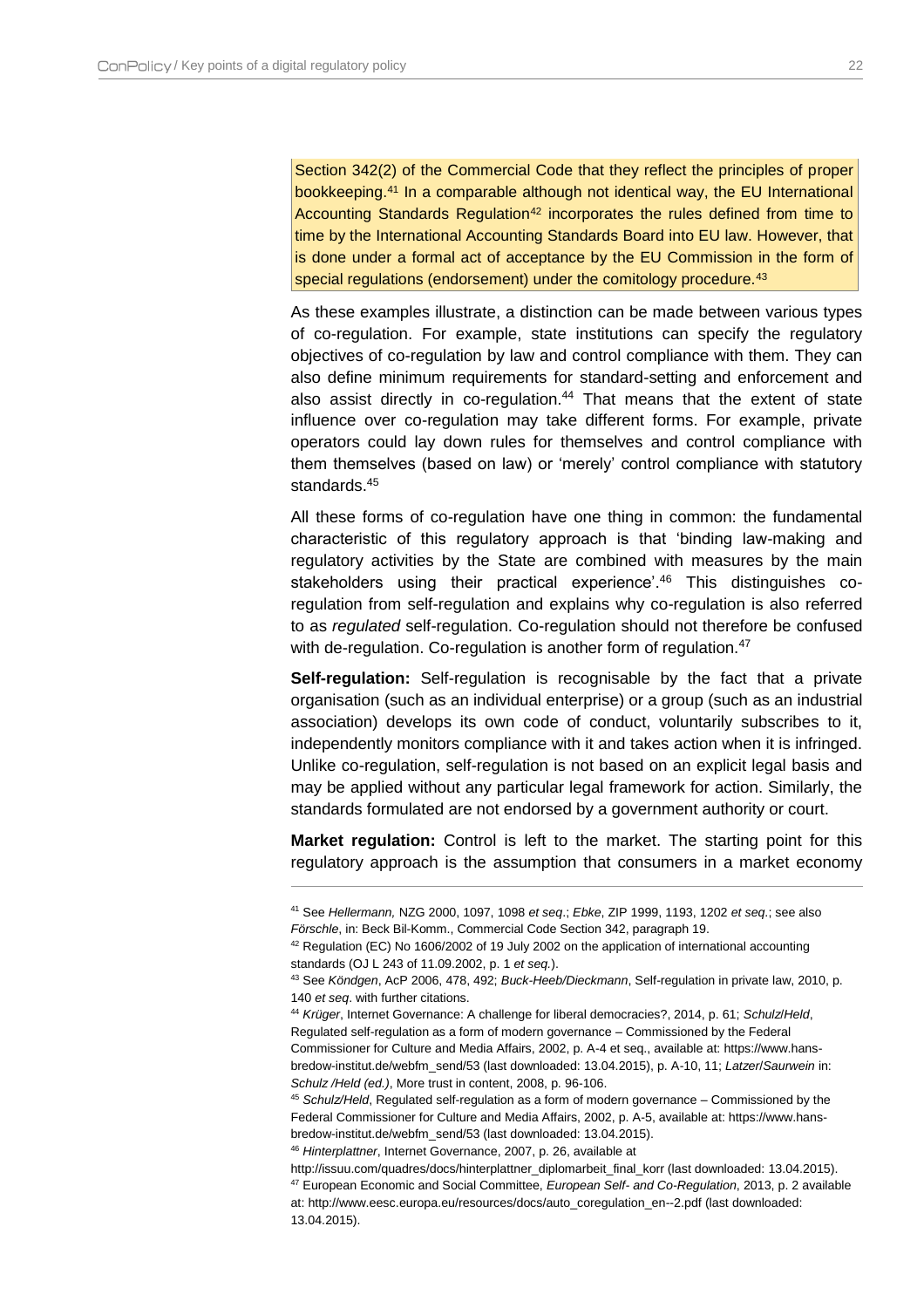Section 342(2) of the Commercial Code that they reflect the principles of proper bookkeeping.[41] In a comparable although not identical way, the EU International Accounting Standards Regulation[42] incorporates the rules defined from time to time by the International Accounting Standards Board into EU law. However, that is done under a formal act of acceptance by the EU Commission in the form of special regulations (endorsement) under the comitology procedure.[43]

As these examples illustrate, a distinction can be made between various types of co-regulation. For example, state institutions can specify the regulatory objectives of co-regulation by law and control compliance with them. They can also define minimum requirements for standard-setting and enforcement and also assist directly in co-regulation.[44] That means that the extent of state influence over co-regulation may take different forms. For example, private operators could lay down rules for themselves and control compliance with them themselves (based on law) or 'merely' control compliance with statutory standards.[45]

All these forms of co-regulation have one thing in common: the fundamental characteristic of this regulatory approach is that 'binding law-making and regulatory activities by the State are combined with measures by the main stakeholders using their practical experience'.[46] This distinguishes co-regulation from self-regulation and explains why co-regulation is also referred to as *regulated* self-regulation. Co-regulation should not therefore be confused with de-regulation. Co-regulation is another form of regulation.[47]

**Self-regulation:** Self-regulation is recognisable by the fact that a private organisation (such as an individual enterprise) or a group (such as an industrial association) develops its own code of conduct, voluntarily subscribes to it, independently monitors compliance with it and takes action when it is infringed. Unlike co-regulation, self-regulation is not based on an explicit legal basis and may be applied without any particular legal framework for action. Similarly, the standards formulated are not endorsed by a government authority or court.

**Market regulation:** Control is left to the market. The starting point for this regulatory approach is the assumption that consumers in a market economy

---

[41] See *Hellermann,* NZG 2000, 1097, 1098 *et seq*.; *Ebke*, ZIP 1999, 1193, 1202 *et seq.*; see also *Förschle*, in: Beck Bil-Komm., Commercial Code Section 342, paragraph 19.

[42] Regulation (EC) No 1606/2002 of 19 July 2002 on the application of international accounting standards (OJ L 243 of 11.09.2002, p. 1 *et seq.*).

[43] See *Köndgen*, AcP 2006, 478, 492; *Buck-Heeb/Dieckmann*, Self-regulation in private law, 2010, p. 140 *et seq*. with further citations.

[44] *Krüger*, Internet Governance: A challenge for liberal democracies?, 2014, p. 61; *Schulz*/*Held*, Regulated self-regulation as a form of modern governance – Commissioned by the Federal Commissioner for Culture and Media Affairs, 2002, p. A-4 et seq., available at: https://www.hans-bredow-institut.de/webfm_send/53 (last downloaded: 13.04.2015), p. A-10, 11; *Latzer*/*Saurwein* in: *Schulz /Held (ed.)*, More trust in content, 2008, p. 96-106.

[45] *Schulz/Held*, Regulated self-regulation as a form of modern governance – Commissioned by the Federal Commissioner for Culture and Media Affairs, 2002, p. A-5, available at: https://www.hans-bredow-institut.de/webfm_send/53 (last downloaded: 13.04.2015).

[46] *Hinterplattner*, Internet Governance, 2007, p. 26, available at http://issuu.com/quadres/docs/hinterplattner_diplomarbeit_final_korr (last downloaded: 13.04.2015).

[47] European Economic and Social Committee, *European Self- and Co-Regulation*, 2013, p. 2 available at: http://www.eesc.europa.eu/resources/docs/auto_coregulation_en--2.pdf (last downloaded: 13.04.2015).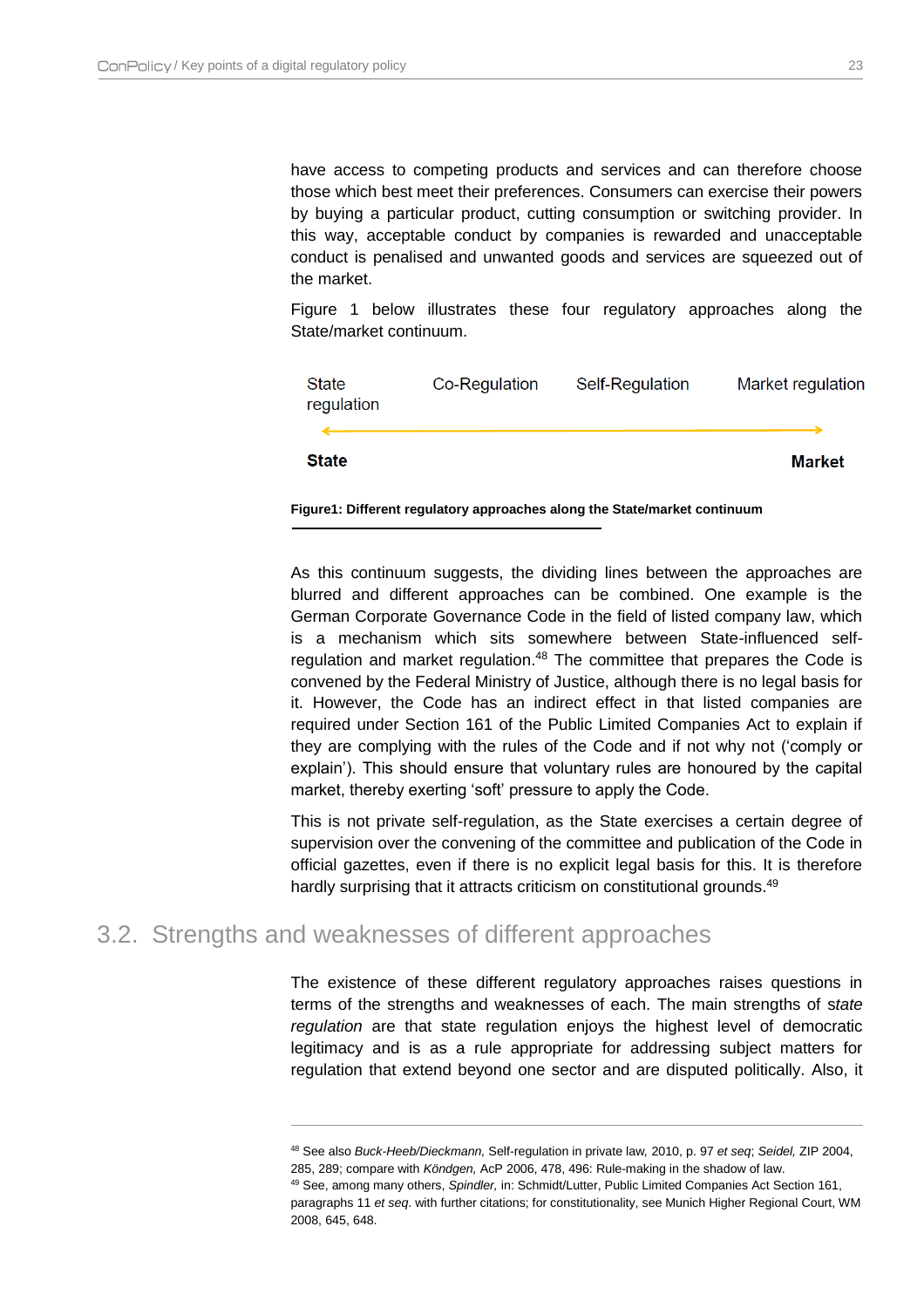have access to competing products and services and can therefore choose those which best meet their preferences. Consumers can exercise their powers by buying a particular product, cutting consumption or switching provider. In this way, acceptable conduct by companies is rewarded and unacceptable conduct is penalised and unwanted goods and services are squeezed out of the market.

Figure 1 below illustrates these four regulatory approaches along the State/market continuum.

| State regulation | Co-Regulation | Self-Regulation | Market regulation |
|---|---|---|---|
| **State** ← | | | → **Market** |

**Figure1: Different regulatory approaches along the State/market continuum**

As this continuum suggests, the dividing lines between the approaches are blurred and different approaches can be combined. One example is the German Corporate Governance Code in the field of listed company law, which is a mechanism which sits somewhere between State-influenced self-regulation and market regulation.[48] The committee that prepares the Code is convened by the Federal Ministry of Justice, although there is no legal basis for it. However, the Code has an indirect effect in that listed companies are required under Section 161 of the Public Limited Companies Act to explain if they are complying with the rules of the Code and if not why not ('comply or explain'). This should ensure that voluntary rules are honoured by the capital market, thereby exerting 'soft' pressure to apply the Code.

This is not private self-regulation, as the State exercises a certain degree of supervision over the convening of the committee and publication of the Code in official gazettes, even if there is no explicit legal basis for this. It is therefore hardly surprising that it attracts criticism on constitutional grounds.[49]

## 3.2. Strengths and weaknesses of different approaches

The existence of these different regulatory approaches raises questions in terms of the strengths and weaknesses of each. The main strengths of *state regulation* are that state regulation enjoys the highest level of democratic legitimacy and is as a rule appropriate for addressing subject matters for regulation that extend beyond one sector and are disputed politically. Also, it

---

[48] See also *Buck-Heeb/Dieckmann,* Self-regulation in private law, 2010, p. 97 *et seq*; *Seidel,* ZIP 2004, 285, 289; compare with *Köndgen,* AcP 2006, 478, 496: Rule-making in the shadow of law.

[49] See, among many others, *Spindler,* in: Schmidt/Lutter, Public Limited Companies Act Section 161, paragraphs 11 *et seq*. with further citations; for constitutionality, see Munich Higher Regional Court, WM 2008, 645, 648.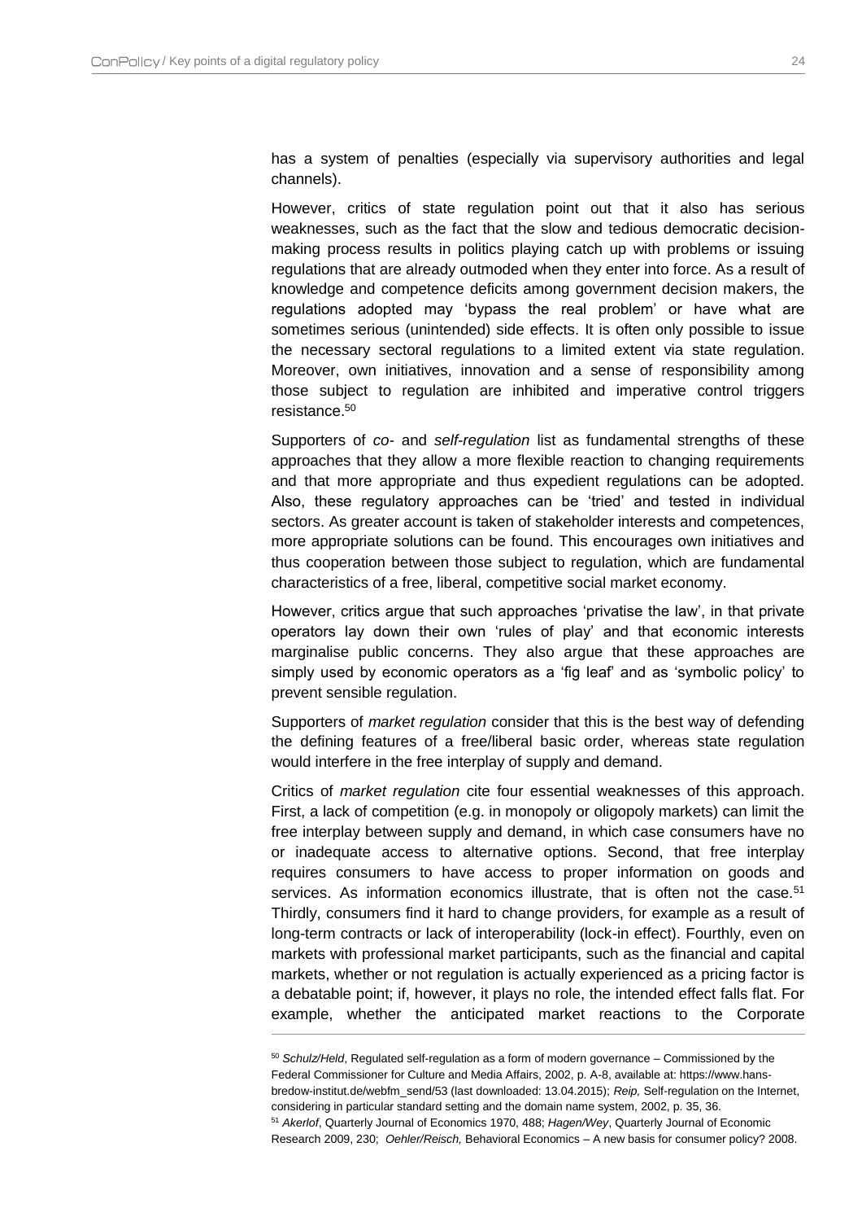has a system of penalties (especially via supervisory authorities and legal channels).

However, critics of state regulation point out that it also has serious weaknesses, such as the fact that the slow and tedious democratic decision-making process results in politics playing catch up with problems or issuing regulations that are already outmoded when they enter into force. As a result of knowledge and competence deficits among government decision makers, the regulations adopted may 'bypass the real problem' or have what are sometimes serious (unintended) side effects. It is often only possible to issue the necessary sectoral regulations to a limited extent via state regulation. Moreover, own initiatives, innovation and a sense of responsibility among those subject to regulation are inhibited and imperative control triggers resistance.[50]

Supporters of *co-* and *self-regulation* list as fundamental strengths of these approaches that they allow a more flexible reaction to changing requirements and that more appropriate and thus expedient regulations can be adopted. Also, these regulatory approaches can be 'tried' and tested in individual sectors. As greater account is taken of stakeholder interests and competences, more appropriate solutions can be found. This encourages own initiatives and thus cooperation between those subject to regulation, which are fundamental characteristics of a free, liberal, competitive social market economy.

However, critics argue that such approaches 'privatise the law', in that private operators lay down their own 'rules of play' and that economic interests marginalise public concerns. They also argue that these approaches are simply used by economic operators as a 'fig leaf' and as 'symbolic policy' to prevent sensible regulation.

Supporters of *market regulation* consider that this is the best way of defending the defining features of a free/liberal basic order, whereas state regulation would interfere in the free interplay of supply and demand.

Critics of *market regulation* cite four essential weaknesses of this approach. First, a lack of competition (e.g. in monopoly or oligopoly markets) can limit the free interplay between supply and demand, in which case consumers have no or inadequate access to alternative options. Second, that free interplay requires consumers to have access to proper information on goods and services. As information economics illustrate, that is often not the case.[51] Thirdly, consumers find it hard to change providers, for example as a result of long-term contracts or lack of interoperability (lock-in effect). Fourthly, even on markets with professional market participants, such as the financial and capital markets, whether or not regulation is actually experienced as a pricing factor is a debatable point; if, however, it plays no role, the intended effect falls flat. For example, whether the anticipated market reactions to the Corporate

---

[50] *Schulz/Held*, Regulated self-regulation as a form of modern governance – Commissioned by the Federal Commissioner for Culture and Media Affairs, 2002, p. A-8, available at: https://www.hans-bredow-institut.de/webfm_send/53 (last downloaded: 13.04.2015); *Reip,* Self-regulation on the Internet, considering in particular standard setting and the domain name system, 2002, p. 35, 36.

[51] *Akerlof*, Quarterly Journal of Economics 1970, 488; *Hagen/Wey*, Quarterly Journal of Economic Research 2009, 230; *Oehler/Reisch,* Behavioral Economics – A new basis for consumer policy? 2008.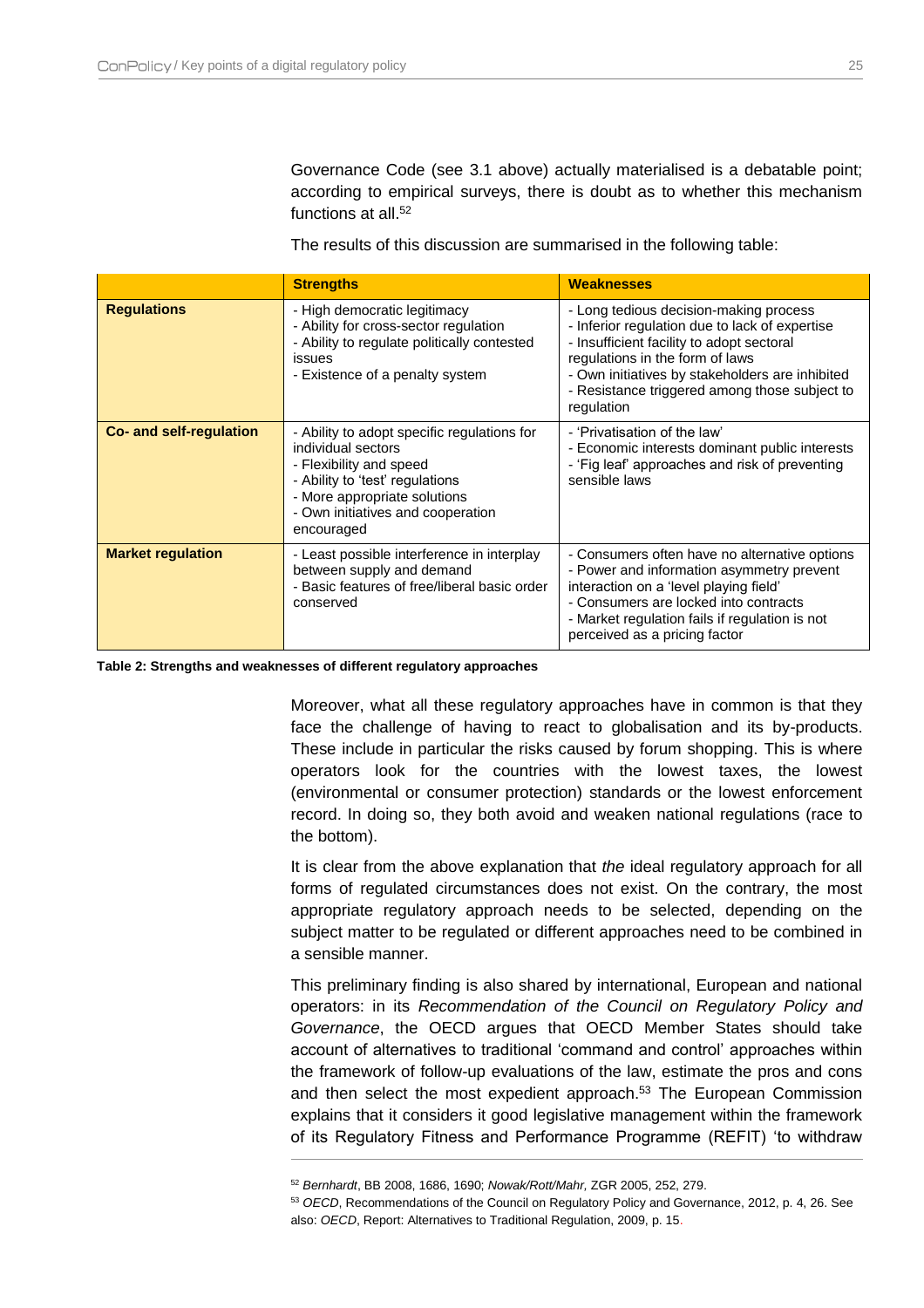Governance Code (see 3.1 above) actually materialised is a debatable point; according to empirical surveys, there is doubt as to whether this mechanism functions at all.[52]

The results of this discussion are summarised in the following table:

| | **Strengths** | **Weaknesses** |
|---|---|---|
| **Regulations** | - High democratic legitimacy<br>- Ability for cross-sector regulation<br>- Ability to regulate politically contested issues<br>- Existence of a penalty system | - Long tedious decision-making process<br>- Inferior regulation due to lack of expertise<br>- Insufficient facility to adopt sectoral regulations in the form of laws<br>- Own initiatives by stakeholders are inhibited<br>- Resistance triggered among those subject to regulation |
| **Co- and self-regulation** | - Ability to adopt specific regulations for individual sectors<br>- Flexibility and speed<br>- Ability to 'test' regulations<br>- More appropriate solutions<br>- Own initiatives and cooperation encouraged | - 'Privatisation of the law'<br>- Economic interests dominant public interests<br>- 'Fig leaf' approaches and risk of preventing sensible laws |
| **Market regulation** | - Least possible interference in interplay between supply and demand<br>- Basic features of free/liberal basic order conserved | - Consumers often have no alternative options<br>- Power and information asymmetry prevent interaction on a 'level playing field'<br>- Consumers are locked into contracts<br>- Market regulation fails if regulation is not perceived as a pricing factor |

**Table 2: Strengths and weaknesses of different regulatory approaches**

Moreover, what all these regulatory approaches have in common is that they face the challenge of having to react to globalisation and its by-products. These include in particular the risks caused by forum shopping. This is where operators look for the countries with the lowest taxes, the lowest (environmental or consumer protection) standards or the lowest enforcement record. In doing so, they both avoid and weaken national regulations (race to the bottom).

It is clear from the above explanation that *the* ideal regulatory approach for all forms of regulated circumstances does not exist. On the contrary, the most appropriate regulatory approach needs to be selected, depending on the subject matter to be regulated or different approaches need to be combined in a sensible manner.

This preliminary finding is also shared by international, European and national operators: in its *Recommendation of the Council on Regulatory Policy and Governance*, the OECD argues that OECD Member States should take account of alternatives to traditional 'command and control' approaches within the framework of follow-up evaluations of the law, estimate the pros and cons and then select the most expedient approach.[53] The European Commission explains that it considers it good legislative management within the framework of its Regulatory Fitness and Performance Programme (REFIT) 'to withdraw

---

[52] *Bernhardt*, BB 2008, 1686, 1690; *Nowak/Rott/Mahr,* ZGR 2005, 252, 279.

[53] *OECD*, Recommendations of the Council on Regulatory Policy and Governance, 2012, p. 4, 26. See also: *OECD*, Report: Alternatives to Traditional Regulation, 2009, p. 15.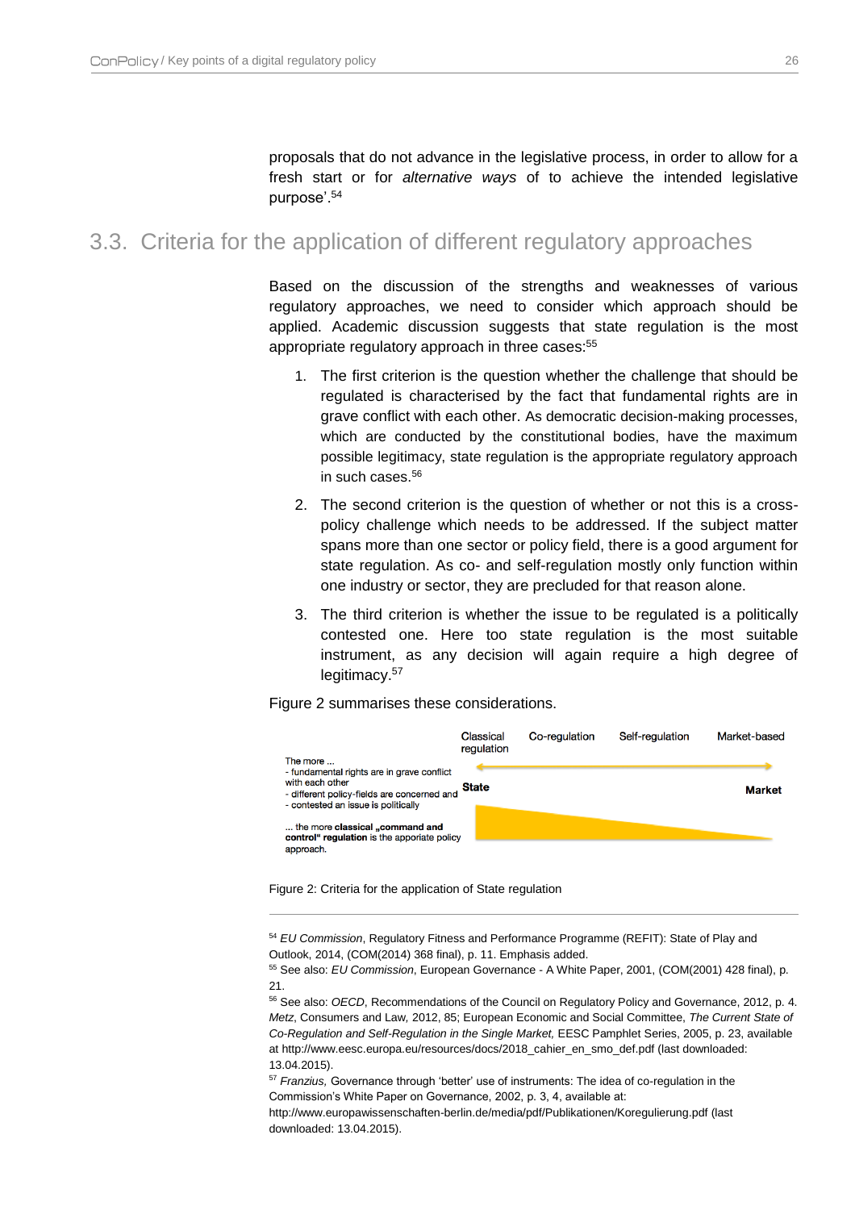proposals that do not advance in the legislative process, in order to allow for a fresh start or for *alternative ways* of to achieve the intended legislative purpose'.[54]

## 3.3. Criteria for the application of different regulatory approaches

Based on the discussion of the strengths and weaknesses of various regulatory approaches, we need to consider which approach should be applied. Academic discussion suggests that state regulation is the most appropriate regulatory approach in three cases:[55]

1. The first criterion is the question whether the challenge that should be regulated is characterised by the fact that fundamental rights are in grave conflict with each other. As democratic decision-making processes, which are conducted by the constitutional bodies, have the maximum possible legitimacy, state regulation is the appropriate regulatory approach in such cases.[56]
2. The second criterion is the question of whether or not this is a cross-policy challenge which needs to be addressed. If the subject matter spans more than one sector or policy field, there is a good argument for state regulation. As co- and self-regulation mostly only function within one industry or sector, they are precluded for that reason alone.
3. The third criterion is whether the issue to be regulated is a politically contested one. Here too state regulation is the most suitable instrument, as any decision will again require a high degree of legitimacy.[57]

Figure 2 summarises these considerations.

Classical regulation | Co-regulation | Self-regulation | Market-based

State ⟷ Market

The more ...
- fundamental rights are in grave conflict with each other
- different policy-fields are concerned and
- contested an issue is politically

... the more **classical „command and control" regulation** is the apporiate policy approach.

Figure 2: Criteria for the application of State regulation

---

[54] *EU Commission*, Regulatory Fitness and Performance Programme (REFIT): State of Play and Outlook, 2014, (COM(2014) 368 final), p. 11. Emphasis added.

[55] See also: *EU Commission*, European Governance - A White Paper, 2001, (COM(2001) 428 final), p. 21.

[56] See also: *OECD*, Recommendations of the Council on Regulatory Policy and Governance, 2012, p. 4. *Metz*, Consumers and Law, 2012, 85; European Economic and Social Committee, *The Current State of Co-Regulation and Self-Regulation in the Single Market,* EESC Pamphlet Series, 2005, p. 23, available at http://www.eesc.europa.eu/resources/docs/2018_cahier_en_smo_def.pdf (last downloaded: 13.04.2015).

[57] *Franzius,* Governance through 'better' use of instruments: The idea of co-regulation in the Commission's White Paper on Governance, 2002, p. 3, 4, available at: http://www.europawissenschaften-berlin.de/media/pdf/Publikationen/Koregulierung.pdf (last downloaded: 13.04.2015).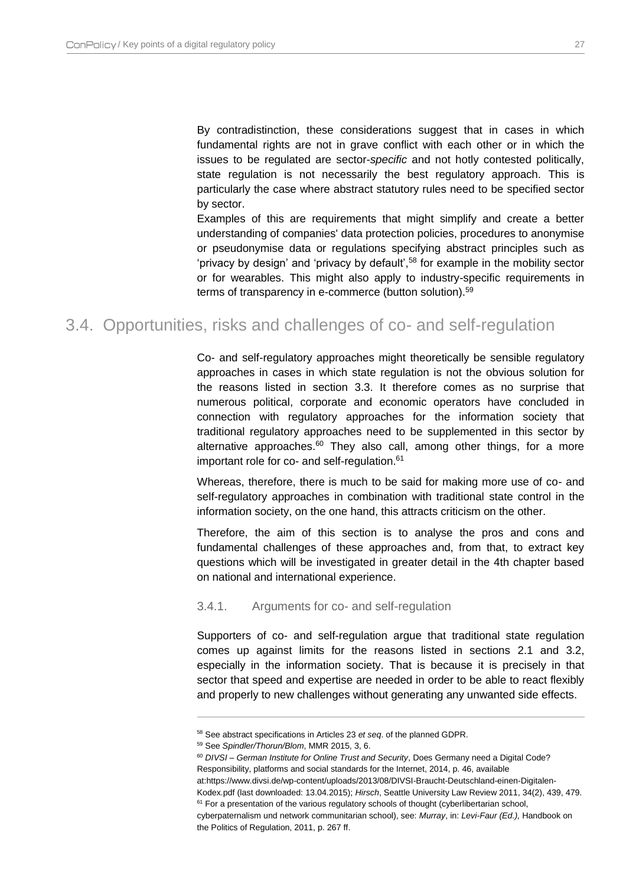By contradistinction, these considerations suggest that in cases in which fundamental rights are not in grave conflict with each other or in which the issues to be regulated are sector-*specific* and not hotly contested politically, state regulation is not necessarily the best regulatory approach. This is particularly the case where abstract statutory rules need to be specified sector by sector.

Examples of this are requirements that might simplify and create a better understanding of companies' data protection policies, procedures to anonymise or pseudonymise data or regulations specifying abstract principles such as 'privacy by design' and 'privacy by default',[58] for example in the mobility sector or for wearables. This might also apply to industry-specific requirements in terms of transparency in e-commerce (button solution).[59]

## 3.4. Opportunities, risks and challenges of co- and self-regulation

Co- and self-regulatory approaches might theoretically be sensible regulatory approaches in cases in which state regulation is not the obvious solution for the reasons listed in section 3.3. It therefore comes as no surprise that numerous political, corporate and economic operators have concluded in connection with regulatory approaches for the information society that traditional regulatory approaches need to be supplemented in this sector by alternative approaches.[60] They also call, among other things, for a more important role for co- and self-regulation.[61]

Whereas, therefore, there is much to be said for making more use of co- and self-regulatory approaches in combination with traditional state control in the information society, on the one hand, this attracts criticism on the other.

Therefore, the aim of this section is to analyse the pros and cons and fundamental challenges of these approaches and, from that, to extract key questions which will be investigated in greater detail in the 4th chapter based on national and international experience.

### 3.4.1. Arguments for co- and self-regulation

Supporters of co- and self-regulation argue that traditional state regulation comes up against limits for the reasons listed in sections 2.1 and 3.2, especially in the information society. That is because it is precisely in that sector that speed and expertise are needed in order to be able to react flexibly and properly to new challenges without generating any unwanted side effects.

---

[58] See abstract specifications in Articles 23 *et seq.* of the planned GDPR.

[59] See *Spindler/Thorun/Blom*, MMR 2015, 3, 6.

[60] *DIVSI – German Institute for Online Trust and Security*, Does Germany need a Digital Code? Responsibility, platforms and social standards for the Internet, 2014, p. 46, available at:https://www.divsi.de/wp-content/uploads/2013/08/DIVSI-Braucht-Deutschland-einen-Digitalen-Kodex.pdf (last downloaded: 13.04.2015); *Hirsch*, Seattle University Law Review 2011, 34(2), 439, 479.

[61] For a presentation of the various regulatory schools of thought (cyberlibertarian school, cyberpaternalism und network communitarian school), see: *Murray*, in: *Levi-Faur (Ed.),* Handbook on the Politics of Regulation, 2011, p. 267 ff.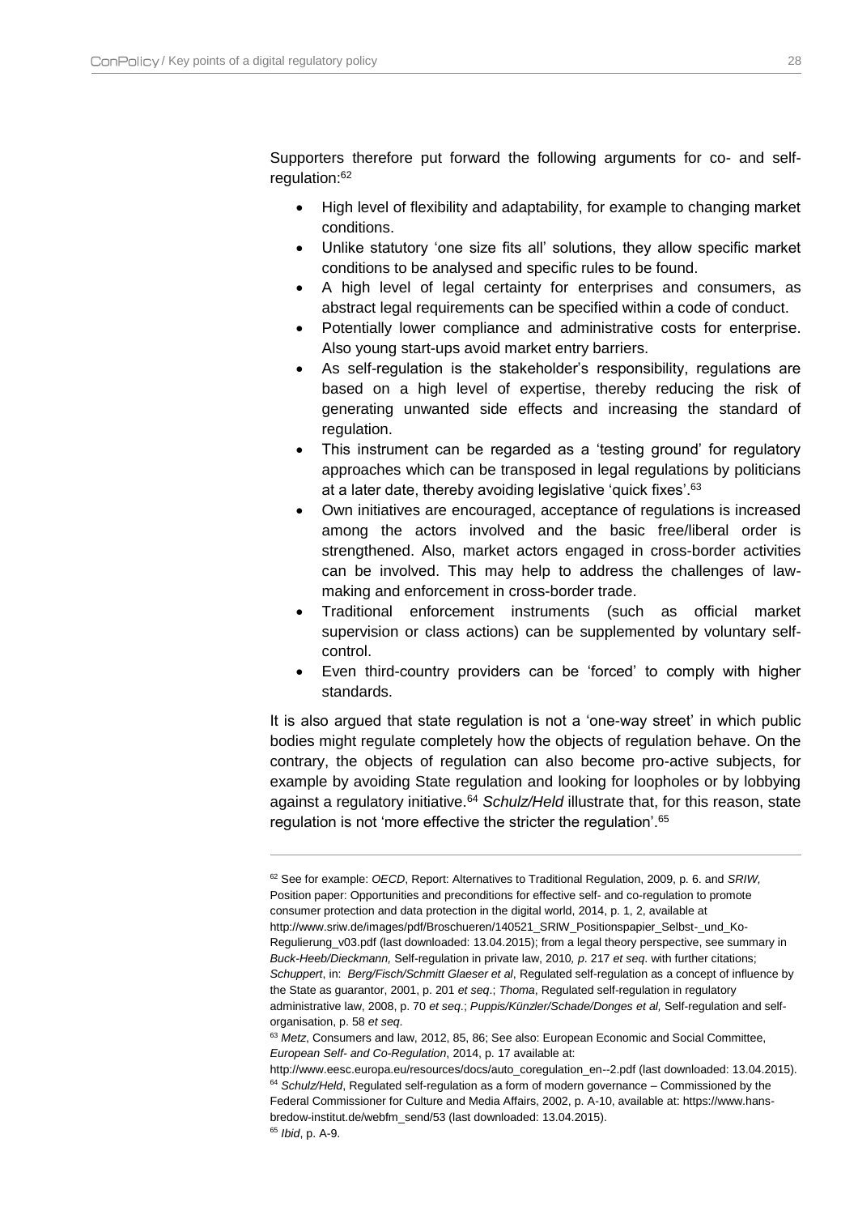Supporters therefore put forward the following arguments for co- and self-regulation:[62]

- High level of flexibility and adaptability, for example to changing market conditions.
- Unlike statutory 'one size fits all' solutions, they allow specific market conditions to be analysed and specific rules to be found.
- A high level of legal certainty for enterprises and consumers, as abstract legal requirements can be specified within a code of conduct.
- Potentially lower compliance and administrative costs for enterprise. Also young start-ups avoid market entry barriers.
- As self-regulation is the stakeholder's responsibility, regulations are based on a high level of expertise, thereby reducing the risk of generating unwanted side effects and increasing the standard of regulation.
- This instrument can be regarded as a 'testing ground' for regulatory approaches which can be transposed in legal regulations by politicians at a later date, thereby avoiding legislative 'quick fixes'.[63]
- Own initiatives are encouraged, acceptance of regulations is increased among the actors involved and the basic free/liberal order is strengthened. Also, market actors engaged in cross-border activities can be involved. This may help to address the challenges of law-making and enforcement in cross-border trade.
- Traditional enforcement instruments (such as official market supervision or class actions) can be supplemented by voluntary self-control.
- Even third-country providers can be 'forced' to comply with higher standards.

It is also argued that state regulation is not a 'one-way street' in which public bodies might regulate completely how the objects of regulation behave. On the contrary, the objects of regulation can also become pro-active subjects, for example by avoiding State regulation and looking for loopholes or by lobbying against a regulatory initiative.[64] *Schulz/Held* illustrate that, for this reason, state regulation is not 'more effective the stricter the regulation'.[65]

---

[62] See for example: *OECD*, Report: Alternatives to Traditional Regulation, 2009, p. 6. and *SRIW,* Position paper: Opportunities and preconditions for effective self- and co-regulation to promote consumer protection and data protection in the digital world, 2014, p. 1, 2, available at http://www.sriw.de/images/pdf/Broschueren/140521_SRIW_Positionspapier_Selbst-_und_Ko-Regulierung_v03.pdf (last downloaded: 13.04.2015); from a legal theory perspective, see summary in *Buck-Heeb/Dieckmann,* Self-regulation in private law, 2010*, p*. 217 *et seq*. with further citations; *Schuppert*, in: *Berg/Fisch/Schmitt Glaeser et al*, Regulated self-regulation as a concept of influence by the State as guarantor, 2001, p. 201 *et seq*.; *Thoma*, Regulated self-regulation in regulatory administrative law, 2008, p. 70 *et seq*.; *Puppis/Künzler/Schade/Donges et al,* Self-regulation and self-organisation, p. 58 *et seq*.

[63] *Metz*, Consumers and law, 2012, 85, 86; See also: European Economic and Social Committee, *European Self- and Co-Regulation*, 2014, p. 17 available at: http://www.eesc.europa.eu/resources/docs/auto_coregulation_en--2.pdf (last downloaded: 13.04.2015).

[64] *Schulz/Held*, Regulated self-regulation as a form of modern governance – Commissioned by the Federal Commissioner for Culture and Media Affairs, 2002, p. A-10, available at: https://www.hans-bredow-institut.de/webfm_send/53 (last downloaded: 13.04.2015).

[65] *Ibid*, p. A-9.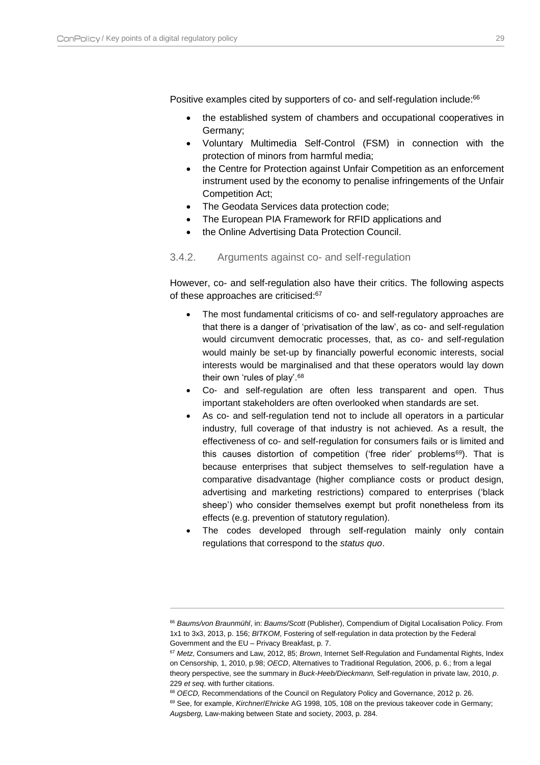Positive examples cited by supporters of co- and self-regulation include:[66]

- the established system of chambers and occupational cooperatives in Germany;
- Voluntary Multimedia Self-Control (FSM) in connection with the protection of minors from harmful media;
- the Centre for Protection against Unfair Competition as an enforcement instrument used by the economy to penalise infringements of the Unfair Competition Act;
- The Geodata Services data protection code;
- The European PIA Framework for RFID applications and
- the Online Advertising Data Protection Council.

### 3.4.2. Arguments against co- and self-regulation

However, co- and self-regulation also have their critics. The following aspects of these approaches are criticised:[67]

- The most fundamental criticisms of co- and self-regulatory approaches are that there is a danger of 'privatisation of the law', as co- and self-regulation would circumvent democratic processes, that, as co- and self-regulation would mainly be set-up by financially powerful economic interests, social interests would be marginalised and that these operators would lay down their own 'rules of play'.[68]
- Co- and self-regulation are often less transparent and open. Thus important stakeholders are often overlooked when standards are set.
- As co- and self-regulation tend not to include all operators in a particular industry, full coverage of that industry is not achieved. As a result, the effectiveness of co- and self-regulation for consumers fails or is limited and this causes distortion of competition ('free rider' problems[69]). That is because enterprises that subject themselves to self-regulation have a comparative disadvantage (higher compliance costs or product design, advertising and marketing restrictions) compared to enterprises ('black sheep') who consider themselves exempt but profit nonetheless from its effects (e.g. prevention of statutory regulation).
- The codes developed through self-regulation mainly only contain regulations that correspond to the *status quo*.

---

[66] *Baums/von Braunmühl*, in: *Baums/Scott* (Publisher), Compendium of Digital Localisation Policy. From 1x1 to 3x3, 2013, p. 156; *BITKOM*, Fostering of self-regulation in data protection by the Federal Government and the EU – Privacy Breakfast, p. 7.

[67] *Metz*, Consumers and Law, 2012, 85; *Brown*, Internet Self-Regulation and Fundamental Rights, Index on Censorship, 1, 2010, p.98; *OECD*, Alternatives to Traditional Regulation, 2006, p. 6.; from a legal theory perspective, see the summary in *Buck-Heeb/Dieckmann,* Self-regulation in private law, 2010, *p*. 229 *et seq*. with further citations.

[68] *OECD,* Recommendations of the Council on Regulatory Policy and Governance, 2012 p. 26.

[69] See, for example, *Kirchner*/*Ehricke* AG 1998, 105, 108 on the previous takeover code in Germany; *Augsberg,* Law-making between State and society, 2003, p. 284.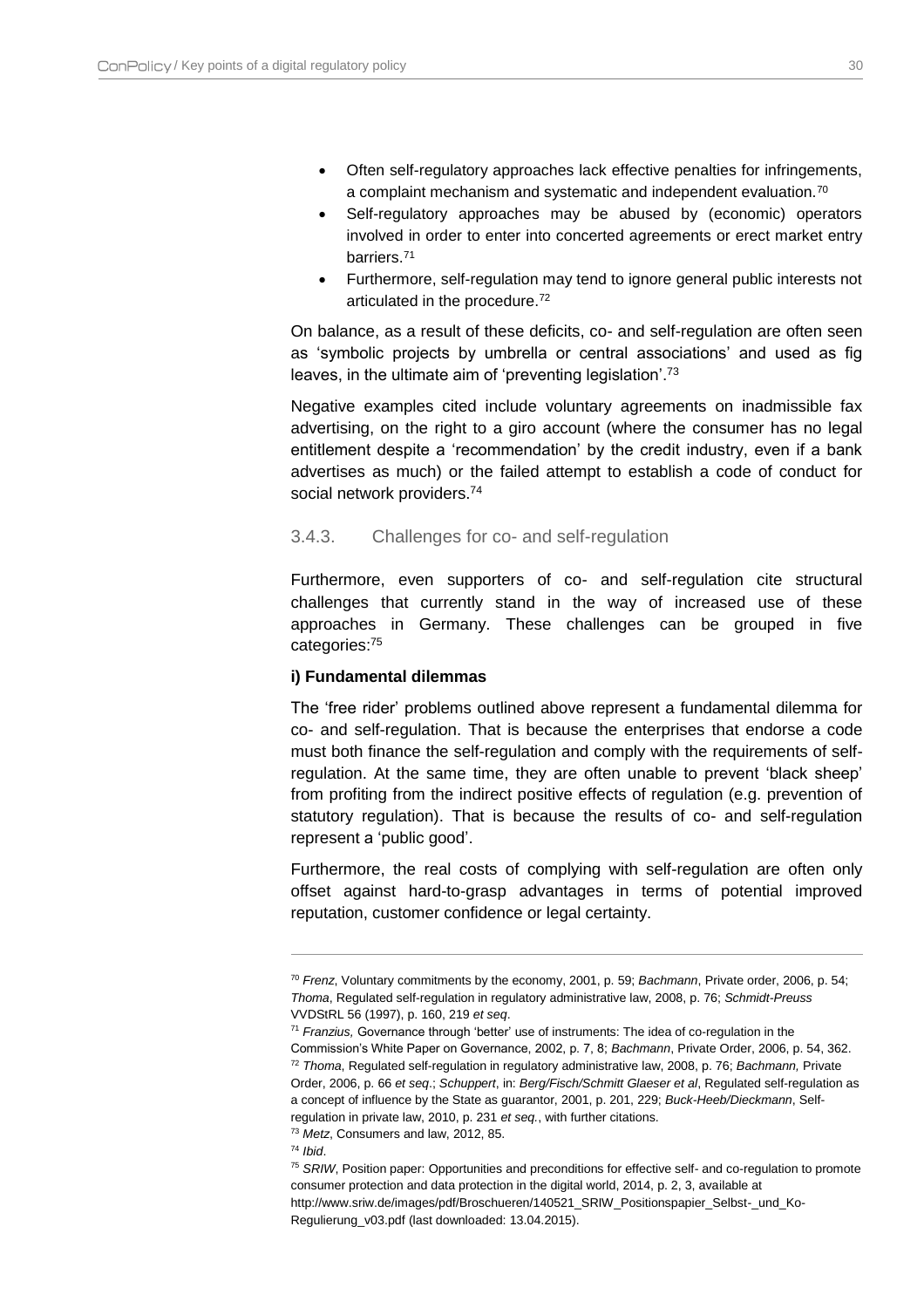- Often self-regulatory approaches lack effective penalties for infringements, a complaint mechanism and systematic and independent evaluation.[70]
- Self-regulatory approaches may be abused by (economic) operators involved in order to enter into concerted agreements or erect market entry barriers.[71]
- Furthermore, self-regulation may tend to ignore general public interests not articulated in the procedure.[72]

On balance, as a result of these deficits, co- and self-regulation are often seen as 'symbolic projects by umbrella or central associations' and used as fig leaves, in the ultimate aim of 'preventing legislation'.[73]

Negative examples cited include voluntary agreements on inadmissible fax advertising, on the right to a giro account (where the consumer has no legal entitlement despite a 'recommendation' by the credit industry, even if a bank advertises as much) or the failed attempt to establish a code of conduct for social network providers.[74]

### 3.4.3. Challenges for co- and self-regulation

Furthermore, even supporters of co- and self-regulation cite structural challenges that currently stand in the way of increased use of these approaches in Germany. These challenges can be grouped in five categories:[75]

**i) Fundamental dilemmas**

The 'free rider' problems outlined above represent a fundamental dilemma for co- and self-regulation. That is because the enterprises that endorse a code must both finance the self-regulation and comply with the requirements of self-regulation. At the same time, they are often unable to prevent 'black sheep' from profiting from the indirect positive effects of regulation (e.g. prevention of statutory regulation). That is because the results of co- and self-regulation represent a 'public good'.

Furthermore, the real costs of complying with self-regulation are often only offset against hard-to-grasp advantages in terms of potential improved reputation, customer confidence or legal certainty.

---

[70] *Frenz*, Voluntary commitments by the economy, 2001, p. 59; *Bachmann*, Private order, 2006, p. 54; *Thoma*, Regulated self-regulation in regulatory administrative law, 2008, p. 76; *Schmidt-Preuss* VVDStRL 56 (1997), p. 160, 219 *et seq*.

[71] *Franzius,* Governance through 'better' use of instruments: The idea of co-regulation in the Commission's White Paper on Governance, 2002, p. 7, 8; *Bachmann*, Private Order, 2006, p. 54, 362.

[72] *Thoma*, Regulated self-regulation in regulatory administrative law, 2008, p. 76; *Bachmann,* Private Order, 2006, p. 66 *et seq*.; *Schuppert*, in: *Berg/Fisch/Schmitt Glaeser et al*, Regulated self-regulation as a concept of influence by the State as guarantor, 2001, p. 201, 229; *Buck-Heeb/Dieckmann*, Self-regulation in private law, 2010, p. 231 *et seq.*, with further citations.

[73] *Metz*, Consumers and law, 2012, 85.

[74] *Ibid*.

[75] *SRIW*, Position paper: Opportunities and preconditions for effective self- and co-regulation to promote consumer protection and data protection in the digital world, 2014, p. 2, 3, available at http://www.sriw.de/images/pdf/Broschueren/140521_SRIW_Positionspapier_Selbst-_und_Ko-Regulierung_v03.pdf (last downloaded: 13.04.2015).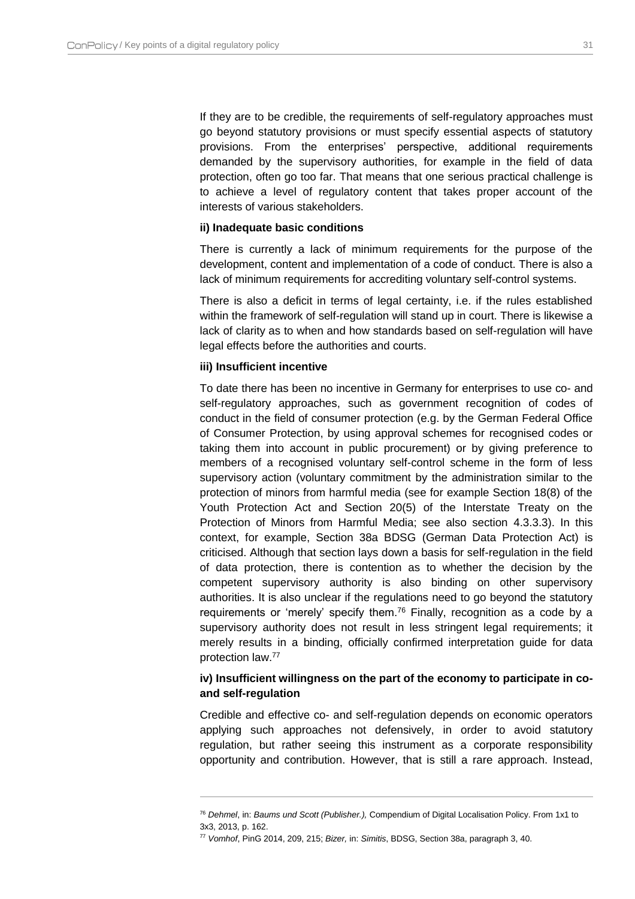If they are to be credible, the requirements of self-regulatory approaches must go beyond statutory provisions or must specify essential aspects of statutory provisions. From the enterprises' perspective, additional requirements demanded by the supervisory authorities, for example in the field of data protection, often go too far. That means that one serious practical challenge is to achieve a level of regulatory content that takes proper account of the interests of various stakeholders.

**ii) Inadequate basic conditions**

There is currently a lack of minimum requirements for the purpose of the development, content and implementation of a code of conduct. There is also a lack of minimum requirements for accrediting voluntary self-control systems.

There is also a deficit in terms of legal certainty, i.e. if the rules established within the framework of self-regulation will stand up in court. There is likewise a lack of clarity as to when and how standards based on self-regulation will have legal effects before the authorities and courts.

**iii) Insufficient incentive**

To date there has been no incentive in Germany for enterprises to use co- and self-regulatory approaches, such as government recognition of codes of conduct in the field of consumer protection (e.g. by the German Federal Office of Consumer Protection, by using approval schemes for recognised codes or taking them into account in public procurement) or by giving preference to members of a recognised voluntary self-control scheme in the form of less supervisory action (voluntary commitment by the administration similar to the protection of minors from harmful media (see for example Section 18(8) of the Youth Protection Act and Section 20(5) of the Interstate Treaty on the Protection of Minors from Harmful Media; see also section 4.3.3.3). In this context, for example, Section 38a BDSG (German Data Protection Act) is criticised. Although that section lays down a basis for self-regulation in the field of data protection, there is contention as to whether the decision by the competent supervisory authority is also binding on other supervisory authorities. It is also unclear if the regulations need to go beyond the statutory requirements or 'merely' specify them.[76] Finally, recognition as a code by a supervisory authority does not result in less stringent legal requirements; it merely results in a binding, officially confirmed interpretation guide for data protection law.[77]

**iv) Insufficient willingness on the part of the economy to participate in co- and self-regulation**

Credible and effective co- and self-regulation depends on economic operators applying such approaches not defensively, in order to avoid statutory regulation, but rather seeing this instrument as a corporate responsibility opportunity and contribution. However, that is still a rare approach. Instead,

---

[76] *Dehmel*, in: *Baums und Scott (Publisher.),* Compendium of Digital Localisation Policy. From 1x1 to 3x3, 2013, p. 162.

[77] *Vomhof*, PinG 2014, 209, 215; *Bizer,* in: *Simitis*, BDSG, Section 38a, paragraph 3, 40.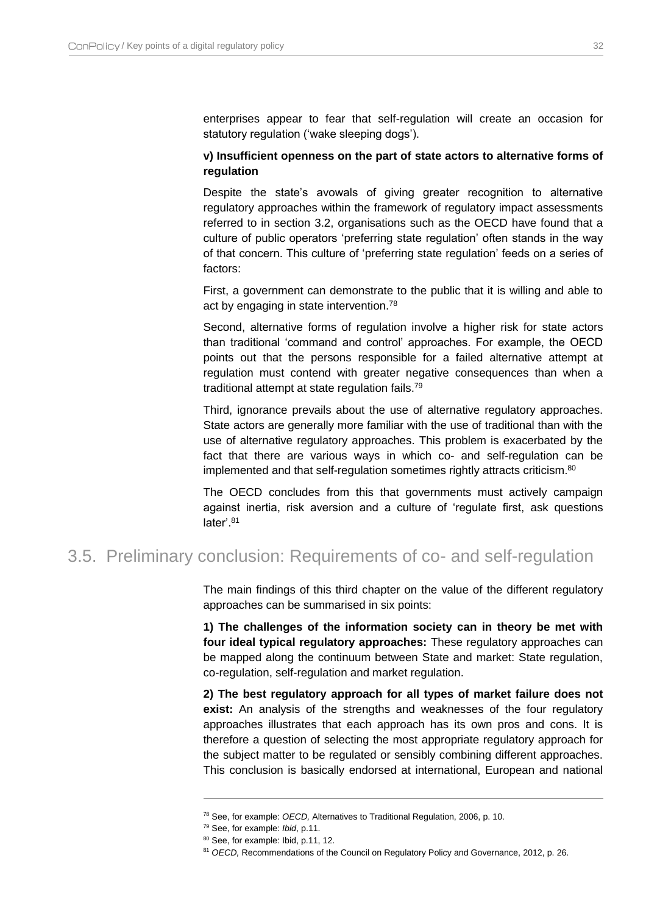enterprises appear to fear that self-regulation will create an occasion for statutory regulation ('wake sleeping dogs').

**v) Insufficient openness on the part of state actors to alternative forms of regulation**

Despite the state's avowals of giving greater recognition to alternative regulatory approaches within the framework of regulatory impact assessments referred to in section 3.2, organisations such as the OECD have found that a culture of public operators 'preferring state regulation' often stands in the way of that concern. This culture of 'preferring state regulation' feeds on a series of factors:

First, a government can demonstrate to the public that it is willing and able to act by engaging in state intervention.[78]

Second, alternative forms of regulation involve a higher risk for state actors than traditional 'command and control' approaches. For example, the OECD points out that the persons responsible for a failed alternative attempt at regulation must contend with greater negative consequences than when a traditional attempt at state regulation fails.[79]

Third, ignorance prevails about the use of alternative regulatory approaches. State actors are generally more familiar with the use of traditional than with the use of alternative regulatory approaches. This problem is exacerbated by the fact that there are various ways in which co- and self-regulation can be implemented and that self-regulation sometimes rightly attracts criticism.[80]

The OECD concludes from this that governments must actively campaign against inertia, risk aversion and a culture of 'regulate first, ask questions later'.[81]

## 3.5. Preliminary conclusion: Requirements of co- and self-regulation

The main findings of this third chapter on the value of the different regulatory approaches can be summarised in six points:

**1) The challenges of the information society can in theory be met with four ideal typical regulatory approaches:** These regulatory approaches can be mapped along the continuum between State and market: State regulation, co-regulation, self-regulation and market regulation.

**2) The best regulatory approach for all types of market failure does not exist:** An analysis of the strengths and weaknesses of the four regulatory approaches illustrates that each approach has its own pros and cons. It is therefore a question of selecting the most appropriate regulatory approach for the subject matter to be regulated or sensibly combining different approaches. This conclusion is basically endorsed at international, European and national

---

[78] See, for example: *OECD,* Alternatives to Traditional Regulation, 2006, p. 10.

[79] See, for example: *Ibid*, p.11.

[80] See, for example: Ibid, p.11, 12.

[81] *OECD,* Recommendations of the Council on Regulatory Policy and Governance, 2012, p. 26.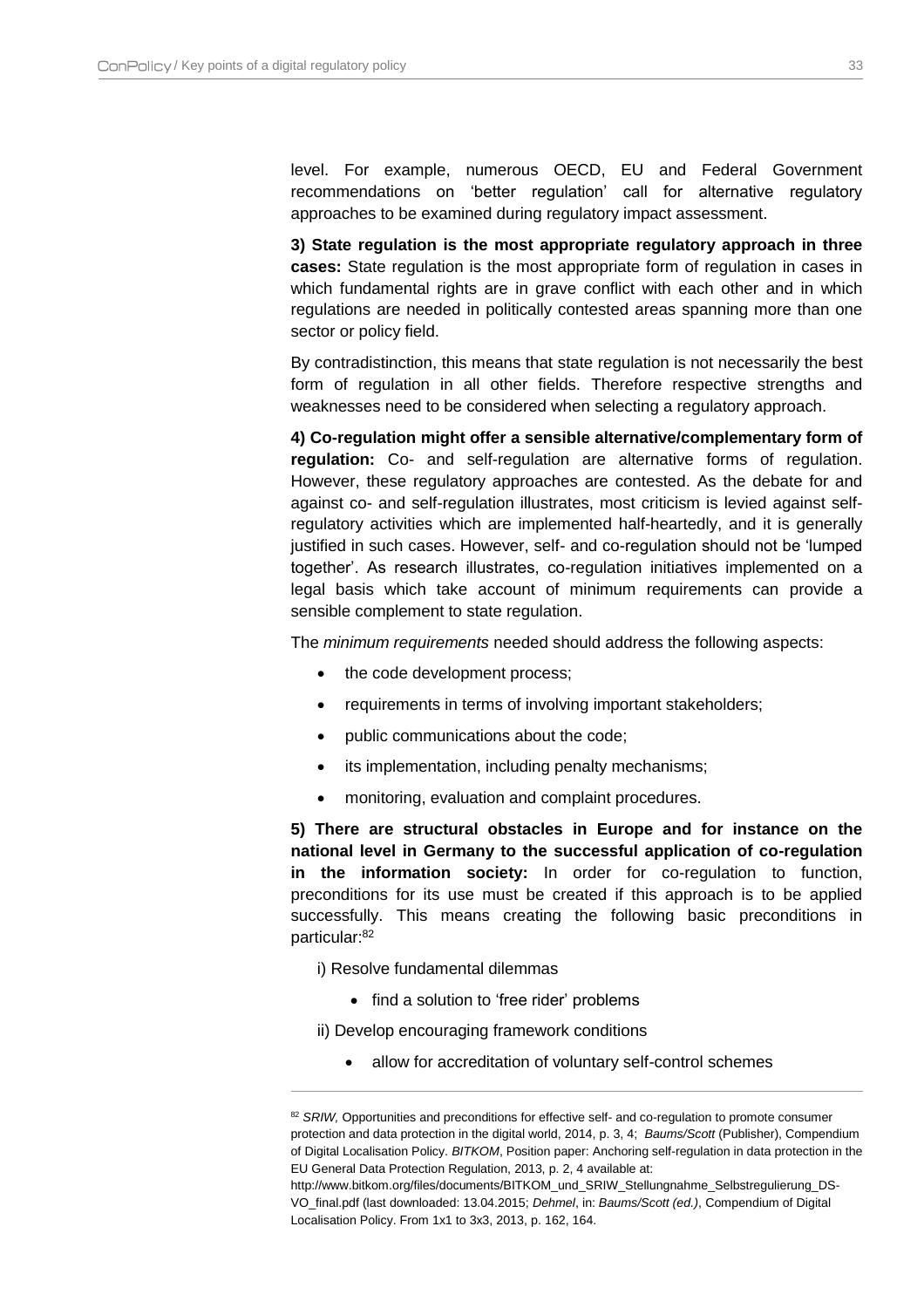level. For example, numerous OECD, EU and Federal Government recommendations on 'better regulation' call for alternative regulatory approaches to be examined during regulatory impact assessment.

**3) State regulation is the most appropriate regulatory approach in three cases:** State regulation is the most appropriate form of regulation in cases in which fundamental rights are in grave conflict with each other and in which regulations are needed in politically contested areas spanning more than one sector or policy field.

By contradistinction, this means that state regulation is not necessarily the best form of regulation in all other fields. Therefore respective strengths and weaknesses need to be considered when selecting a regulatory approach.

**4) Co-regulation might offer a sensible alternative/complementary form of regulation:** Co- and self-regulation are alternative forms of regulation. However, these regulatory approaches are contested. As the debate for and against co- and self-regulation illustrates, most criticism is levied against self-regulatory activities which are implemented half-heartedly, and it is generally justified in such cases. However, self- and co-regulation should not be 'lumped together'. As research illustrates, co-regulation initiatives implemented on a legal basis which take account of minimum requirements can provide a sensible complement to state regulation.

The *minimum requirements* needed should address the following aspects:

- the code development process;
- requirements in terms of involving important stakeholders;
- public communications about the code;
- its implementation, including penalty mechanisms;
- monitoring, evaluation and complaint procedures.

**5) There are structural obstacles in Europe and for instance on the national level in Germany to the successful application of co-regulation in the information society:** In order for co-regulation to function, preconditions for its use must be created if this approach is to be applied successfully. This means creating the following basic preconditions in particular:[82]

i) Resolve fundamental dilemmas

- find a solution to 'free rider' problems

ii) Develop encouraging framework conditions

- allow for accreditation of voluntary self-control schemes

---

[82] *SRIW*, Opportunities and preconditions for effective self- and co-regulation to promote consumer protection and data protection in the digital world, 2014, p. 3, 4; *Baums/Scott* (Publisher), Compendium of Digital Localisation Policy. *BITKOM*, Position paper: Anchoring self-regulation in data protection in the EU General Data Protection Regulation, 2013, p. 2, 4 available at: http://www.bitkom.org/files/documents/BITKOM_und_SRIW_Stellungnahme_Selbstregulierung_DS-VO_final.pdf (last downloaded: 13.04.2015; *Dehmel*, in: *Baums/Scott (ed.)*, Compendium of Digital Localisation Policy. From 1x1 to 3x3, 2013, p. 162, 164.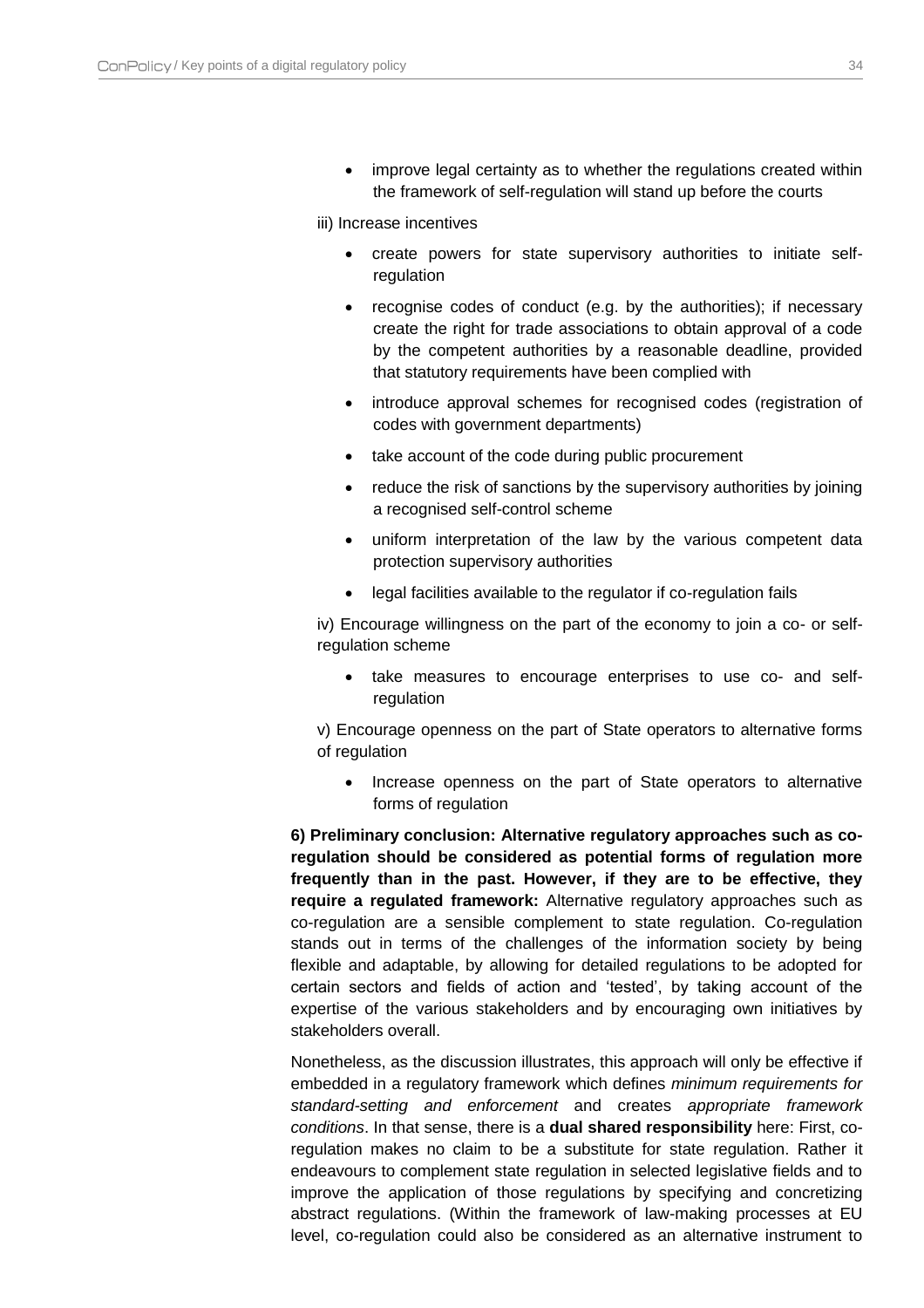- improve legal certainty as to whether the regulations created within the framework of self-regulation will stand up before the courts

iii) Increase incentives

- create powers for state supervisory authorities to initiate self-regulation
- recognise codes of conduct (e.g. by the authorities); if necessary create the right for trade associations to obtain approval of a code by the competent authorities by a reasonable deadline, provided that statutory requirements have been complied with
- introduce approval schemes for recognised codes (registration of codes with government departments)
- take account of the code during public procurement
- reduce the risk of sanctions by the supervisory authorities by joining a recognised self-control scheme
- uniform interpretation of the law by the various competent data protection supervisory authorities
- legal facilities available to the regulator if co-regulation fails

iv) Encourage willingness on the part of the economy to join a co- or self-regulation scheme

- take measures to encourage enterprises to use co- and self-regulation

v) Encourage openness on the part of State operators to alternative forms of regulation

- Increase openness on the part of State operators to alternative forms of regulation

**6) Preliminary conclusion: Alternative regulatory approaches such as co-regulation should be considered as potential forms of regulation more frequently than in the past. However, if they are to be effective, they require a regulated framework:** Alternative regulatory approaches such as co-regulation are a sensible complement to state regulation. Co-regulation stands out in terms of the challenges of the information society by being flexible and adaptable, by allowing for detailed regulations to be adopted for certain sectors and fields of action and 'tested', by taking account of the expertise of the various stakeholders and by encouraging own initiatives by stakeholders overall.

Nonetheless, as the discussion illustrates, this approach will only be effective if embedded in a regulatory framework which defines *minimum requirements for standard-setting and enforcement* and creates *appropriate framework conditions*. In that sense, there is a **dual shared responsibility** here: First, co-regulation makes no claim to be a substitute for state regulation. Rather it endeavours to complement state regulation in selected legislative fields and to improve the application of those regulations by specifying and concretizing abstract regulations. (Within the framework of law-making processes at EU level, co-regulation could also be considered as an alternative instrument to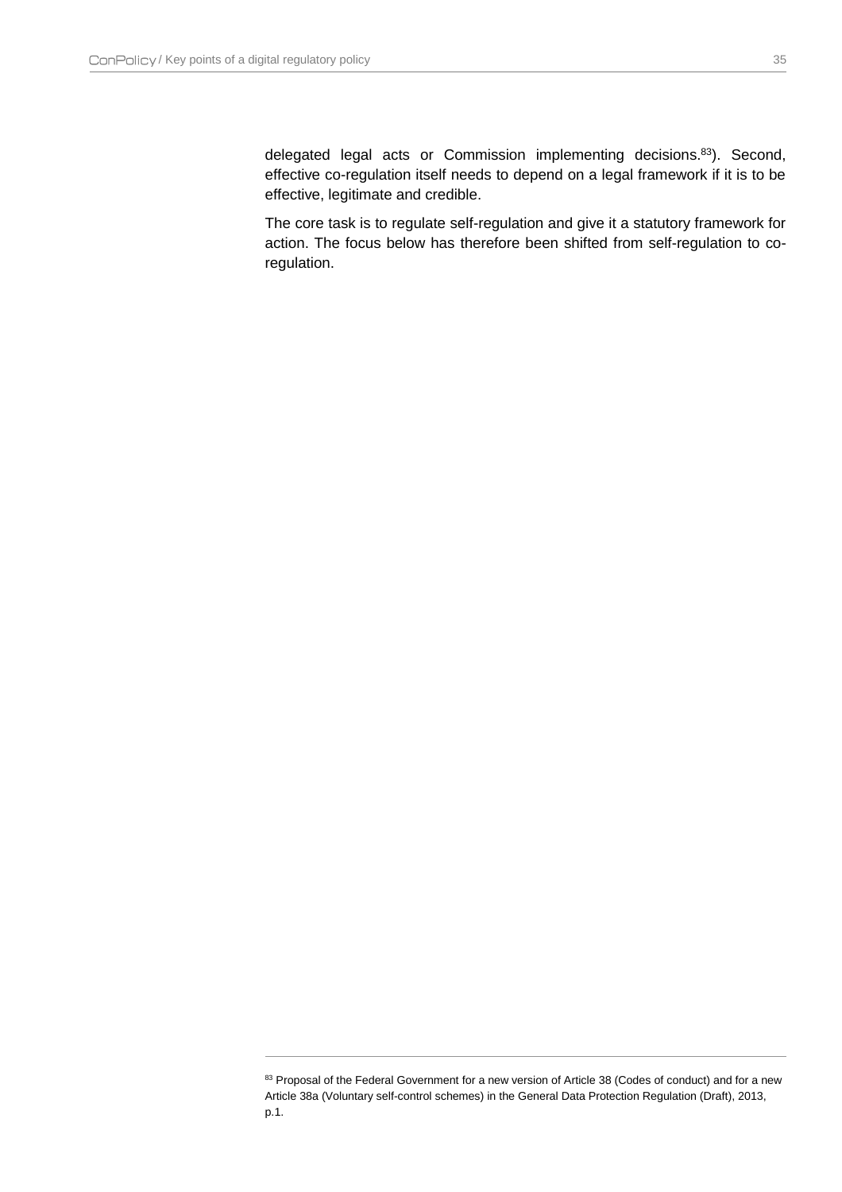delegated legal acts or Commission implementing decisions.[83]). Second, effective co-regulation itself needs to depend on a legal framework if it is to be effective, legitimate and credible.

The core task is to regulate self-regulation and give it a statutory framework for action. The focus below has therefore been shifted from self-regulation to co-regulation.

---

[83] Proposal of the Federal Government for a new version of Article 38 (Codes of conduct) and for a new Article 38a (Voluntary self-control schemes) in the General Data Protection Regulation (Draft), 2013, p.1.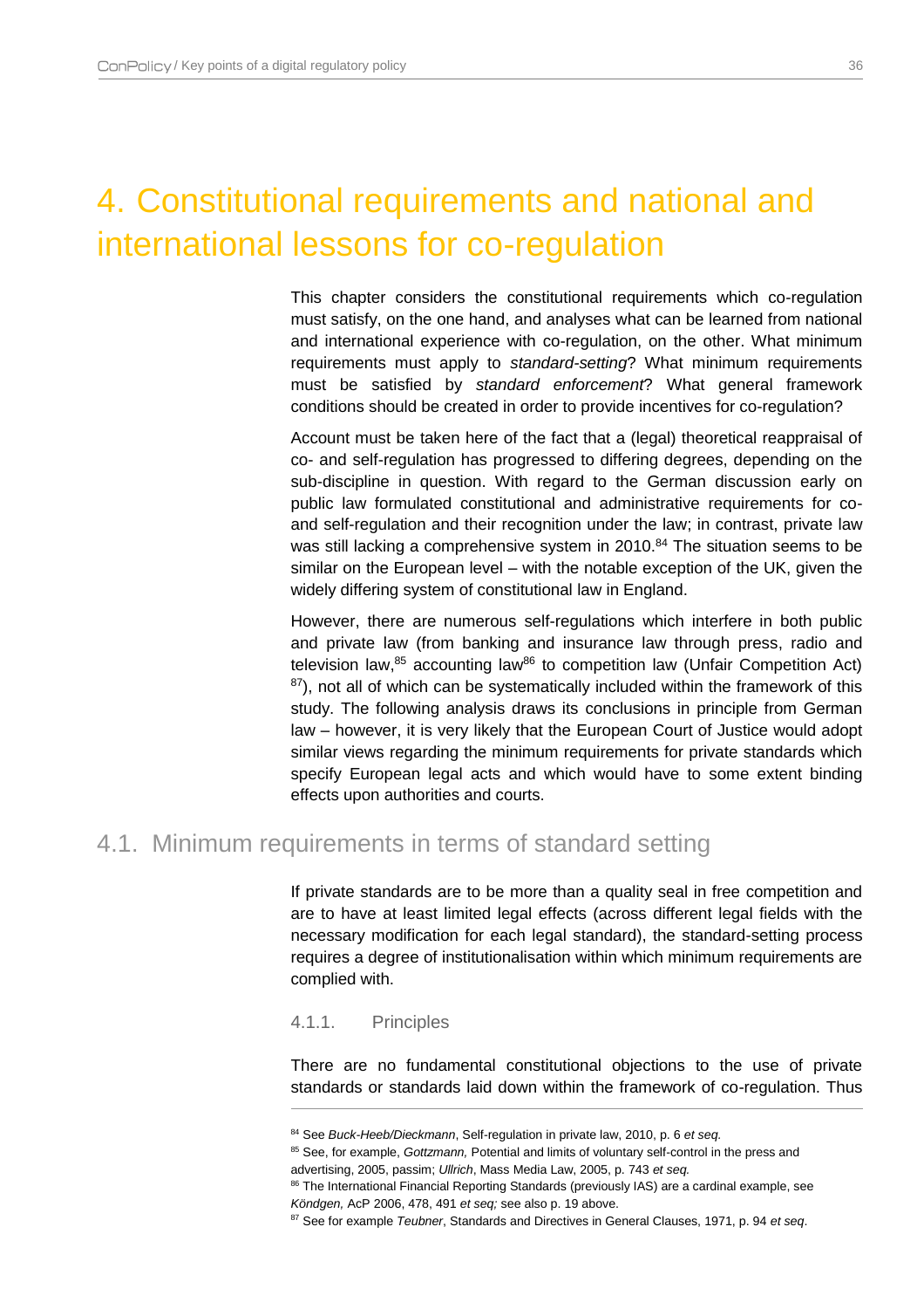# 4. Constitutional requirements and national and international lessons for co-regulation

This chapter considers the constitutional requirements which co-regulation must satisfy, on the one hand, and analyses what can be learned from national and international experience with co-regulation, on the other. What minimum requirements must apply to *standard-setting*? What minimum requirements must be satisfied by *standard enforcement*? What general framework conditions should be created in order to provide incentives for co-regulation?

Account must be taken here of the fact that a (legal) theoretical reappraisal of co- and self-regulation has progressed to differing degrees, depending on the sub-discipline in question. With regard to the German discussion early on public law formulated constitutional and administrative requirements for co- and self-regulation and their recognition under the law; in contrast, private law was still lacking a comprehensive system in 2010.[84] The situation seems to be similar on the European level – with the notable exception of the UK, given the widely differing system of constitutional law in England.

However, there are numerous self-regulations which interfere in both public and private law (from banking and insurance law through press, radio and television law,[85] accounting law[86] to competition law (Unfair Competition Act) [87]), not all of which can be systematically included within the framework of this study. The following analysis draws its conclusions in principle from German law – however, it is very likely that the European Court of Justice would adopt similar views regarding the minimum requirements for private standards which specify European legal acts and which would have to some extent binding effects upon authorities and courts.

## 4.1. Minimum requirements in terms of standard setting

If private standards are to be more than a quality seal in free competition and are to have at least limited legal effects (across different legal fields with the necessary modification for each legal standard), the standard-setting process requires a degree of institutionalisation within which minimum requirements are complied with.

### 4.1.1. Principles

There are no fundamental constitutional objections to the use of private standards or standards laid down within the framework of co-regulation. Thus

---

[84] See *Buck-Heeb/Dieckmann*, Self-regulation in private law, 2010, p. 6 *et seq.*

[85] See, for example, *Gottzmann,* Potential and limits of voluntary self-control in the press and advertising, 2005, passim; *Ullrich*, Mass Media Law, 2005, p. 743 *et seq.*

[86] The International Financial Reporting Standards (previously IAS) are a cardinal example, see *Köndgen,* AcP 2006, 478, 491 *et seq;* see also p. 19 above.

[87] See for example *Teubner*, Standards and Directives in General Clauses, 1971, p. 94 *et seq*.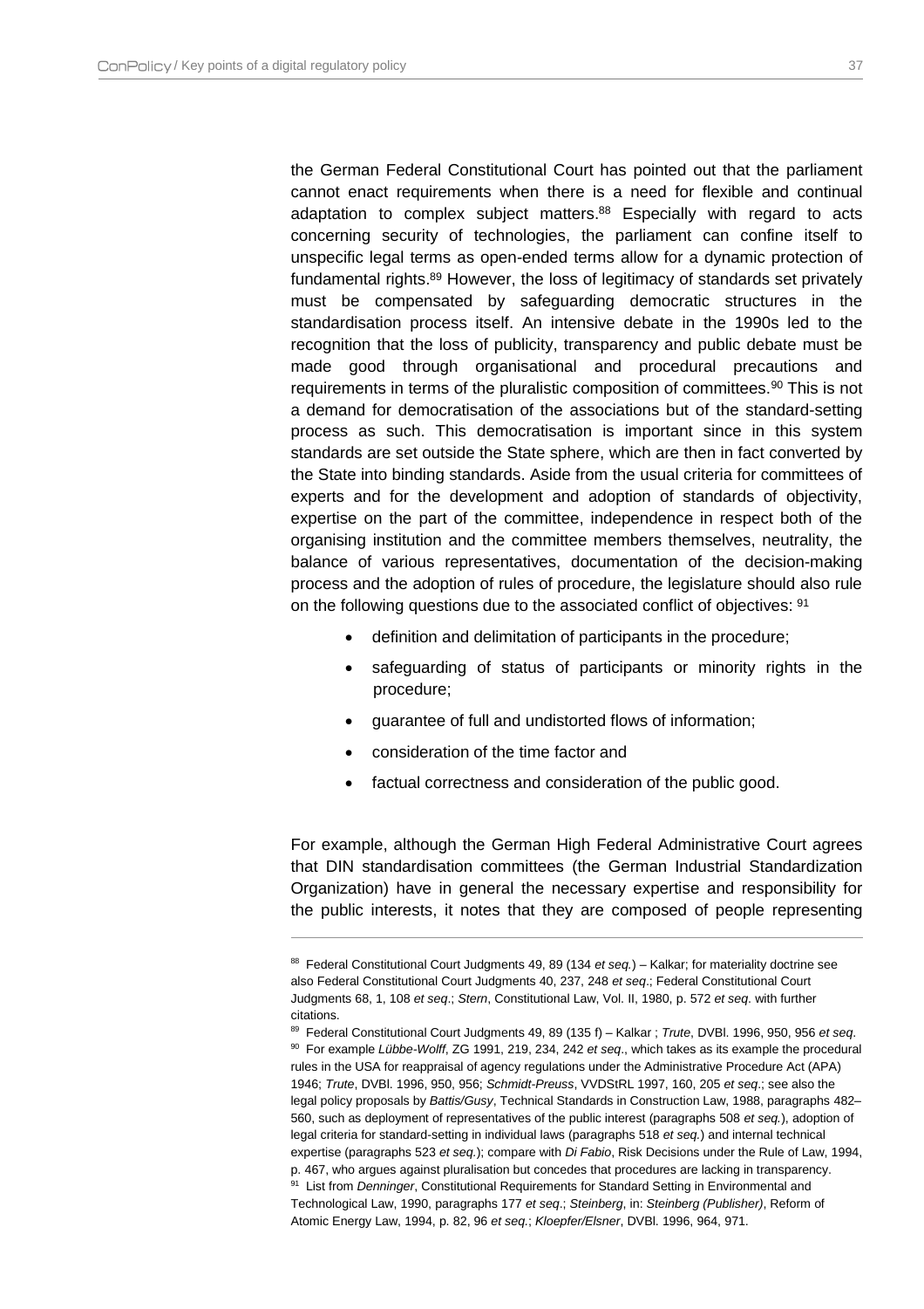the German Federal Constitutional Court has pointed out that the parliament cannot enact requirements when there is a need for flexible and continual adaptation to complex subject matters.[88] Especially with regard to acts concerning security of technologies, the parliament can confine itself to unspecific legal terms as open-ended terms allow for a dynamic protection of fundamental rights.[89] However, the loss of legitimacy of standards set privately must be compensated by safeguarding democratic structures in the standardisation process itself. An intensive debate in the 1990s led to the recognition that the loss of publicity, transparency and public debate must be made good through organisational and procedural precautions and requirements in terms of the pluralistic composition of committees.[90] This is not a demand for democratisation of the associations but of the standard-setting process as such. This democratisation is important since in this system standards are set outside the State sphere, which are then in fact converted by the State into binding standards. Aside from the usual criteria for committees of experts and for the development and adoption of standards of objectivity, expertise on the part of the committee, independence in respect both of the organising institution and the committee members themselves, neutrality, the balance of various representatives, documentation of the decision-making process and the adoption of rules of procedure, the legislature should also rule on the following questions due to the associated conflict of objectives: [91]

- definition and delimitation of participants in the procedure;
- safeguarding of status of participants or minority rights in the procedure;
- guarantee of full and undistorted flows of information;
- consideration of the time factor and
- factual correctness and consideration of the public good.

For example, although the German High Federal Administrative Court agrees that DIN standardisation committees (the German Industrial Standardization Organization) have in general the necessary expertise and responsibility for the public interests, it notes that they are composed of people representing

---

[88] Federal Constitutional Court Judgments 49, 89 (134 *et seq.*) – Kalkar; for materiality doctrine see also Federal Constitutional Court Judgments 40, 237, 248 *et seq*.; Federal Constitutional Court Judgments 68, 1, 108 *et seq*.; *Stern*, Constitutional Law, Vol. II, 1980, p. 572 *et seq*. with further citations.

[89] Federal Constitutional Court Judgments 49, 89 (135 f) – Kalkar ; *Trute*, DVBl. 1996, 950, 956 *et seq*.

[90] For example *Lübbe-Wolff*, ZG 1991, 219, 234, 242 *et seq*., which takes as its example the procedural rules in the USA for reappraisal of agency regulations under the Administrative Procedure Act (APA) 1946; *Trute*, DVBl. 1996, 950, 956; *Schmidt-Preuss*, VVDStRL 1997, 160, 205 *et seq*.; see also the legal policy proposals by *Battis/Gusy*, Technical Standards in Construction Law, 1988, paragraphs 482–560, such as deployment of representatives of the public interest (paragraphs 508 *et seq.*), adoption of legal criteria for standard-setting in individual laws (paragraphs 518 *et seq.*) and internal technical expertise (paragraphs 523 *et seq.*); compare with *Di Fabio*, Risk Decisions under the Rule of Law, 1994, p. 467, who argues against pluralisation but concedes that procedures are lacking in transparency.

[91] List from *Denninger*, Constitutional Requirements for Standard Setting in Environmental and Technological Law, 1990, paragraphs 177 *et seq*.; *Steinberg*, in: *Steinberg (Publisher)*, Reform of Atomic Energy Law, 1994, p. 82, 96 *et seq*.; *Kloepfer/Elsner*, DVBl. 1996, 964, 971.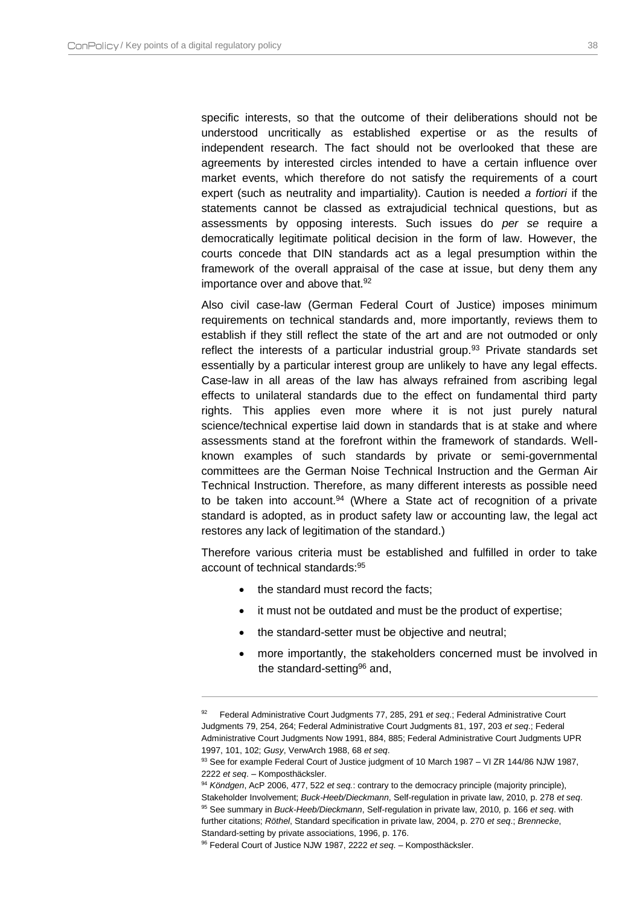specific interests, so that the outcome of their deliberations should not be understood uncritically as established expertise or as the results of independent research. The fact should not be overlooked that these are agreements by interested circles intended to have a certain influence over market events, which therefore do not satisfy the requirements of a court expert (such as neutrality and impartiality). Caution is needed *a fortiori* if the statements cannot be classed as extrajudicial technical questions, but as assessments by opposing interests. Such issues do *per se* require a democratically legitimate political decision in the form of law. However, the courts concede that DIN standards act as a legal presumption within the framework of the overall appraisal of the case at issue, but deny them any importance over and above that.[92]

Also civil case-law (German Federal Court of Justice) imposes minimum requirements on technical standards and, more importantly, reviews them to establish if they still reflect the state of the art and are not outmoded or only reflect the interests of a particular industrial group.[93] Private standards set essentially by a particular interest group are unlikely to have any legal effects. Case-law in all areas of the law has always refrained from ascribing legal effects to unilateral standards due to the effect on fundamental third party rights. This applies even more where it is not just purely natural science/technical expertise laid down in standards that is at stake and where assessments stand at the forefront within the framework of standards. Well-known examples of such standards by private or semi-governmental committees are the German Noise Technical Instruction and the German Air Technical Instruction. Therefore, as many different interests as possible need to be taken into account.[94] (Where a State act of recognition of a private standard is adopted, as in product safety law or accounting law, the legal act restores any lack of legitimation of the standard.)

Therefore various criteria must be established and fulfilled in order to take account of technical standards:[95]

- the standard must record the facts;
- it must not be outdated and must be the product of expertise;
- the standard-setter must be objective and neutral;
- more importantly, the stakeholders concerned must be involved in the standard-setting[96] and,

---

[92] Federal Administrative Court Judgments 77, 285, 291 *et seq*.; Federal Administrative Court Judgments 79, 254, 264; Federal Administrative Court Judgments 81, 197, 203 *et seq*.; Federal Administrative Court Judgments Now 1991, 884, 885; Federal Administrative Court Judgments UPR 1997, 101, 102; *Gusy*, VerwArch 1988, 68 *et seq*.

[93] See for example Federal Court of Justice judgment of 10 March 1987 – VI ZR 144/86 NJW 1987, 2222 *et seq*. – Komposthäcksler.

[94] *Köndgen*, AcP 2006, 477, 522 *et seq.*: contrary to the democracy principle (majority principle), Stakeholder Involvement; *Buck-Heeb/Dieckmann*, Self-regulation in private law, 2010, p. 278 *et seq*.

[95] See summary in *Buck-Heeb/Dieckmann*, Self-regulation in private law, 2010, p. 166 *et seq*. with further citations; *Röthel*, Standard specification in private law, 2004, p. 270 *et seq*.; *Brennecke*, Standard-setting by private associations, 1996, p. 176.

[96] Federal Court of Justice NJW 1987, 2222 *et seq*. – Komposthäcksler.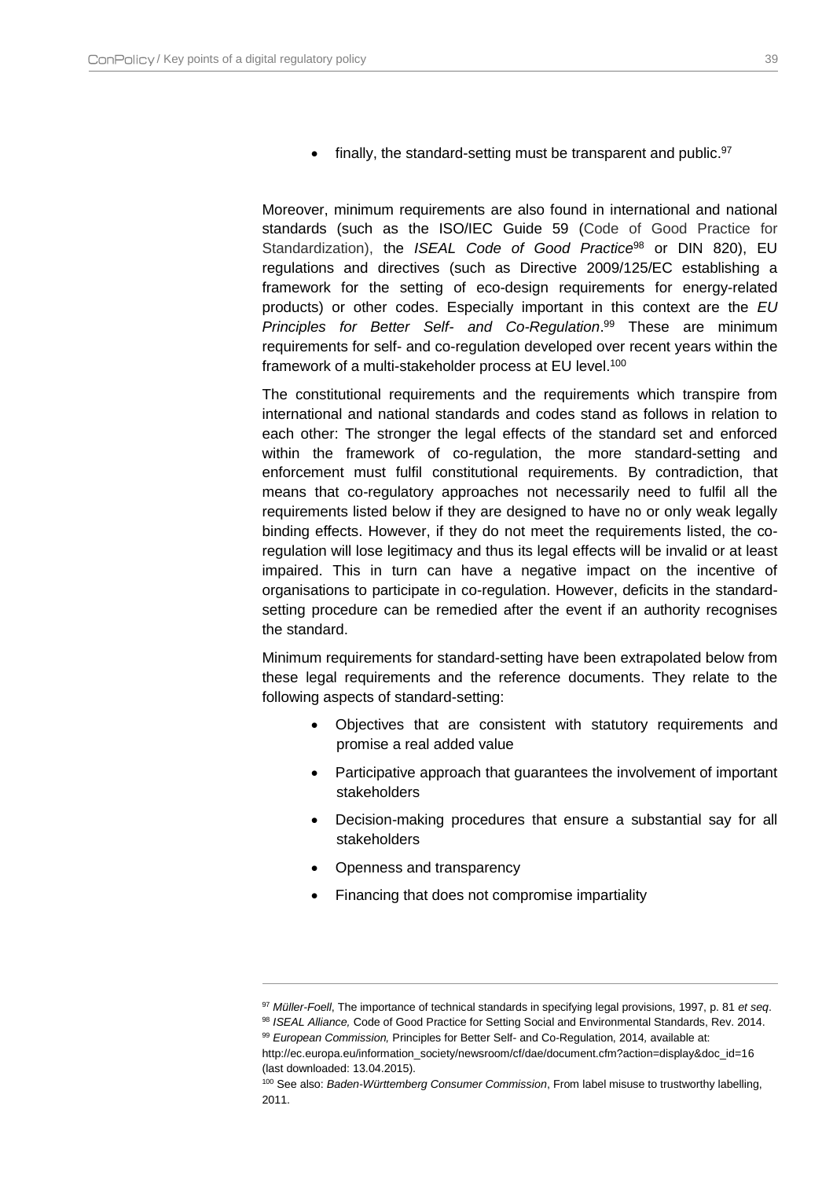- finally, the standard-setting must be transparent and public.[97]

Moreover, minimum requirements are also found in international and national standards (such as the ISO/IEC Guide 59 (Code of Good Practice for Standardization), the *ISEAL Code of Good Practice*[98] or DIN 820), EU regulations and directives (such as Directive 2009/125/EC establishing a framework for the setting of eco-design requirements for energy-related products) or other codes. Especially important in this context are the *EU Principles for Better Self- and Co-Regulation*.[99] These are minimum requirements for self- and co-regulation developed over recent years within the framework of a multi-stakeholder process at EU level.[100]

The constitutional requirements and the requirements which transpire from international and national standards and codes stand as follows in relation to each other: The stronger the legal effects of the standard set and enforced within the framework of co-regulation, the more standard-setting and enforcement must fulfil constitutional requirements. By contradiction, that means that co-regulatory approaches not necessarily need to fulfil all the requirements listed below if they are designed to have no or only weak legally binding effects. However, if they do not meet the requirements listed, the co-regulation will lose legitimacy and thus its legal effects will be invalid or at least impaired. This in turn can have a negative impact on the incentive of organisations to participate in co-regulation. However, deficits in the standard-setting procedure can be remedied after the event if an authority recognises the standard.

Minimum requirements for standard-setting have been extrapolated below from these legal requirements and the reference documents. They relate to the following aspects of standard-setting:

- Objectives that are consistent with statutory requirements and promise a real added value
- Participative approach that guarantees the involvement of important stakeholders
- Decision-making procedures that ensure a substantial say for all stakeholders
- Openness and transparency
- Financing that does not compromise impartiality

---

[97] *Müller-Foell*, The importance of technical standards in specifying legal provisions, 1997, p. 81 *et seq*.

[98] *ISEAL Alliance,* Code of Good Practice for Setting Social and Environmental Standards, Rev. 2014.

[99] *European Commission,* Principles for Better Self- and Co-Regulation, 2014, available at: http://ec.europa.eu/information_society/newsroom/cf/dae/document.cfm?action=display&doc_id=16 (last downloaded: 13.04.2015).

[100] See also: *Baden-Württemberg Consumer Commission*, From label misuse to trustworthy labelling, 2011.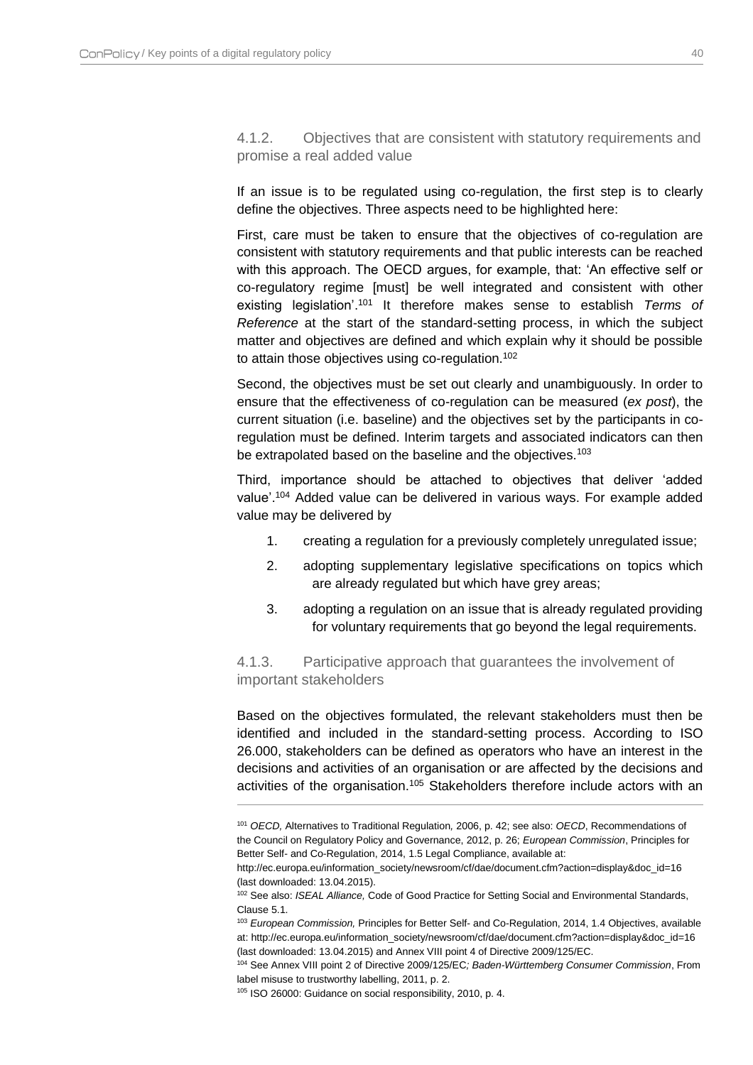### 4.1.2. Objectives that are consistent with statutory requirements and promise a real added value

If an issue is to be regulated using co-regulation, the first step is to clearly define the objectives. Three aspects need to be highlighted here:

First, care must be taken to ensure that the objectives of co-regulation are consistent with statutory requirements and that public interests can be reached with this approach. The OECD argues, for example, that: 'An effective self or co-regulatory regime [must] be well integrated and consistent with other existing legislation'.[101] It therefore makes sense to establish *Terms of Reference* at the start of the standard-setting process, in which the subject matter and objectives are defined and which explain why it should be possible to attain those objectives using co-regulation.[102]

Second, the objectives must be set out clearly and unambiguously. In order to ensure that the effectiveness of co-regulation can be measured (*ex post*), the current situation (i.e. baseline) and the objectives set by the participants in co-regulation must be defined. Interim targets and associated indicators can then be extrapolated based on the baseline and the objectives.[103]

Third, importance should be attached to objectives that deliver 'added value'.[104] Added value can be delivered in various ways. For example added value may be delivered by

1. creating a regulation for a previously completely unregulated issue;
2. adopting supplementary legislative specifications on topics which are already regulated but which have grey areas;
3. adopting a regulation on an issue that is already regulated providing for voluntary requirements that go beyond the legal requirements.

### 4.1.3. Participative approach that guarantees the involvement of important stakeholders

Based on the objectives formulated, the relevant stakeholders must then be identified and included in the standard-setting process. According to ISO 26.000, stakeholders can be defined as operators who have an interest in the decisions and activities of an organisation or are affected by the decisions and activities of the organisation.[105] Stakeholders therefore include actors with an

---

[101] *OECD,* Alternatives to Traditional Regulation*,* 2006, p. 42; see also: *OECD*, Recommendations of the Council on Regulatory Policy and Governance, 2012, p. 26; *European Commission*, Principles for Better Self- and Co-Regulation, 2014, 1.5 Legal Compliance, available at: http://ec.europa.eu/information_society/newsroom/cf/dae/document.cfm?action=display&doc_id=16 (last downloaded: 13.04.2015).

[102] See also: *ISEAL Alliance,* Code of Good Practice for Setting Social and Environmental Standards, Clause 5.1.

[103] *European Commission,* Principles for Better Self- and Co-Regulation, 2014, 1.4 Objectives, available at: http://ec.europa.eu/information_society/newsroom/cf/dae/document.cfm?action=display&doc_id=16 (last downloaded: 13.04.2015) and Annex VIII point 4 of Directive 2009/125/EC.

[104] See Annex VIII point 2 of Directive 2009/125/EC*; Baden-Württemberg Consumer Commission*, From label misuse to trustworthy labelling, 2011, p. 2.

[105] ISO 26000: Guidance on social responsibility, 2010, p. 4.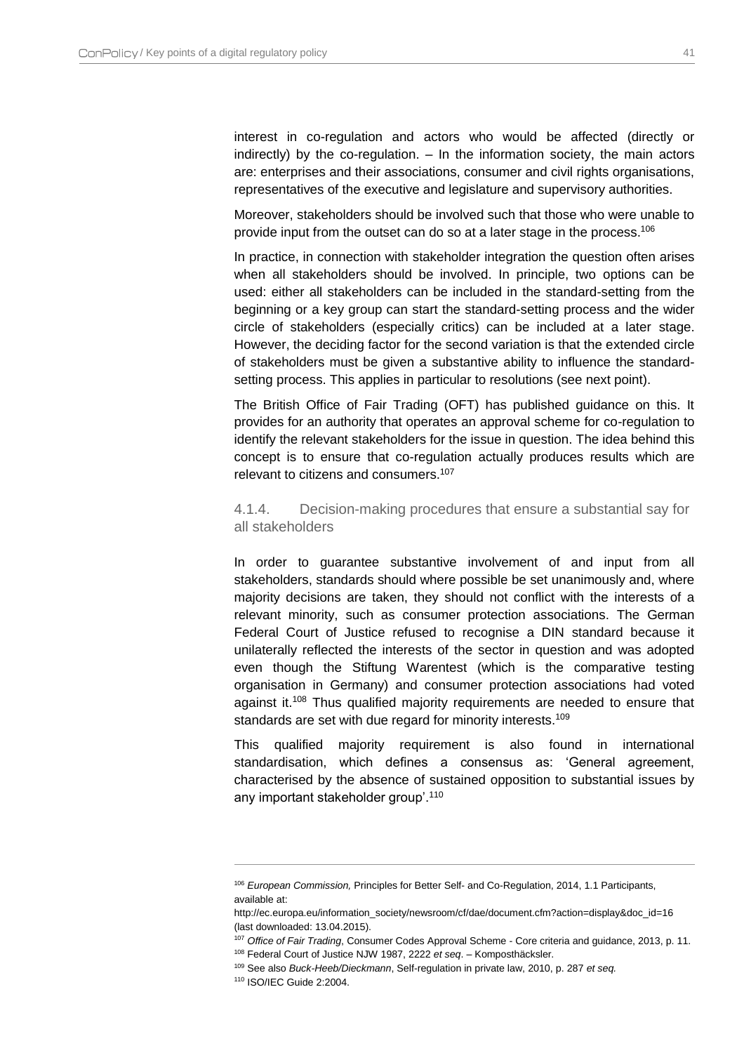interest in co-regulation and actors who would be affected (directly or indirectly) by the co-regulation. – In the information society, the main actors are: enterprises and their associations, consumer and civil rights organisations, representatives of the executive and legislature and supervisory authorities.

Moreover, stakeholders should be involved such that those who were unable to provide input from the outset can do so at a later stage in the process.[106]

In practice, in connection with stakeholder integration the question often arises when all stakeholders should be involved. In principle, two options can be used: either all stakeholders can be included in the standard-setting from the beginning or a key group can start the standard-setting process and the wider circle of stakeholders (especially critics) can be included at a later stage. However, the deciding factor for the second variation is that the extended circle of stakeholders must be given a substantive ability to influence the standard-setting process. This applies in particular to resolutions (see next point).

The British Office of Fair Trading (OFT) has published guidance on this. It provides for an authority that operates an approval scheme for co-regulation to identify the relevant stakeholders for the issue in question. The idea behind this concept is to ensure that co-regulation actually produces results which are relevant to citizens and consumers.[107]

#### 4.1.4. Decision-making procedures that ensure a substantial say for all stakeholders

In order to guarantee substantive involvement of and input from all stakeholders, standards should where possible be set unanimously and, where majority decisions are taken, they should not conflict with the interests of a relevant minority, such as consumer protection associations. The German Federal Court of Justice refused to recognise a DIN standard because it unilaterally reflected the interests of the sector in question and was adopted even though the Stiftung Warentest (which is the comparative testing organisation in Germany) and consumer protection associations had voted against it.[108] Thus qualified majority requirements are needed to ensure that standards are set with due regard for minority interests.[109]

This qualified majority requirement is also found in international standardisation, which defines a consensus as: 'General agreement, characterised by the absence of sustained opposition to substantial issues by any important stakeholder group'.[110]

---

[106] *European Commission,* Principles for Better Self- and Co-Regulation, 2014, 1.1 Participants, available at: http://ec.europa.eu/information_society/newsroom/cf/dae/document.cfm?action=display&doc_id=16 (last downloaded: 13.04.2015).

[107] *Office of Fair Trading*, Consumer Codes Approval Scheme - Core criteria and guidance, 2013, p. 11.

[108] Federal Court of Justice NJW 1987, 2222 *et seq*. – Komposthäcksler.

[109] See also *Buck-Heeb/Dieckmann*, Self-regulation in private law, 2010, p. 287 *et seq.*

[110] ISO/IEC Guide 2:2004.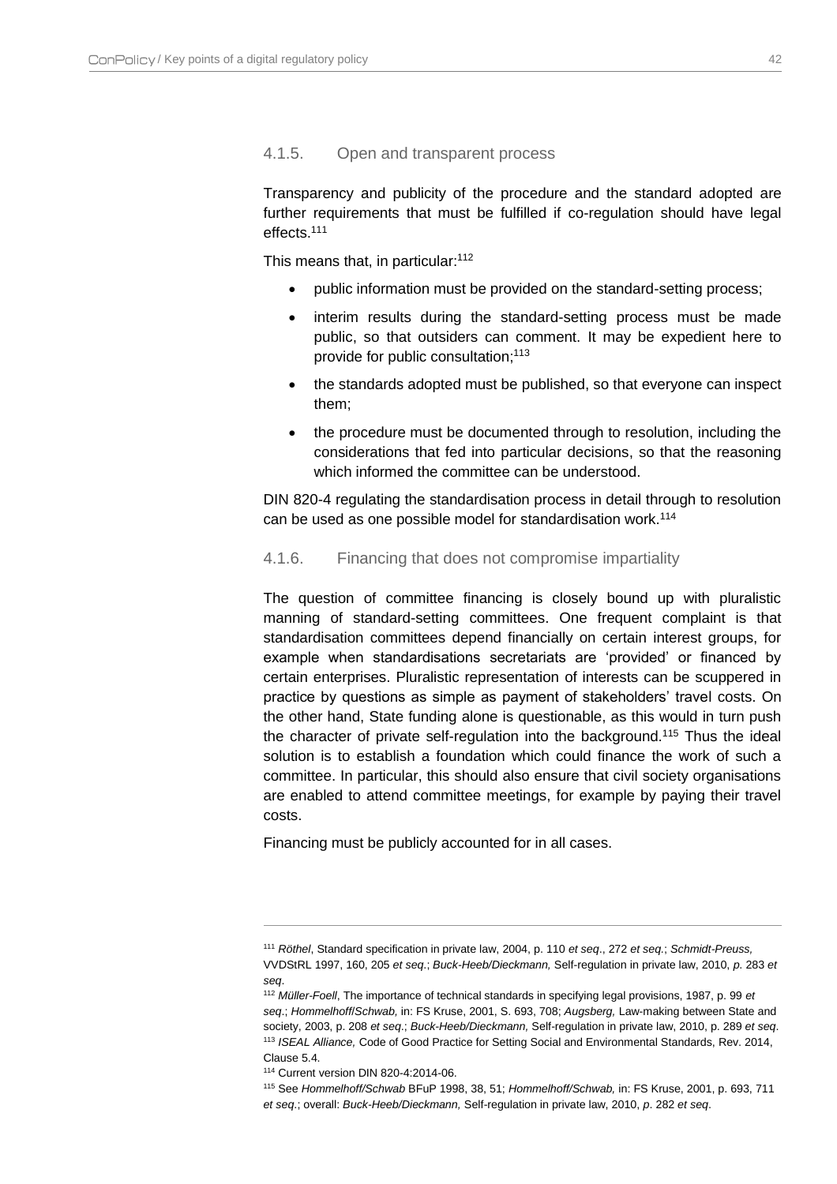### 4.1.5. Open and transparent process

Transparency and publicity of the procedure and the standard adopted are further requirements that must be fulfilled if co-regulation should have legal effects.[111]

This means that, in particular:[112]

- public information must be provided on the standard-setting process;
- interim results during the standard-setting process must be made public, so that outsiders can comment. It may be expedient here to provide for public consultation;[113]
- the standards adopted must be published, so that everyone can inspect them;
- the procedure must be documented through to resolution, including the considerations that fed into particular decisions, so that the reasoning which informed the committee can be understood.

DIN 820-4 regulating the standardisation process in detail through to resolution can be used as one possible model for standardisation work.[114]

### 4.1.6. Financing that does not compromise impartiality

The question of committee financing is closely bound up with pluralistic manning of standard-setting committees. One frequent complaint is that standardisation committees depend financially on certain interest groups, for example when standardisations secretariats are 'provided' or financed by certain enterprises. Pluralistic representation of interests can be scuppered in practice by questions as simple as payment of stakeholders' travel costs. On the other hand, State funding alone is questionable, as this would in turn push the character of private self-regulation into the background.[115] Thus the ideal solution is to establish a foundation which could finance the work of such a committee. In particular, this should also ensure that civil society organisations are enabled to attend committee meetings, for example by paying their travel costs.

Financing must be publicly accounted for in all cases.

---

[111] *Röthel*, Standard specification in private law, 2004, p. 110 *et seq*., 272 *et seq.*; *Schmidt-Preuss,* VVDStRL 1997, 160, 205 *et seq*.; *Buck-Heeb/Dieckmann,* Self-regulation in private law, 2010, *p.* 283 *et seq*.

[112] *Müller-Foell*, The importance of technical standards in specifying legal provisions, 1987, p. 99 *et seq*.; *Hommelhoff/Schwab,* in: FS Kruse, 2001, S. 693, 708; *Augsberg,* Law-making between State and society, 2003, p. 208 *et seq*.; *Buck-Heeb/Dieckmann,* Self-regulation in private law, 2010, p. 289 *et seq*.

[113] *ISEAL Alliance,* Code of Good Practice for Setting Social and Environmental Standards, Rev. 2014, Clause 5.4.

[114] Current version DIN 820-4:2014-06.

[115] See *Hommelhoff/Schwab* BFuP 1998, 38, 51; *Hommelhoff/Schwab,* in: FS Kruse, 2001, p. 693, 711 *et seq*.; overall: *Buck-Heeb/Dieckmann,* Self-regulation in private law, 2010, *p*. 282 *et seq*.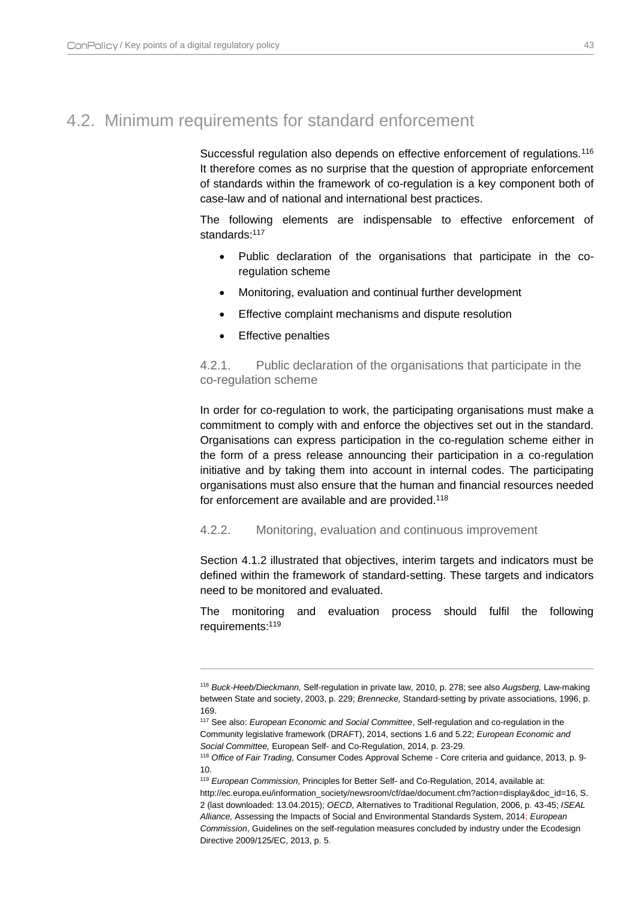## 4.2. Minimum requirements for standard enforcement

Successful regulation also depends on effective enforcement of regulations.[116] It therefore comes as no surprise that the question of appropriate enforcement of standards within the framework of co-regulation is a key component both of case-law and of national and international best practices.

The following elements are indispensable to effective enforcement of standards:[117]

- Public declaration of the organisations that participate in the co-regulation scheme
- Monitoring, evaluation and continual further development
- Effective complaint mechanisms and dispute resolution
- Effective penalties

### 4.2.1. Public declaration of the organisations that participate in the co-regulation scheme

In order for co-regulation to work, the participating organisations must make a commitment to comply with and enforce the objectives set out in the standard. Organisations can express participation in the co-regulation scheme either in the form of a press release announcing their participation in a co-regulation initiative and by taking them into account in internal codes. The participating organisations must also ensure that the human and financial resources needed for enforcement are available and are provided.[118]

### 4.2.2. Monitoring, evaluation and continuous improvement

Section 4.1.2 illustrated that objectives, interim targets and indicators must be defined within the framework of standard-setting. These targets and indicators need to be monitored and evaluated.

The monitoring and evaluation process should fulfil the following requirements:[119]

---

[116] *Buck-Heeb/Dieckmann,* Self-regulation in private law, 2010, p. 278; see also *Augsberg,* Law-making between State and society, 2003, p. 229; *Brennecke,* Standard-setting by private associations, 1996, p. 169.

[117] See also: *European Economic and Social Committee*, Self-regulation and co-regulation in the Community legislative framework (DRAFT), 2014, sections 1.6 and 5.22; *European Economic and Social Committee,* European Self- and Co-Regulation, 2014, p. 23-29.

[118] *Office of Fair Trading*, Consumer Codes Approval Scheme - Core criteria and guidance, 2013, p. 9-10.

[119] *European Commission*, Principles for Better Self- and Co-Regulation, 2014, available at: http://ec.europa.eu/information_society/newsroom/cf/dae/document.cfm?action=display&doc_id=16, S. 2 (last downloaded: 13.04.2015); *OECD*, Alternatives to Traditional Regulation, 2006, p. 43-45; *ISEAL Alliance,* Assessing the Impacts of Social and Environmental Standards System, 2014; *European Commission*, Guidelines on the self-regulation measures concluded by industry under the Ecodesign Directive 2009/125/EC, 2013, p. 5.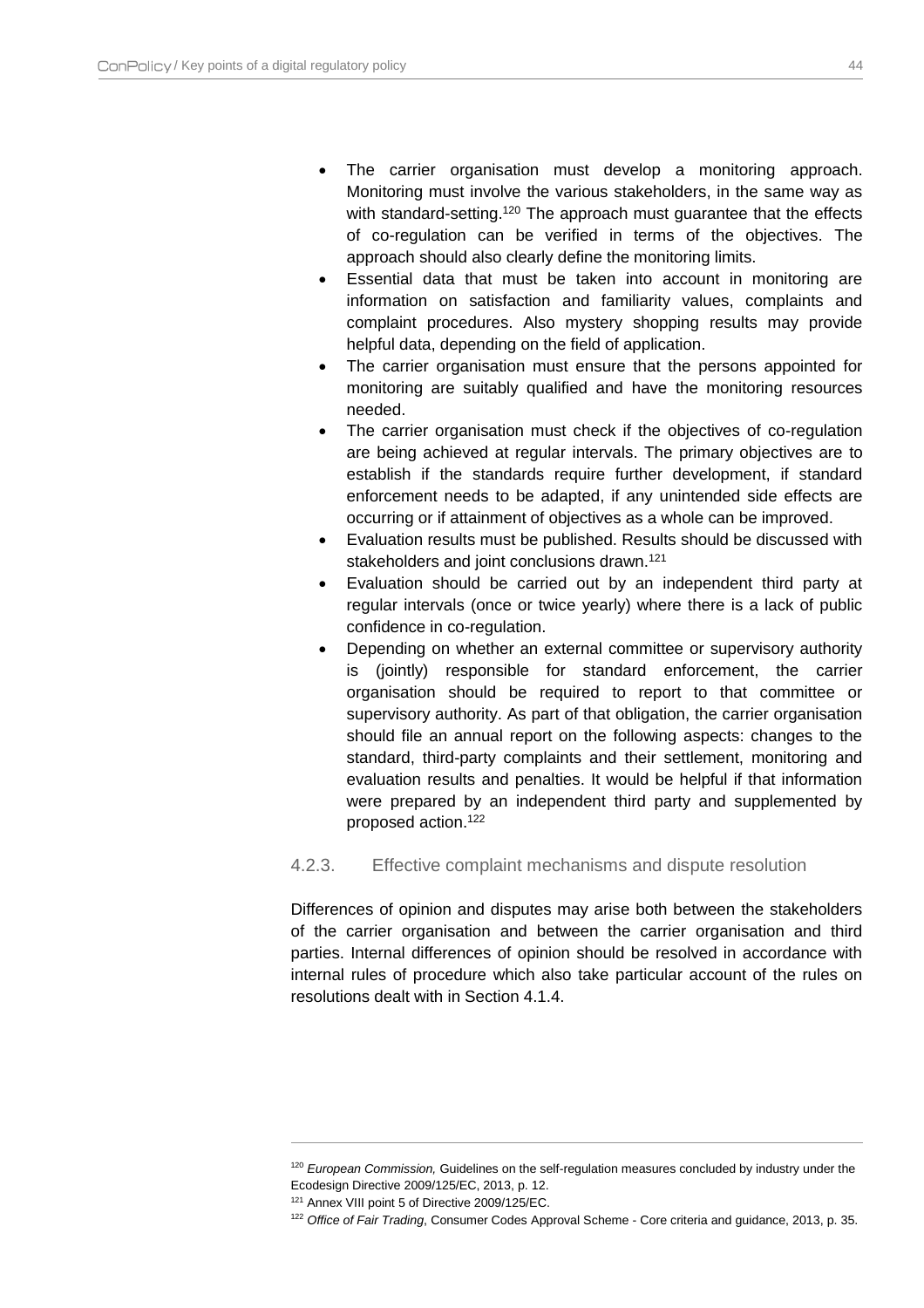- The carrier organisation must develop a monitoring approach. Monitoring must involve the various stakeholders, in the same way as with standard-setting.[120] The approach must guarantee that the effects of co-regulation can be verified in terms of the objectives. The approach should also clearly define the monitoring limits.
- Essential data that must be taken into account in monitoring are information on satisfaction and familiarity values, complaints and complaint procedures. Also mystery shopping results may provide helpful data, depending on the field of application.
- The carrier organisation must ensure that the persons appointed for monitoring are suitably qualified and have the monitoring resources needed.
- The carrier organisation must check if the objectives of co-regulation are being achieved at regular intervals. The primary objectives are to establish if the standards require further development, if standard enforcement needs to be adapted, if any unintended side effects are occurring or if attainment of objectives as a whole can be improved.
- Evaluation results must be published. Results should be discussed with stakeholders and joint conclusions drawn.[121]
- Evaluation should be carried out by an independent third party at regular intervals (once or twice yearly) where there is a lack of public confidence in co-regulation.
- Depending on whether an external committee or supervisory authority is (jointly) responsible for standard enforcement, the carrier organisation should be required to report to that committee or supervisory authority. As part of that obligation, the carrier organisation should file an annual report on the following aspects: changes to the standard, third-party complaints and their settlement, monitoring and evaluation results and penalties. It would be helpful if that information were prepared by an independent third party and supplemented by proposed action.[122]

### 4.2.3. Effective complaint mechanisms and dispute resolution

Differences of opinion and disputes may arise both between the stakeholders of the carrier organisation and between the carrier organisation and third parties. Internal differences of opinion should be resolved in accordance with internal rules of procedure which also take particular account of the rules on resolutions dealt with in Section 4.1.4.

---

[120] *European Commission,* Guidelines on the self-regulation measures concluded by industry under the Ecodesign Directive 2009/125/EC, 2013, p. 12.

[121] Annex VIII point 5 of Directive 2009/125/EC.

[122] *Office of Fair Trading*, Consumer Codes Approval Scheme - Core criteria and guidance, 2013, p. 35.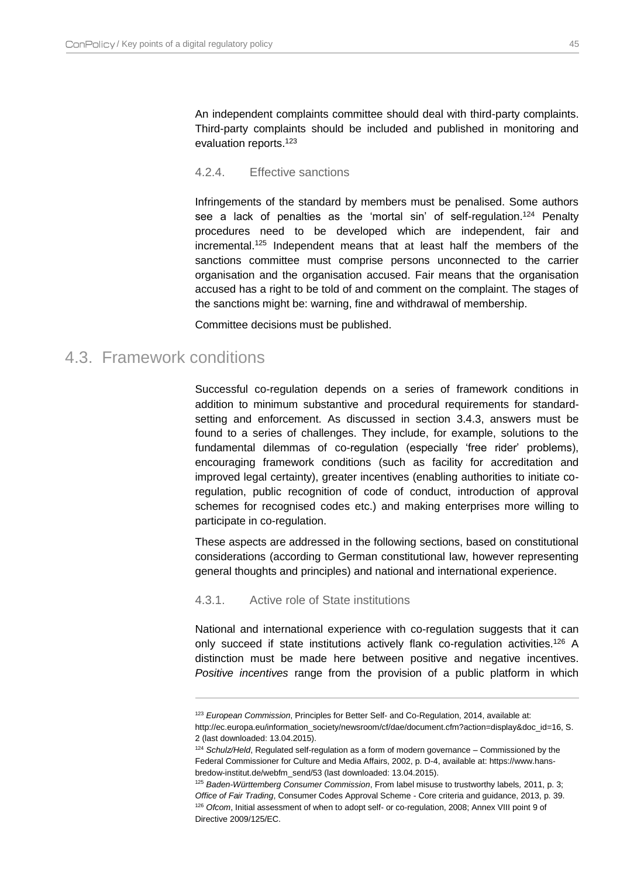An independent complaints committee should deal with third-party complaints. Third-party complaints should be included and published in monitoring and evaluation reports.[123]

### 4.2.4. Effective sanctions

Infringements of the standard by members must be penalised. Some authors see a lack of penalties as the 'mortal sin' of self-regulation.[124] Penalty procedures need to be developed which are independent, fair and incremental.[125] Independent means that at least half the members of the sanctions committee must comprise persons unconnected to the carrier organisation and the organisation accused. Fair means that the organisation accused has a right to be told of and comment on the complaint. The stages of the sanctions might be: warning, fine and withdrawal of membership.

Committee decisions must be published.

## 4.3. Framework conditions

Successful co-regulation depends on a series of framework conditions in addition to minimum substantive and procedural requirements for standard-setting and enforcement. As discussed in section 3.4.3, answers must be found to a series of challenges. They include, for example, solutions to the fundamental dilemmas of co-regulation (especially 'free rider' problems), encouraging framework conditions (such as facility for accreditation and improved legal certainty), greater incentives (enabling authorities to initiate co-regulation, public recognition of code of conduct, introduction of approval schemes for recognised codes etc.) and making enterprises more willing to participate in co-regulation.

These aspects are addressed in the following sections, based on constitutional considerations (according to German constitutional law, however representing general thoughts and principles) and national and international experience.

### 4.3.1. Active role of State institutions

National and international experience with co-regulation suggests that it can only succeed if state institutions actively flank co-regulation activities.[126] A distinction must be made here between positive and negative incentives. *Positive incentives* range from the provision of a public platform in which

---

[123] *European Commission*, Principles for Better Self- and Co-Regulation, 2014, available at: http://ec.europa.eu/information_society/newsroom/cf/dae/document.cfm?action=display&doc_id=16, S. 2 (last downloaded: 13.04.2015).

[124] *Schulz/Held*, Regulated self-regulation as a form of modern governance – Commissioned by the Federal Commissioner for Culture and Media Affairs, 2002, p. D-4, available at: https://www.hans-bredow-institut.de/webfm_send/53 (last downloaded: 13.04.2015).

[125] *Baden-Württemberg Consumer Commission*, From label misuse to trustworthy labels, 2011, p. 3; *Office of Fair Trading*, Consumer Codes Approval Scheme - Core criteria and guidance, 2013, p. 39.

[126] *Ofcom*, Initial assessment of when to adopt self- or co-regulation, 2008; Annex VIII point 9 of Directive 2009/125/EC.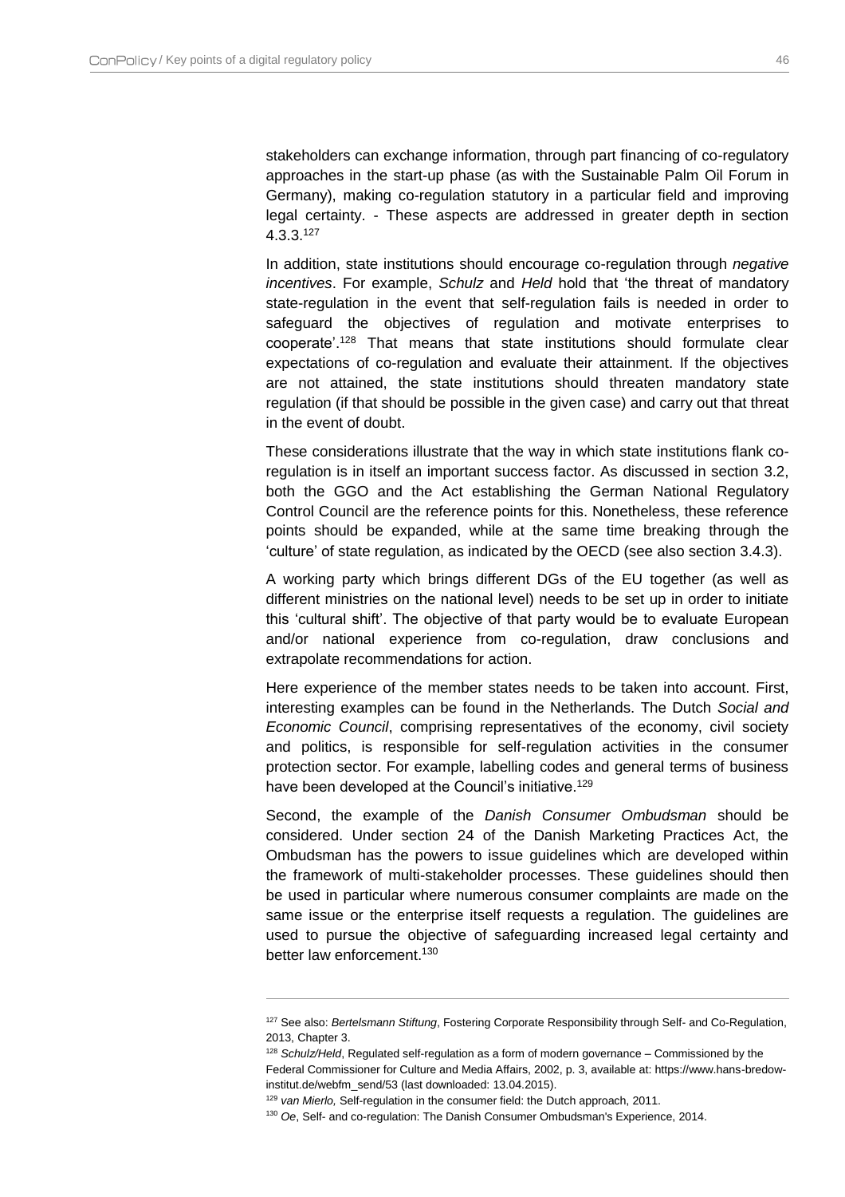stakeholders can exchange information, through part financing of co-regulatory approaches in the start-up phase (as with the Sustainable Palm Oil Forum in Germany), making co-regulation statutory in a particular field and improving legal certainty. - These aspects are addressed in greater depth in section 4.3.3.[127]

In addition, state institutions should encourage co-regulation through *negative incentives*. For example, *Schulz* and *Held* hold that 'the threat of mandatory state-regulation in the event that self-regulation fails is needed in order to safeguard the objectives of regulation and motivate enterprises to cooperate'.[128] That means that state institutions should formulate clear expectations of co-regulation and evaluate their attainment. If the objectives are not attained, the state institutions should threaten mandatory state regulation (if that should be possible in the given case) and carry out that threat in the event of doubt.

These considerations illustrate that the way in which state institutions flank co-regulation is in itself an important success factor. As discussed in section 3.2, both the GGO and the Act establishing the German National Regulatory Control Council are the reference points for this. Nonetheless, these reference points should be expanded, while at the same time breaking through the 'culture' of state regulation, as indicated by the OECD (see also section 3.4.3).

A working party which brings different DGs of the EU together (as well as different ministries on the national level) needs to be set up in order to initiate this 'cultural shift'. The objective of that party would be to evaluate European and/or national experience from co-regulation, draw conclusions and extrapolate recommendations for action.

Here experience of the member states needs to be taken into account. First, interesting examples can be found in the Netherlands. The Dutch *Social and Economic Council*, comprising representatives of the economy, civil society and politics, is responsible for self-regulation activities in the consumer protection sector. For example, labelling codes and general terms of business have been developed at the Council's initiative.[129]

Second, the example of the *Danish Consumer Ombudsman* should be considered. Under section 24 of the Danish Marketing Practices Act, the Ombudsman has the powers to issue guidelines which are developed within the framework of multi-stakeholder processes. These guidelines should then be used in particular where numerous consumer complaints are made on the same issue or the enterprise itself requests a regulation. The guidelines are used to pursue the objective of safeguarding increased legal certainty and better law enforcement.[130]

---

[127] See also: *Bertelsmann Stiftung*, Fostering Corporate Responsibility through Self- and Co-Regulation, 2013, Chapter 3.

[128] *Schulz/Held*, Regulated self-regulation as a form of modern governance – Commissioned by the Federal Commissioner for Culture and Media Affairs, 2002, p. 3, available at: https://www.hans-bredow-institut.de/webfm_send/53 (last downloaded: 13.04.2015).

[129] *van Mierlo,* Self-regulation in the consumer field: the Dutch approach, 2011.

[130] *Oe*, Self- and co-regulation: The Danish Consumer Ombudsman's Experience, 2014.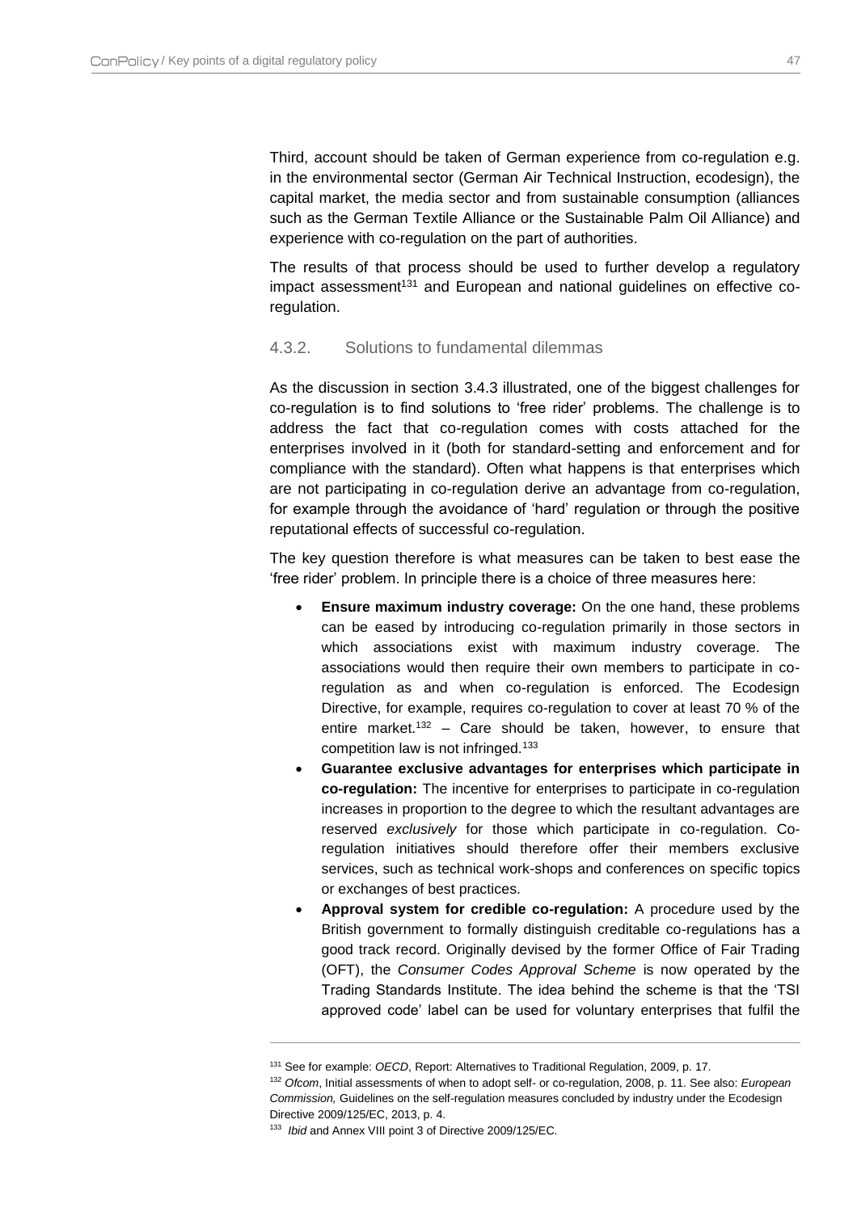Third, account should be taken of German experience from co-regulation e.g. in the environmental sector (German Air Technical Instruction, ecodesign), the capital market, the media sector and from sustainable consumption (alliances such as the German Textile Alliance or the Sustainable Palm Oil Alliance) and experience with co-regulation on the part of authorities.

The results of that process should be used to further develop a regulatory impact assessment[131] and European and national guidelines on effective co-regulation.

### 4.3.2. Solutions to fundamental dilemmas

As the discussion in section 3.4.3 illustrated, one of the biggest challenges for co-regulation is to find solutions to 'free rider' problems. The challenge is to address the fact that co-regulation comes with costs attached for the enterprises involved in it (both for standard-setting and enforcement and for compliance with the standard). Often what happens is that enterprises which are not participating in co-regulation derive an advantage from co-regulation, for example through the avoidance of 'hard' regulation or through the positive reputational effects of successful co-regulation.

The key question therefore is what measures can be taken to best ease the 'free rider' problem. In principle there is a choice of three measures here:

- **Ensure maximum industry coverage:** On the one hand, these problems can be eased by introducing co-regulation primarily in those sectors in which associations exist with maximum industry coverage. The associations would then require their own members to participate in co-regulation as and when co-regulation is enforced. The Ecodesign Directive, for example, requires co-regulation to cover at least 70 % of the entire market.[132] – Care should be taken, however, to ensure that competition law is not infringed.[133]
- **Guarantee exclusive advantages for enterprises which participate in co-regulation:** The incentive for enterprises to participate in co-regulation increases in proportion to the degree to which the resultant advantages are reserved *exclusively* for those which participate in co-regulation. Co-regulation initiatives should therefore offer their members exclusive services, such as technical work-shops and conferences on specific topics or exchanges of best practices.
- **Approval system for credible co-regulation:** A procedure used by the British government to formally distinguish creditable co-regulations has a good track record. Originally devised by the former Office of Fair Trading (OFT), the *Consumer Codes Approval Scheme* is now operated by the Trading Standards Institute. The idea behind the scheme is that the 'TSI approved code' label can be used for voluntary enterprises that fulfil the

---

[131] See for example: *OECD*, Report: Alternatives to Traditional Regulation, 2009, p. 17.

[132] *Ofcom*, Initial assessments of when to adopt self- or co-regulation, 2008, p. 11. See also: *European Commission,* Guidelines on the self-regulation measures concluded by industry under the Ecodesign Directive 2009/125/EC, 2013, p. 4.

[133] *Ibid* and Annex VIII point 3 of Directive 2009/125/EC.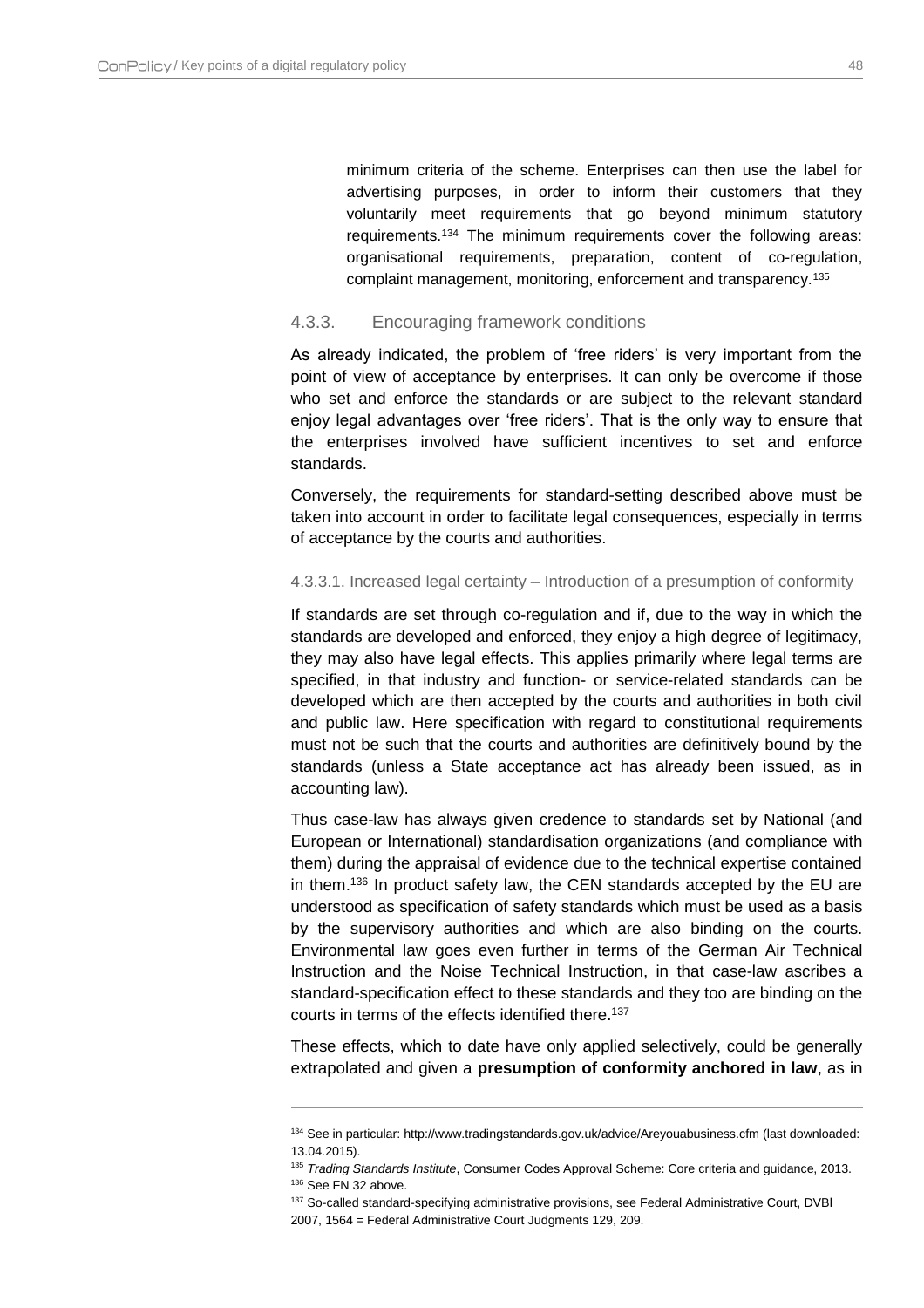minimum criteria of the scheme. Enterprises can then use the label for advertising purposes, in order to inform their customers that they voluntarily meet requirements that go beyond minimum statutory requirements.[134] The minimum requirements cover the following areas: organisational requirements, preparation, content of co-regulation, complaint management, monitoring, enforcement and transparency.[135]

### 4.3.3. Encouraging framework conditions

As already indicated, the problem of 'free riders' is very important from the point of view of acceptance by enterprises. It can only be overcome if those who set and enforce the standards or are subject to the relevant standard enjoy legal advantages over 'free riders'. That is the only way to ensure that the enterprises involved have sufficient incentives to set and enforce standards.

Conversely, the requirements for standard-setting described above must be taken into account in order to facilitate legal consequences, especially in terms of acceptance by the courts and authorities.

#### 4.3.3.1. Increased legal certainty – Introduction of a presumption of conformity

If standards are set through co-regulation and if, due to the way in which the standards are developed and enforced, they enjoy a high degree of legitimacy, they may also have legal effects. This applies primarily where legal terms are specified, in that industry and function- or service-related standards can be developed which are then accepted by the courts and authorities in both civil and public law. Here specification with regard to constitutional requirements must not be such that the courts and authorities are definitively bound by the standards (unless a State acceptance act has already been issued, as in accounting law).

Thus case-law has always given credence to standards set by National (and European or International) standardisation organizations (and compliance with them) during the appraisal of evidence due to the technical expertise contained in them.[136] In product safety law, the CEN standards accepted by the EU are understood as specification of safety standards which must be used as a basis by the supervisory authorities and which are also binding on the courts. Environmental law goes even further in terms of the German Air Technical Instruction and the Noise Technical Instruction, in that case-law ascribes a standard-specification effect to these standards and they too are binding on the courts in terms of the effects identified there.[137]

These effects, which to date have only applied selectively, could be generally extrapolated and given a **presumption of conformity anchored in law**, as in

---

[134] See in particular: http://www.tradingstandards.gov.uk/advice/Areyouabusiness.cfm (last downloaded: 13.04.2015).

[135] *Trading Standards Institute*, Consumer Codes Approval Scheme: Core criteria and guidance, 2013.

[136] See FN 32 above.

[137] So-called standard-specifying administrative provisions, see Federal Administrative Court, DVBl 2007, 1564 = Federal Administrative Court Judgments 129, 209.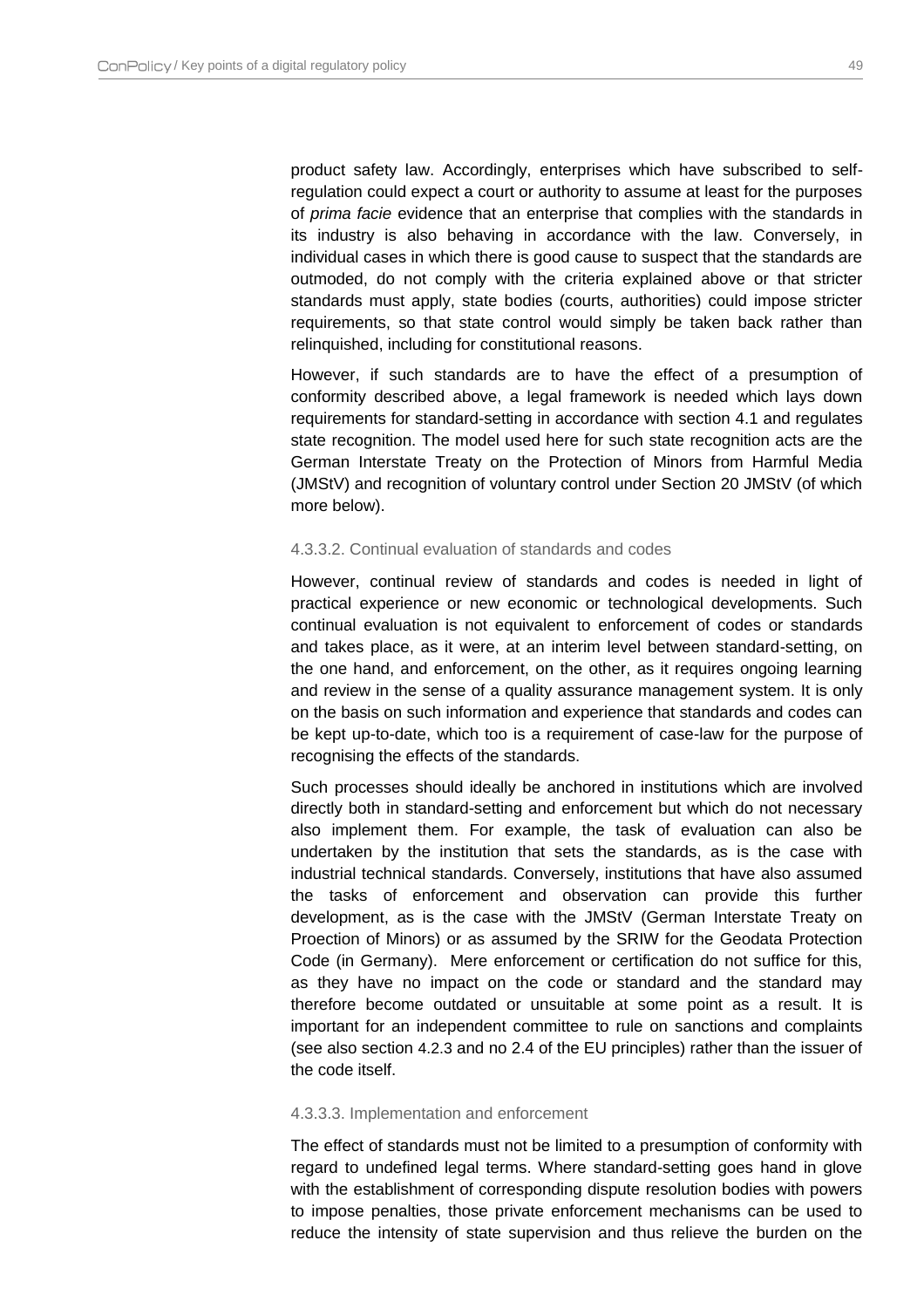product safety law. Accordingly, enterprises which have subscribed to self-regulation could expect a court or authority to assume at least for the purposes of *prima facie* evidence that an enterprise that complies with the standards in its industry is also behaving in accordance with the law. Conversely, in individual cases in which there is good cause to suspect that the standards are outmoded, do not comply with the criteria explained above or that stricter standards must apply, state bodies (courts, authorities) could impose stricter requirements, so that state control would simply be taken back rather than relinquished, including for constitutional reasons.

However, if such standards are to have the effect of a presumption of conformity described above, a legal framework is needed which lays down requirements for standard-setting in accordance with section 4.1 and regulates state recognition. The model used here for such state recognition acts are the German Interstate Treaty on the Protection of Minors from Harmful Media (JMStV) and recognition of voluntary control under Section 20 JMStV (of which more below).

#### 4.3.3.2. Continual evaluation of standards and codes

However, continual review of standards and codes is needed in light of practical experience or new economic or technological developments. Such continual evaluation is not equivalent to enforcement of codes or standards and takes place, as it were, at an interim level between standard-setting, on the one hand, and enforcement, on the other, as it requires ongoing learning and review in the sense of a quality assurance management system. It is only on the basis on such information and experience that standards and codes can be kept up-to-date, which too is a requirement of case-law for the purpose of recognising the effects of the standards.

Such processes should ideally be anchored in institutions which are involved directly both in standard-setting and enforcement but which do not necessary also implement them. For example, the task of evaluation can also be undertaken by the institution that sets the standards, as is the case with industrial technical standards. Conversely, institutions that have also assumed the tasks of enforcement and observation can provide this further development, as is the case with the JMStV (German Interstate Treaty on Proection of Minors) or as assumed by the SRIW for the Geodata Protection Code (in Germany). Mere enforcement or certification do not suffice for this, as they have no impact on the code or standard and the standard may therefore become outdated or unsuitable at some point as a result. It is important for an independent committee to rule on sanctions and complaints (see also section 4.2.3 and no 2.4 of the EU principles) rather than the issuer of the code itself.

#### 4.3.3.3. Implementation and enforcement

The effect of standards must not be limited to a presumption of conformity with regard to undefined legal terms. Where standard-setting goes hand in glove with the establishment of corresponding dispute resolution bodies with powers to impose penalties, those private enforcement mechanisms can be used to reduce the intensity of state supervision and thus relieve the burden on the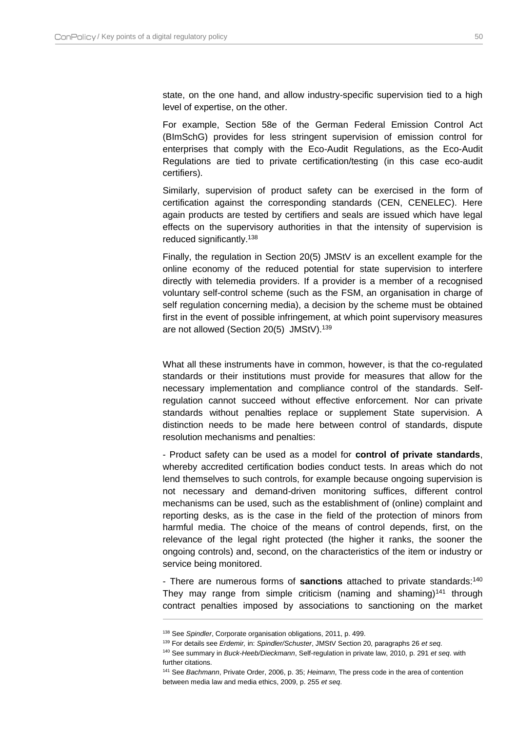state, on the one hand, and allow industry-specific supervision tied to a high level of expertise, on the other.

For example, Section 58e of the German Federal Emission Control Act (BImSchG) provides for less stringent supervision of emission control for enterprises that comply with the Eco-Audit Regulations, as the Eco-Audit Regulations are tied to private certification/testing (in this case eco-audit certifiers).

Similarly, supervision of product safety can be exercised in the form of certification against the corresponding standards (CEN, CENELEC). Here again products are tested by certifiers and seals are issued which have legal effects on the supervisory authorities in that the intensity of supervision is reduced significantly.[138]

Finally, the regulation in Section 20(5) JMStV is an excellent example for the online economy of the reduced potential for state supervision to interfere directly with telemedia providers. If a provider is a member of a recognised voluntary self-control scheme (such as the FSM, an organisation in charge of self regulation concerning media), a decision by the scheme must be obtained first in the event of possible infringement, at which point supervisory measures are not allowed (Section 20(5) JMStV).[139]

What all these instruments have in common, however, is that the co-regulated standards or their institutions must provide for measures that allow for the necessary implementation and compliance control of the standards. Self-regulation cannot succeed without effective enforcement. Nor can private standards without penalties replace or supplement State supervision. A distinction needs to be made here between control of standards, dispute resolution mechanisms and penalties:

- Product safety can be used as a model for **control of private standards**, whereby accredited certification bodies conduct tests. In areas which do not lend themselves to such controls, for example because ongoing supervision is not necessary and demand-driven monitoring suffices, different control mechanisms can be used, such as the establishment of (online) complaint and reporting desks, as is the case in the field of the protection of minors from harmful media. The choice of the means of control depends, first, on the relevance of the legal right protected (the higher it ranks, the sooner the ongoing controls) and, second, on the characteristics of the item or industry or service being monitored.

- There are numerous forms of **sanctions** attached to private standards:[140] They may range from simple criticism (naming and shaming)[141] through contract penalties imposed by associations to sanctioning on the market

---

[138] See *Spindler*, Corporate organisation obligations, 2011, p. 499.

[139] For details see *Erdemir,* in: *Spindler/Schuster*, JMStV Section 20, paragraphs 26 *et seq*.

[140] See summary in *Buck-Heeb/Dieckmann*, Self-regulation in private law, 2010, p. 291 *et seq*. with further citations.

[141] See *Bachmann*, Private Order, 2006, p. 35; *Heimann*, The press code in the area of contention between media law and media ethics, 2009, p. 255 *et seq*.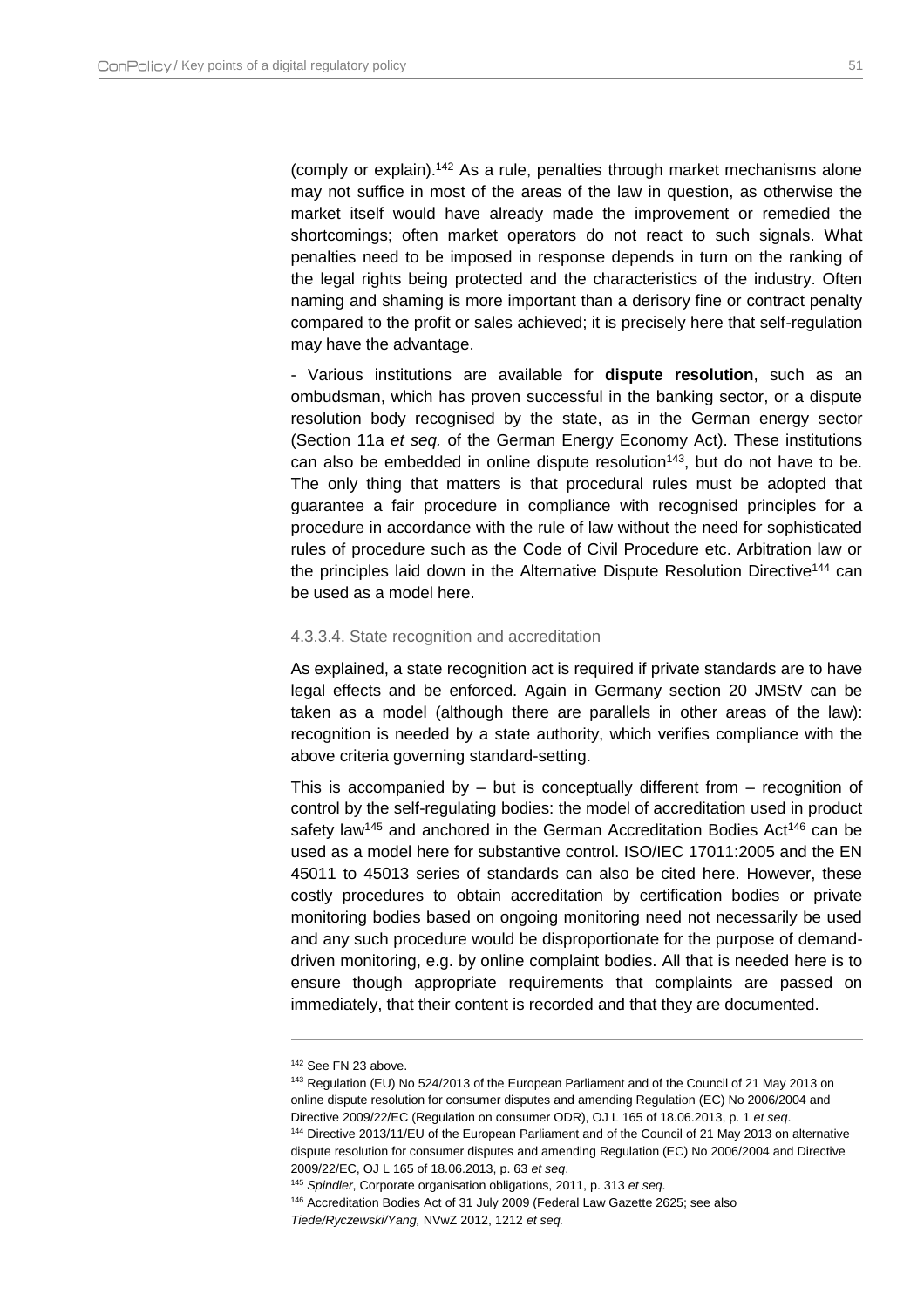(comply or explain).[142] As a rule, penalties through market mechanisms alone may not suffice in most of the areas of the law in question, as otherwise the market itself would have already made the improvement or remedied the shortcomings; often market operators do not react to such signals. What penalties need to be imposed in response depends in turn on the ranking of the legal rights being protected and the characteristics of the industry. Often naming and shaming is more important than a derisory fine or contract penalty compared to the profit or sales achieved; it is precisely here that self-regulation may have the advantage.

- Various institutions are available for **dispute resolution**, such as an ombudsman, which has proven successful in the banking sector, or a dispute resolution body recognised by the state, as in the German energy sector (Section 11a *et seq.* of the German Energy Economy Act). These institutions can also be embedded in online dispute resolution[143], but do not have to be. The only thing that matters is that procedural rules must be adopted that guarantee a fair procedure in compliance with recognised principles for a procedure in accordance with the rule of law without the need for sophisticated rules of procedure such as the Code of Civil Procedure etc. Arbitration law or the principles laid down in the Alternative Dispute Resolution Directive[144] can be used as a model here.

#### 4.3.3.4. State recognition and accreditation

As explained, a state recognition act is required if private standards are to have legal effects and be enforced. Again in Germany section 20 JMStV can be taken as a model (although there are parallels in other areas of the law): recognition is needed by a state authority, which verifies compliance with the above criteria governing standard-setting.

This is accompanied by – but is conceptually different from – recognition of control by the self-regulating bodies: the model of accreditation used in product safety law[145] and anchored in the German Accreditation Bodies Act[146] can be used as a model here for substantive control. ISO/IEC 17011:2005 and the EN 45011 to 45013 series of standards can also be cited here. However, these costly procedures to obtain accreditation by certification bodies or private monitoring bodies based on ongoing monitoring need not necessarily be used and any such procedure would be disproportionate for the purpose of demand-driven monitoring, e.g. by online complaint bodies. All that is needed here is to ensure though appropriate requirements that complaints are passed on immediately, that their content is recorded and that they are documented.

---

[142] See FN 23 above.

[143] Regulation (EU) No 524/2013 of the European Parliament and of the Council of 21 May 2013 on online dispute resolution for consumer disputes and amending Regulation (EC) No 2006/2004 and Directive 2009/22/EC (Regulation on consumer ODR), OJ L 165 of 18.06.2013, p. 1 *et seq*.

[144] Directive 2013/11/EU of the European Parliament and of the Council of 21 May 2013 on alternative dispute resolution for consumer disputes and amending Regulation (EC) No 2006/2004 and Directive 2009/22/EC, OJ L 165 of 18.06.2013, p. 63 *et seq*.

[145] *Spindler*, Corporate organisation obligations, 2011, p. 313 *et seq.*

[146] Accreditation Bodies Act of 31 July 2009 (Federal Law Gazette 2625; see also *Tiede/Ryczewski/Yang,* NVwZ 2012, 1212 *et seq.*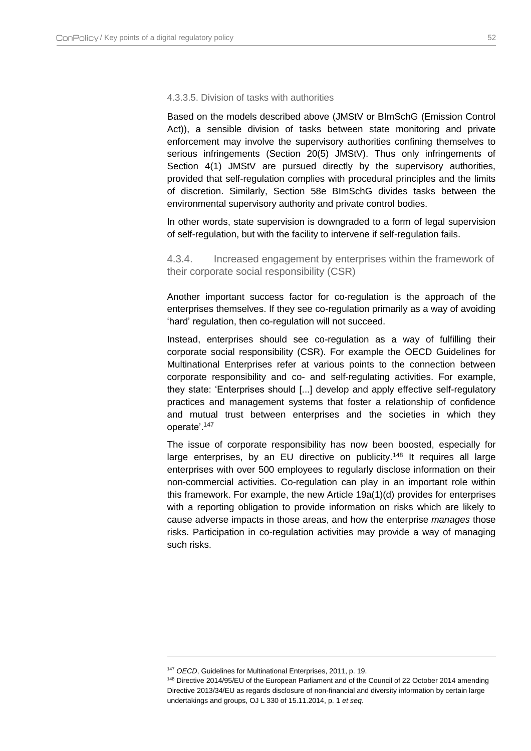#### 4.3.3.5. Division of tasks with authorities

Based on the models described above (JMStV or BImSchG (Emission Control Act)), a sensible division of tasks between state monitoring and private enforcement may involve the supervisory authorities confining themselves to serious infringements (Section 20(5) JMStV). Thus only infringements of Section 4(1) JMStV are pursued directly by the supervisory authorities, provided that self-regulation complies with procedural principles and the limits of discretion. Similarly, Section 58e BImSchG divides tasks between the environmental supervisory authority and private control bodies.

In other words, state supervision is downgraded to a form of legal supervision of self-regulation, but with the facility to intervene if self-regulation fails.

### 4.3.4. Increased engagement by enterprises within the framework of their corporate social responsibility (CSR)

Another important success factor for co-regulation is the approach of the enterprises themselves. If they see co-regulation primarily as a way of avoiding 'hard' regulation, then co-regulation will not succeed.

Instead, enterprises should see co-regulation as a way of fulfilling their corporate social responsibility (CSR). For example the OECD Guidelines for Multinational Enterprises refer at various points to the connection between corporate responsibility and co- and self-regulating activities. For example, they state: 'Enterprises should [...] develop and apply effective self-regulatory practices and management systems that foster a relationship of confidence and mutual trust between enterprises and the societies in which they operate'.[147]

The issue of corporate responsibility has now been boosted, especially for large enterprises, by an EU directive on publicity.[148] It requires all large enterprises with over 500 employees to regularly disclose information on their non-commercial activities. Co-regulation can play in an important role within this framework. For example, the new Article 19a(1)(d) provides for enterprises with a reporting obligation to provide information on risks which are likely to cause adverse impacts in those areas, and how the enterprise *manages* those risks. Participation in co-regulation activities may provide a way of managing such risks.

---

[147] *OECD*, Guidelines for Multinational Enterprises, 2011, p. 19.

[148] Directive 2014/95/EU of the European Parliament and of the Council of 22 October 2014 amending Directive 2013/34/EU as regards disclosure of non-financial and diversity information by certain large undertakings and groups, OJ L 330 of 15.11.2014, p. 1 *et seq.*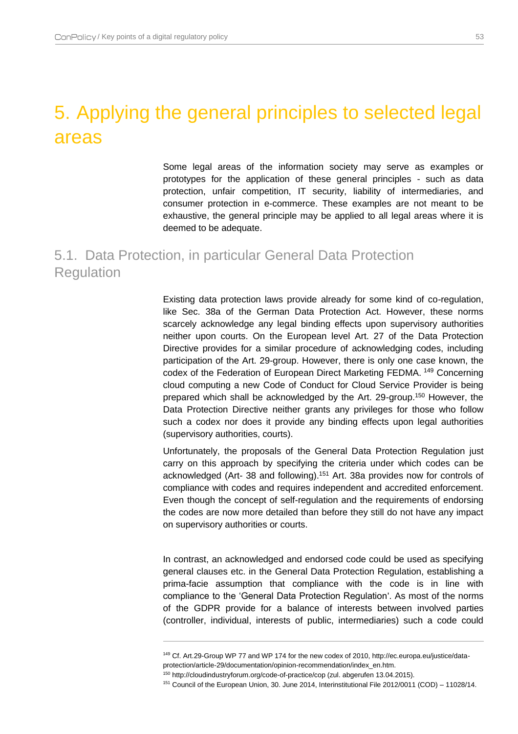# 5. Applying the general principles to selected legal areas

Some legal areas of the information society may serve as examples or prototypes for the application of these general principles - such as data protection, unfair competition, IT security, liability of intermediaries, and consumer protection in e-commerce. These examples are not meant to be exhaustive, the general principle may be applied to all legal areas where it is deemed to be adequate.

## 5.1. Data Protection, in particular General Data Protection Regulation

Existing data protection laws provide already for some kind of co-regulation, like Sec. 38a of the German Data Protection Act. However, these norms scarcely acknowledge any legal binding effects upon supervisory authorities neither upon courts. On the European level Art. 27 of the Data Protection Directive provides for a similar procedure of acknowledging codes, including participation of the Art. 29-group. However, there is only one case known, the codex of the Federation of European Direct Marketing FEDMA. [149] Concerning cloud computing a new Code of Conduct for Cloud Service Provider is being prepared which shall be acknowledged by the Art. 29-group.[150] However, the Data Protection Directive neither grants any privileges for those who follow such a codex nor does it provide any binding effects upon legal authorities (supervisory authorities, courts).

Unfortunately, the proposals of the General Data Protection Regulation just carry on this approach by specifying the criteria under which codes can be acknowledged (Art- 38 and following).[151] Art. 38a provides now for controls of compliance with codes and requires independent and accredited enforcement. Even though the concept of self-regulation and the requirements of endorsing the codes are now more detailed than before they still do not have any impact on supervisory authorities or courts.

In contrast, an acknowledged and endorsed code could be used as specifying general clauses etc. in the General Data Protection Regulation, establishing a prima-facie assumption that compliance with the code is in line with compliance to the 'General Data Protection Regulation'. As most of the norms of the GDPR provide for a balance of interests between involved parties (controller, individual, interests of public, intermediaries) such a code could

---

[149] Cf. Art.29-Group WP 77 and WP 174 for the new codex of 2010, http://ec.europa.eu/justice/data-protection/article-29/documentation/opinion-recommendation/index_en.htm.

[150] http://cloudindustryforum.org/code-of-practice/cop (zul. abgerufen 13.04.2015).

[151] Council of the European Union, 30. June 2014, Interinstitutional File 2012/0011 (COD) – 11028/14.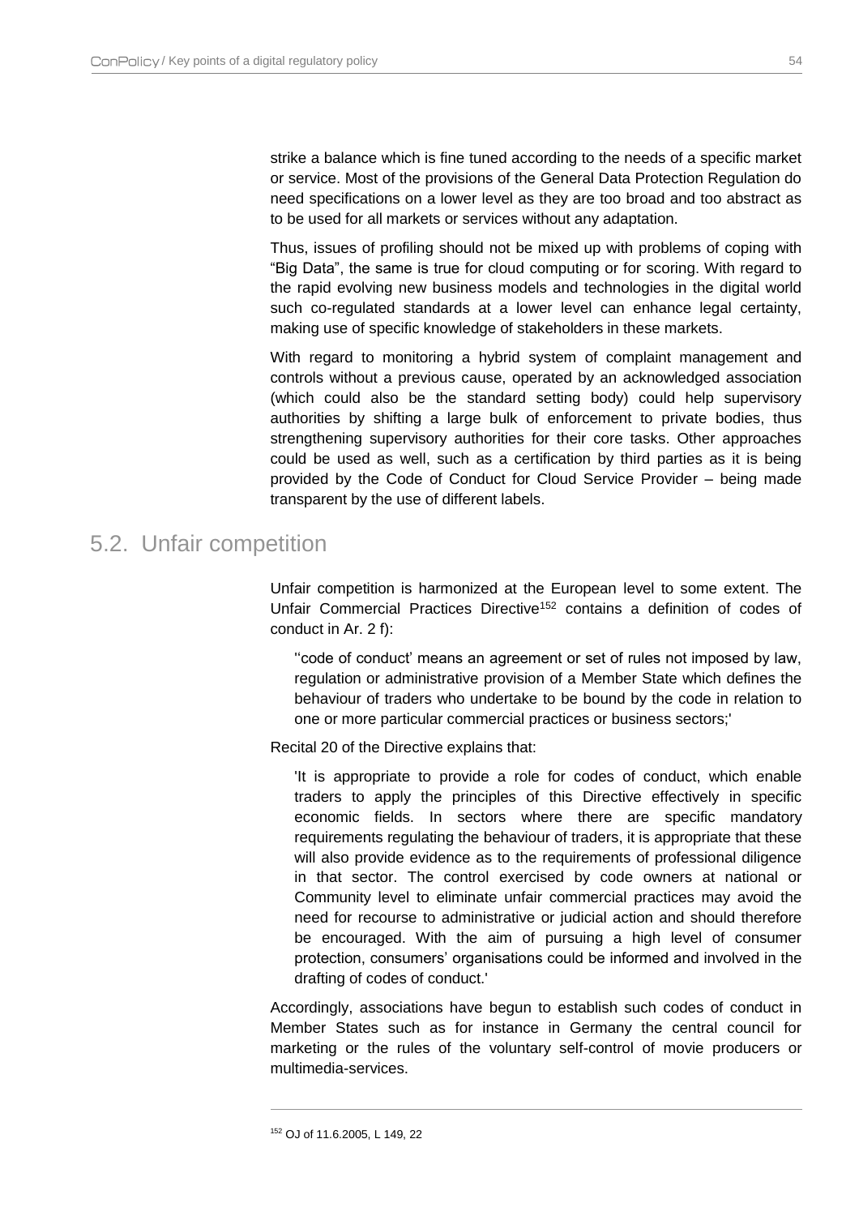strike a balance which is fine tuned according to the needs of a specific market or service. Most of the provisions of the General Data Protection Regulation do need specifications on a lower level as they are too broad and too abstract as to be used for all markets or services without any adaptation.

Thus, issues of profiling should not be mixed up with problems of coping with "Big Data", the same is true for cloud computing or for scoring. With regard to the rapid evolving new business models and technologies in the digital world such co-regulated standards at a lower level can enhance legal certainty, making use of specific knowledge of stakeholders in these markets.

With regard to monitoring a hybrid system of complaint management and controls without a previous cause, operated by an acknowledged association (which could also be the standard setting body) could help supervisory authorities by shifting a large bulk of enforcement to private bodies, thus strengthening supervisory authorities for their core tasks. Other approaches could be used as well, such as a certification by third parties as it is being provided by the Code of Conduct for Cloud Service Provider – being made transparent by the use of different labels.

## 5.2. Unfair competition

Unfair competition is harmonized at the European level to some extent. The Unfair Commercial Practices Directive[152] contains a definition of codes of conduct in Ar. 2 f):

> ''code of conduct' means an agreement or set of rules not imposed by law, regulation or administrative provision of a Member State which defines the behaviour of traders who undertake to be bound by the code in relation to one or more particular commercial practices or business sectors;'

Recital 20 of the Directive explains that:

> 'It is appropriate to provide a role for codes of conduct, which enable traders to apply the principles of this Directive effectively in specific economic fields. In sectors where there are specific mandatory requirements regulating the behaviour of traders, it is appropriate that these will also provide evidence as to the requirements of professional diligence in that sector. The control exercised by code owners at national or Community level to eliminate unfair commercial practices may avoid the need for recourse to administrative or judicial action and should therefore be encouraged. With the aim of pursuing a high level of consumer protection, consumers' organisations could be informed and involved in the drafting of codes of conduct.'

Accordingly, associations have begun to establish such codes of conduct in Member States such as for instance in Germany the central council for marketing or the rules of the voluntary self-control of movie producers or multimedia-services.

---

[152] OJ of 11.6.2005, L 149, 22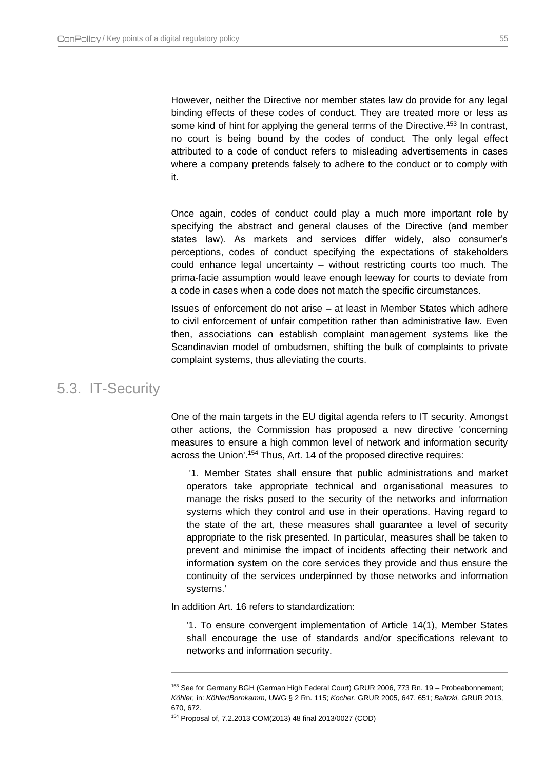However, neither the Directive nor member states law do provide for any legal binding effects of these codes of conduct. They are treated more or less as some kind of hint for applying the general terms of the Directive.[153] In contrast, no court is being bound by the codes of conduct. The only legal effect attributed to a code of conduct refers to misleading advertisements in cases where a company pretends falsely to adhere to the conduct or to comply with it.

Once again, codes of conduct could play a much more important role by specifying the abstract and general clauses of the Directive (and member states law). As markets and services differ widely, also consumer's perceptions, codes of conduct specifying the expectations of stakeholders could enhance legal uncertainty – without restricting courts too much. The prima-facie assumption would leave enough leeway for courts to deviate from a code in cases when a code does not match the specific circumstances.

Issues of enforcement do not arise – at least in Member States which adhere to civil enforcement of unfair competition rather than administrative law. Even then, associations can establish complaint management systems like the Scandinavian model of ombudsmen, shifting the bulk of complaints to private complaint systems, thus alleviating the courts.

## 5.3. IT-Security

One of the main targets in the EU digital agenda refers to IT security. Amongst other actions, the Commission has proposed a new directive 'concerning measures to ensure a high common level of network and information security across the Union'.[154] Thus, Art. 14 of the proposed directive requires:

> '1. Member States shall ensure that public administrations and market operators take appropriate technical and organisational measures to manage the risks posed to the security of the networks and information systems which they control and use in their operations. Having regard to the state of the art, these measures shall guarantee a level of security appropriate to the risk presented. In particular, measures shall be taken to prevent and minimise the impact of incidents affecting their network and information system on the core services they provide and thus ensure the continuity of the services underpinned by those networks and information systems.'

In addition Art. 16 refers to standardization:

> '1. To ensure convergent implementation of Article 14(1), Member States shall encourage the use of standards and/or specifications relevant to networks and information security.

---

[153] See for Germany BGH (German High Federal Court) GRUR 2006, 773 Rn. 19 – Probeabonnement; *Köhler,* in: *Köhler/Bornkamm*, UWG § 2 Rn. 115; *Kocher*, GRUR 2005, 647, 651; *Balitzki,* GRUR 2013, 670, 672.

[154] Proposal of, 7.2.2013 COM(2013) 48 final 2013/0027 (COD)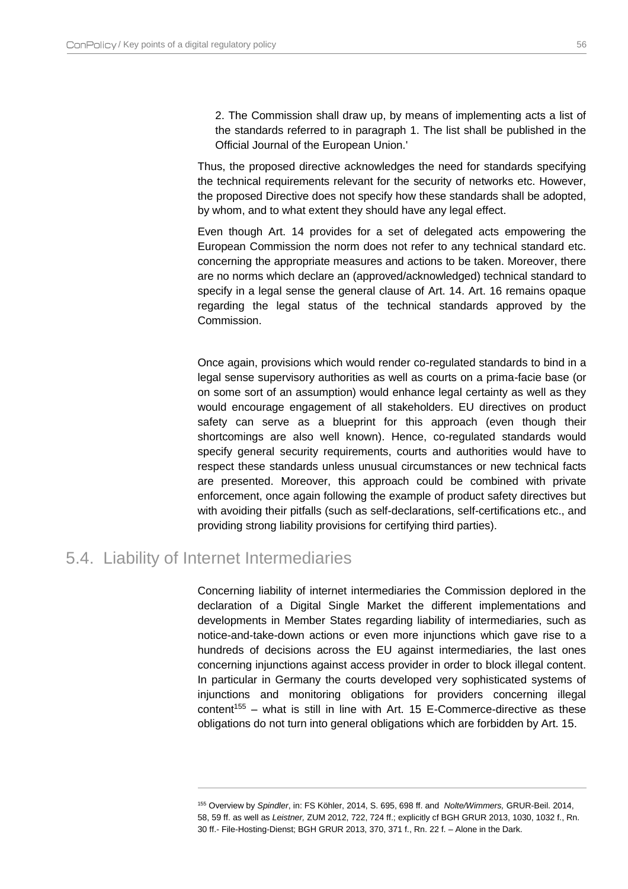2. The Commission shall draw up, by means of implementing acts a list of the standards referred to in paragraph 1. The list shall be published in the Official Journal of the European Union.'

Thus, the proposed directive acknowledges the need for standards specifying the technical requirements relevant for the security of networks etc. However, the proposed Directive does not specify how these standards shall be adopted, by whom, and to what extent they should have any legal effect.

Even though Art. 14 provides for a set of delegated acts empowering the European Commission the norm does not refer to any technical standard etc. concerning the appropriate measures and actions to be taken. Moreover, there are no norms which declare an (approved/acknowledged) technical standard to specify in a legal sense the general clause of Art. 14. Art. 16 remains opaque regarding the legal status of the technical standards approved by the Commission.

Once again, provisions which would render co-regulated standards to bind in a legal sense supervisory authorities as well as courts on a prima-facie base (or on some sort of an assumption) would enhance legal certainty as well as they would encourage engagement of all stakeholders. EU directives on product safety can serve as a blueprint for this approach (even though their shortcomings are also well known). Hence, co-regulated standards would specify general security requirements, courts and authorities would have to respect these standards unless unusual circumstances or new technical facts are presented. Moreover, this approach could be combined with private enforcement, once again following the example of product safety directives but with avoiding their pitfalls (such as self-declarations, self-certifications etc., and providing strong liability provisions for certifying third parties).

## 5.4. Liability of Internet Intermediaries

Concerning liability of internet intermediaries the Commission deplored in the declaration of a Digital Single Market the different implementations and developments in Member States regarding liability of intermediaries, such as notice-and-take-down actions or even more injunctions which gave rise to a hundreds of decisions across the EU against intermediaries, the last ones concerning injunctions against access provider in order to block illegal content. In particular in Germany the courts developed very sophisticated systems of injunctions and monitoring obligations for providers concerning illegal content[155] – what is still in line with Art. 15 E-Commerce-directive as these obligations do not turn into general obligations which are forbidden by Art. 15.

---

[155] Overview by *Spindler*, in: FS Köhler, 2014, S. 695, 698 ff. and *Nolte/Wimmers,* GRUR-Beil. 2014, 58, 59 ff. as well as *Leistner,* ZUM 2012, 722, 724 ff.; explicitly cf BGH GRUR 2013, 1030, 1032 f., Rn. 30 ff.- File-Hosting-Dienst; BGH GRUR 2013, 370, 371 f., Rn. 22 f. – Alone in the Dark.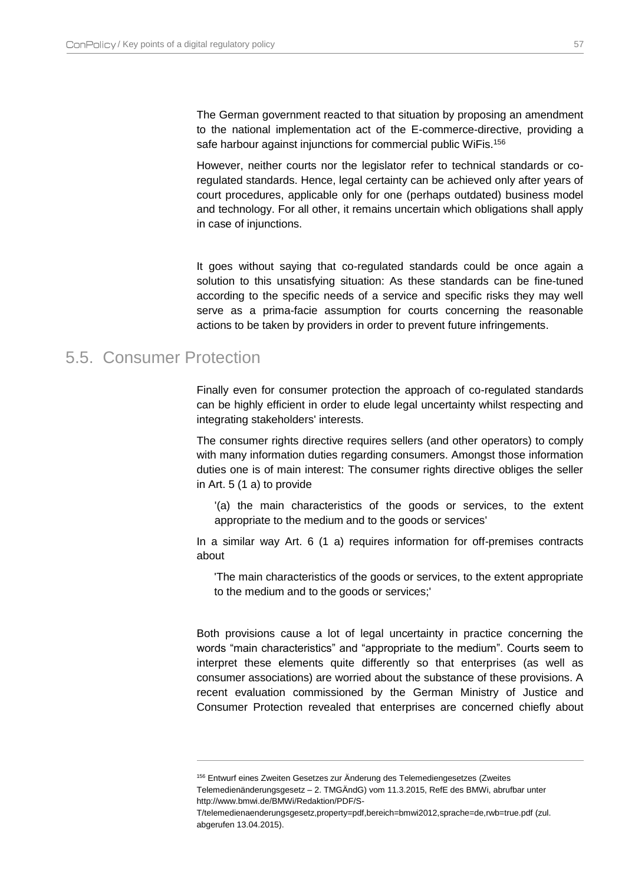The German government reacted to that situation by proposing an amendment to the national implementation act of the E-commerce-directive, providing a safe harbour against injunctions for commercial public WiFis.[156]

However, neither courts nor the legislator refer to technical standards or co-regulated standards. Hence, legal certainty can be achieved only after years of court procedures, applicable only for one (perhaps outdated) business model and technology. For all other, it remains uncertain which obligations shall apply in case of injunctions.

It goes without saying that co-regulated standards could be once again a solution to this unsatisfying situation: As these standards can be fine-tuned according to the specific needs of a service and specific risks they may well serve as a prima-facie assumption for courts concerning the reasonable actions to be taken by providers in order to prevent future infringements.

## 5.5. Consumer Protection

Finally even for consumer protection the approach of co-regulated standards can be highly efficient in order to elude legal uncertainty whilst respecting and integrating stakeholders' interests.

The consumer rights directive requires sellers (and other operators) to comply with many information duties regarding consumers. Amongst those information duties one is of main interest: The consumer rights directive obliges the seller in Art. 5 (1 a) to provide

> '(a) the main characteristics of the goods or services, to the extent appropriate to the medium and to the goods or services'

In a similar way Art. 6 (1 a) requires information for off-premises contracts about

> 'The main characteristics of the goods or services, to the extent appropriate to the medium and to the goods or services;'

Both provisions cause a lot of legal uncertainty in practice concerning the words "main characteristics" and "appropriate to the medium". Courts seem to interpret these elements quite differently so that enterprises (as well as consumer associations) are worried about the substance of these provisions. A recent evaluation commissioned by the German Ministry of Justice and Consumer Protection revealed that enterprises are concerned chiefly about

---

[156] Entwurf eines Zweiten Gesetzes zur Änderung des Telemediengesetzes (Zweites Telemedienänderungsgesetz – 2. TMGÄndG) vom 11.3.2015, RefE des BMWi, abrufbar unter http://www.bmwi.de/BMWi/Redaktion/PDF/S-T/telemedienaenderungsgesetz,property=pdf,bereich=bmwi2012,sprache=de,rwb=true.pdf (zul. abgerufen 13.04.2015).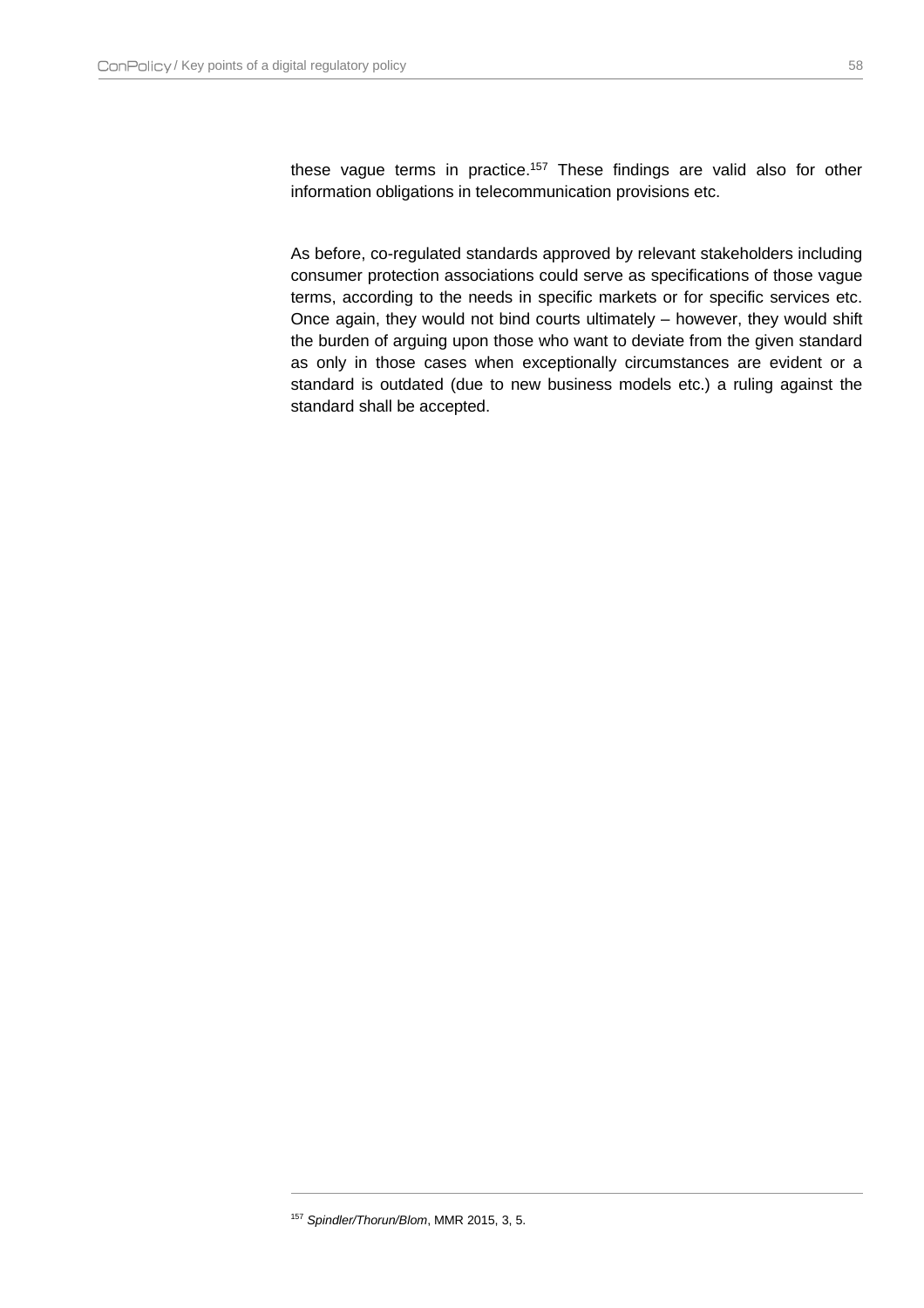these vague terms in practice.[157] These findings are valid also for other information obligations in telecommunication provisions etc.

As before, co-regulated standards approved by relevant stakeholders including consumer protection associations could serve as specifications of those vague terms, according to the needs in specific markets or for specific services etc. Once again, they would not bind courts ultimately – however, they would shift the burden of arguing upon those who want to deviate from the given standard as only in those cases when exceptionally circumstances are evident or a standard is outdated (due to new business models etc.) a ruling against the standard shall be accepted.

---

[157] *Spindler/Thorun/Blom*, MMR 2015, 3, 5.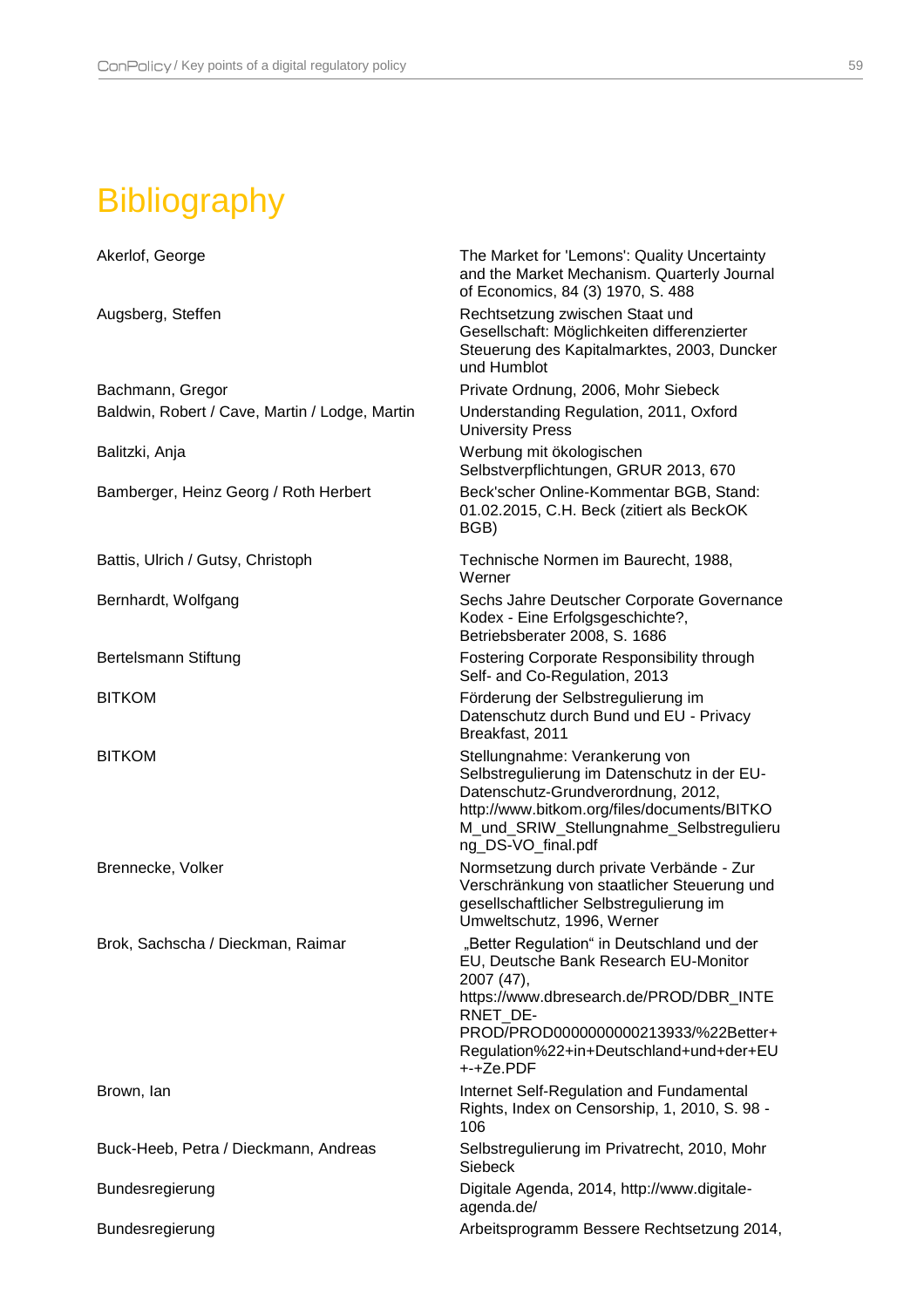# Bibliography

| | |
|---|---|
| Akerlof, George | The Market for 'Lemons': Quality Uncertainty and the Market Mechanism. Quarterly Journal of Economics, 84 (3) 1970, S. 488 |
| Augsberg, Steffen | Rechtsetzung zwischen Staat und Gesellschaft: Möglichkeiten differenzierter Steuerung des Kapitalmarktes, 2003, Duncker und Humblot |
| Bachmann, Gregor | Private Ordnung, 2006, Mohr Siebeck |
| Baldwin, Robert / Cave, Martin / Lodge, Martin | Understanding Regulation, 2011, Oxford University Press |
| Balitzki, Anja | Werbung mit ökologischen Selbstverpflichtungen, GRUR 2013, 670 |
| Bamberger, Heinz Georg / Roth Herbert | Beck'scher Online-Kommentar BGB, Stand: 01.02.2015, C.H. Beck (zitiert als BeckOK BGB) |
| Battis, Ulrich / Gutsy, Christoph | Technische Normen im Baurecht, 1988, Werner |
| Bernhardt, Wolfgang | Sechs Jahre Deutscher Corporate Governance Kodex - Eine Erfolgsgeschichte?, Betriebsberater 2008, S. 1686 |
| Bertelsmann Stiftung | Fostering Corporate Responsibility through Self- and Co-Regulation, 2013 |
| BITKOM | Förderung der Selbstregulierung im Datenschutz durch Bund und EU - Privacy Breakfast, 2011 |
| BITKOM | Stellungnahme: Verankerung von Selbstregulierung im Datenschutz in der EU-Datenschutz-Grundverordnung, 2012, http://www.bitkom.org/files/documents/BITKOM_und_SRIW_Stellungnahme_Selbstregulierung_DS-VO_final.pdf |
| Brennecke, Volker | Normsetzung durch private Verbände - Zur Verschränkung von staatlicher Steuerung und gesellschaftlicher Selbstregulierung im Umweltschutz, 1996, Werner |
| Brok, Sachscha / Dieckman, Raimar | „Better Regulation“ in Deutschland und der EU, Deutsche Bank Research EU-Monitor 2007 (47), https://www.dbresearch.de/PROD/DBR_INTERNET_DE-PROD/PROD0000000000213933/%22Better+Regulation%22+in+Deutschland+und+der+EU+-+Ze.PDF |
| Brown, Ian | Internet Self-Regulation and Fundamental Rights, Index on Censorship, 1, 2010, S. 98 - 106 |
| Buck-Heeb, Petra / Dieckmann, Andreas | Selbstregulierung im Privatrecht, 2010, Mohr Siebeck |
| Bundesregierung | Digitale Agenda, 2014, http://www.digitale-agenda.de/ |
| Bundesregierung | Arbeitsprogramm Bessere Rechtsetzung 2014, |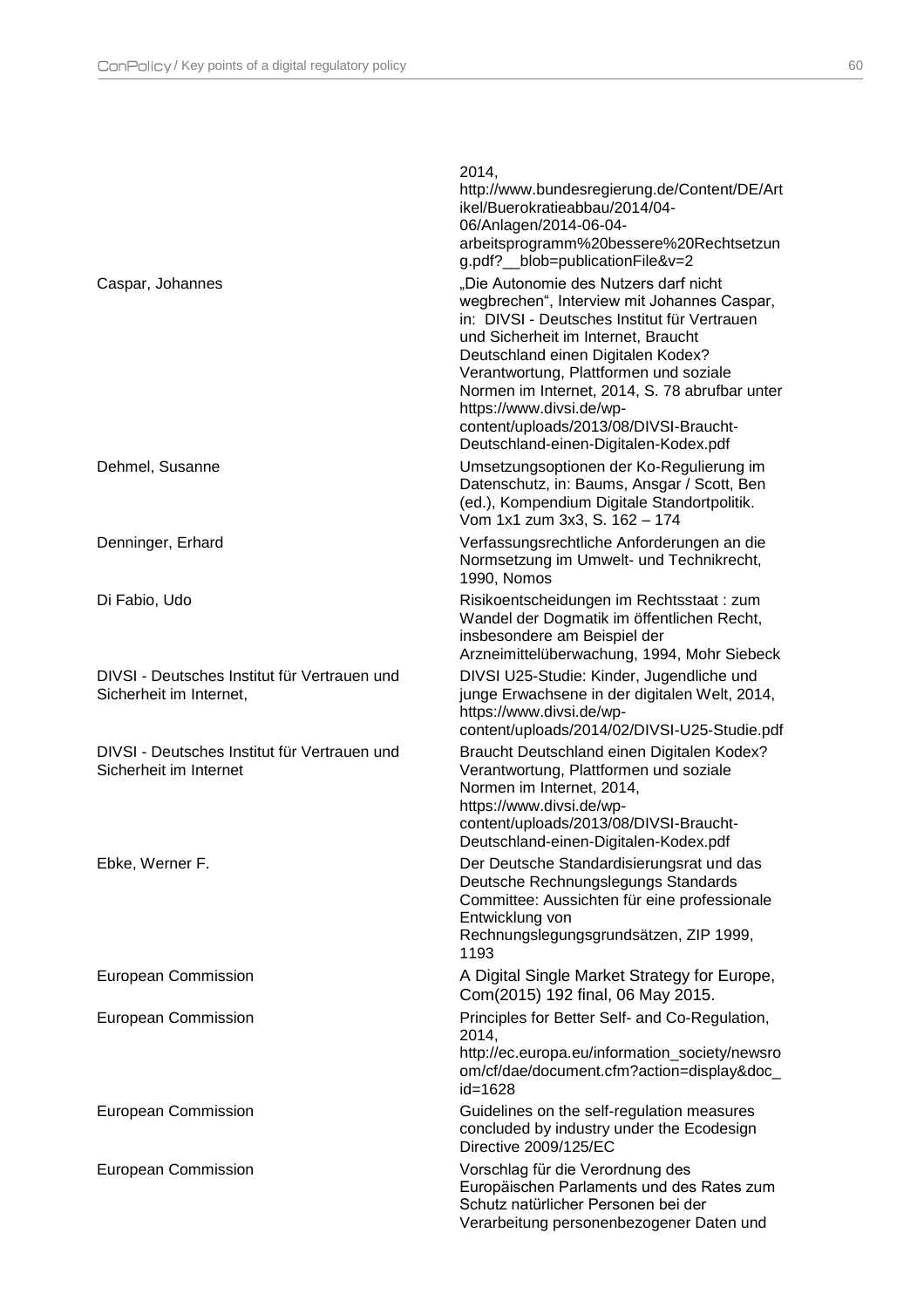| | |
|---|---|
| | 2014, http://www.bundesregierung.de/Content/DE/Artikel/Buerokratieabbau/2014/04-06/Anlagen/2014-06-04-arbeitsprogramm%20bessere%20Rechtsetzung.pdf?__blob=publicationFile&v=2 |
| Caspar, Johannes | „Die Autonomie des Nutzers darf nicht wegbrechen", Interview mit Johannes Caspar, in: DIVSI - Deutsches Institut für Vertrauen und Sicherheit im Internet, Braucht Deutschland einen Digitalen Kodex? Verantwortung, Plattformen und soziale Normen im Internet, 2014, S. 78 abrufbar unter https://www.divsi.de/wp-content/uploads/2013/08/DIVSI-Braucht-Deutschland-einen-Digitalen-Kodex.pdf |
| Dehmel, Susanne | Umsetzungsoptionen der Ko-Regulierung im Datenschutz, in: Baums, Ansgar / Scott, Ben (ed.), Kompendium Digitale Standortpolitik. Vom 1x1 zum 3x3, S. 162 – 174 |
| Denninger, Erhard | Verfassungsrechtliche Anforderungen an die Normsetzung im Umwelt- und Technikrecht, 1990, Nomos |
| Di Fabio, Udo | Risikoentscheidungen im Rechtsstaat : zum Wandel der Dogmatik im öffentlichen Recht, insbesondere am Beispiel der Arzneimittelüberwachung, 1994, Mohr Siebeck |
| DIVSI - Deutsches Institut für Vertrauen und Sicherheit im Internet, | DIVSI U25-Studie: Kinder, Jugendliche und junge Erwachsene in der digitalen Welt, 2014, https://www.divsi.de/wp-content/uploads/2014/02/DIVSI-U25-Studie.pdf |
| DIVSI - Deutsches Institut für Vertrauen und Sicherheit im Internet | Braucht Deutschland einen Digitalen Kodex? Verantwortung, Plattformen und soziale Normen im Internet, 2014, https://www.divsi.de/wp-content/uploads/2013/08/DIVSI-Braucht-Deutschland-einen-Digitalen-Kodex.pdf |
| Ebke, Werner F. | Der Deutsche Standardisierungsrat und das Deutsche Rechnungslegungs Standards Committee: Aussichten für eine professionale Entwicklung von Rechnungslegungsgrundsätzen, ZIP 1999, 1193 |
| European Commission | A Digital Single Market Strategy for Europe, Com(2015) 192 final, 06 May 2015. |
| European Commission | Principles for Better Self- and Co-Regulation, 2014, http://ec.europa.eu/information_society/newsroom/cf/dae/document.cfm?action=display&doc_id=1628 |
| European Commission | Guidelines on the self-regulation measures concluded by industry under the Ecodesign Directive 2009/125/EC |
| European Commission | Vorschlag für die Verordnung des Europäischen Parlaments und des Rates zum Schutz natürlicher Personen bei der Verarbeitung personenbezogener Daten und |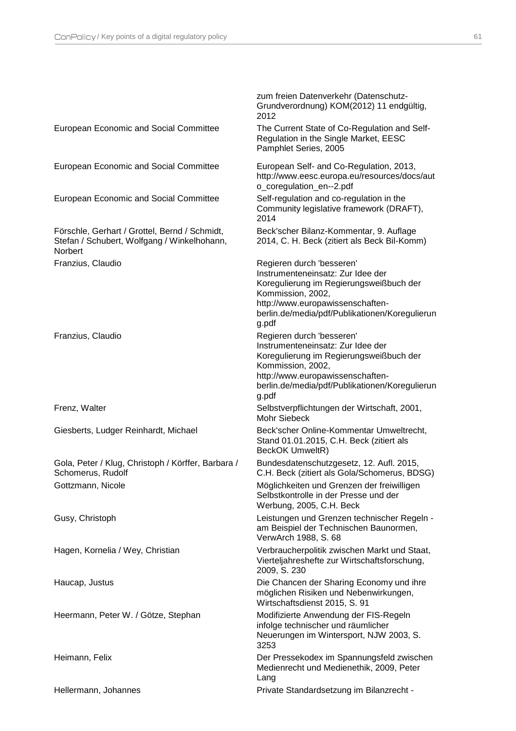| | |
|---|---|
| | zum freien Datenverkehr (Datenschutz-Grundverordnung) KOM(2012) 11 endgültig, 2012 |
| European Economic and Social Committee | The Current State of Co-Regulation and Self-Regulation in the Single Market, EESC Pamphlet Series, 2005 |
| European Economic and Social Committee | European Self- and Co-Regulation, 2013, http://www.eesc.europa.eu/resources/docs/auto_coregulation_en--2.pdf |
| European Economic and Social Committee | Self-regulation and co-regulation in the Community legislative framework (DRAFT), 2014 |
| Förschle, Gerhart / Grottel, Bernd / Schmidt, Stefan / Schubert, Wolfgang / Winkelhohann, Norbert | Beck'scher Bilanz-Kommentar, 9. Auflage 2014, C. H. Beck (zitiert als Beck Bil-Komm) |
| Franzius, Claudio | Regieren durch 'besseren' Instrumenteneinsatz: Zur Idee der Koregulierung im Regierungsweißbuch der Kommission, 2002, http://www.europawissenschaften-berlin.de/media/pdf/Publikationen/Koregulierung.pdf |
| Franzius, Claudio | Regieren durch 'besseren' Instrumenteneinsatz: Zur Idee der Koregulierung im Regierungsweißbuch der Kommission, 2002, http://www.europawissenschaften-berlin.de/media/pdf/Publikationen/Koregulierung.pdf |
| Frenz, Walter | Selbstverpflichtungen der Wirtschaft, 2001, Mohr Siebeck |
| Giesberts, Ludger Reinhardt, Michael | Beck'scher Online-Kommentar Umweltrecht, Stand 01.01.2015, C.H. Beck (zitiert als BeckOK UmweltR) |
| Gola, Peter / Klug, Christoph / Körffer, Barbara / Schomerus, Rudolf | Bundesdatenschutzgesetz, 12. Aufl. 2015, C.H. Beck (zitiert als Gola/Schomerus, BDSG) |
| Gottzmann, Nicole | Möglichkeiten und Grenzen der freiwilligen Selbstkontrolle in der Presse und der Werbung, 2005, C.H. Beck |
| Gusy, Christoph | Leistungen und Grenzen technischer Regeln - am Beispiel der Technischen Baunormen, VerwArch 1988, S. 68 |
| Hagen, Kornelia / Wey, Christian | Verbraucherpolitik zwischen Markt und Staat, Vierteljahreshefte zur Wirtschaftsforschung, 2009, S. 230 |
| Haucap, Justus | Die Chancen der Sharing Economy und ihre möglichen Risiken und Nebenwirkungen, Wirtschaftsdienst 2015, S. 91 |
| Heermann, Peter W. / Götze, Stephan | Modifizierte Anwendung der FIS-Regeln infolge technischer und räumlicher Neuerungen im Wintersport, NJW 2003, S. 3253 |
| Heimann, Felix | Der Pressekodex im Spannungsfeld zwischen Medienrecht und Medienethik, 2009, Peter Lang |
| Hellermann, Johannes | Private Standardsetzung im Bilanzrecht - |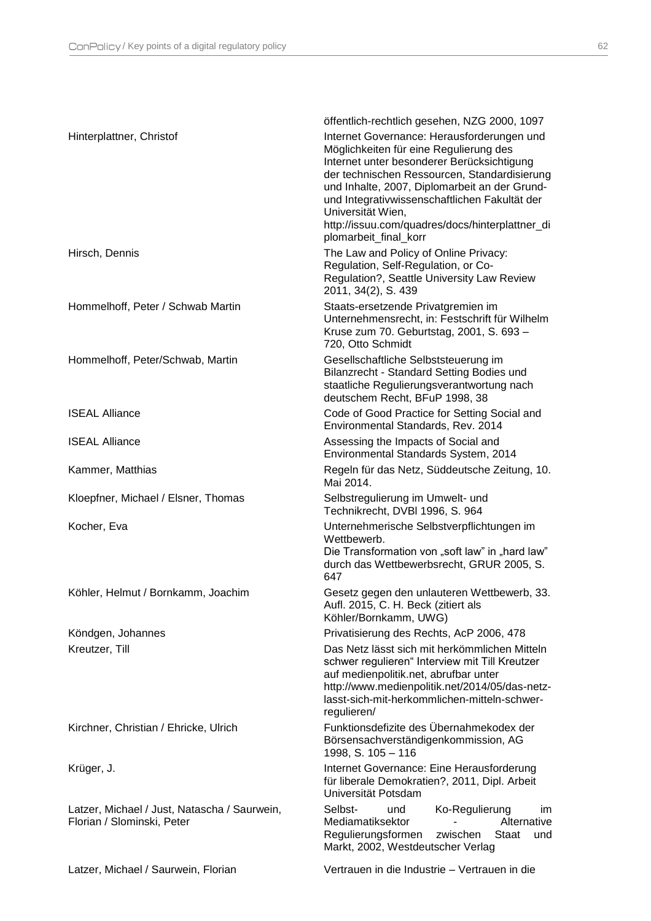| | |
|---|---|
| | öffentlich-rechtlich gesehen, NZG 2000, 1097 |
| Hinterplattner, Christof | Internet Governance: Herausforderungen und Möglichkeiten für eine Regulierung des Internet unter besonderer Berücksichtigung der technischen Ressourcen, Standardisierung und Inhalte, 2007, Diplomarbeit an der Grund- und Integrativwissenschaftlichen Fakultät der Universität Wien, http://issuu.com/quadres/docs/hinterplattner_diplomarbeit_final_korr |
| Hirsch, Dennis | The Law and Policy of Online Privacy: Regulation, Self-Regulation, or Co-Regulation?, Seattle University Law Review 2011, 34(2), S. 439 |
| Hommelhoff, Peter / Schwab Martin | Staats-ersetzende Privatgremien im Unternehmensrecht, in: Festschrift für Wilhelm Kruse zum 70. Geburtstag, 2001, S. 693 – 720, Otto Schmidt |
| Hommelhoff, Peter/Schwab, Martin | Gesellschaftliche Selbststeuerung im Bilanzrecht - Standard Setting Bodies und staatliche Regulierungsverantwortung nach deutschem Recht, BFuP 1998, 38 |
| ISEAL Alliance | Code of Good Practice for Setting Social and Environmental Standards, Rev. 2014 |
| ISEAL Alliance | Assessing the Impacts of Social and Environmental Standards System, 2014 |
| Kammer, Matthias | Regeln für das Netz, Süddeutsche Zeitung, 10. Mai 2014. |
| Kloepfner, Michael / Elsner, Thomas | Selbstregulierung im Umwelt- und Technikrecht, DVBl 1996, S. 964 |
| Kocher, Eva | Unternehmerische Selbstverpflichtungen im Wettbewerb. Die Transformation von „soft law" in „hard law" durch das Wettbewerbsrecht, GRUR 2005, S. 647 |
| Köhler, Helmut / Bornkamm, Joachim | Gesetz gegen den unlauteren Wettbewerb, 33. Aufl. 2015, C. H. Beck (zitiert als Köhler/Bornkamm, UWG) |
| Köndgen, Johannes | Privatisierung des Rechts, AcP 2006, 478 |
| Kreutzer, Till | Das Netz lässt sich mit herkömmlichen Mitteln schwer regulieren" Interview mit Till Kreutzer auf medienpolitik.net, abrufbar unter http://www.medienpolitik.net/2014/05/das-netz-lasst-sich-mit-herkommlichen-mitteln-schwer-regulieren/ |
| Kirchner, Christian / Ehricke, Ulrich | Funktionsdefizite des Übernahmekodex der Börsensachverständigenkommission, AG 1998, S. 105 – 116 |
| Krüger, J. | Internet Governance: Eine Herausforderung für liberale Demokratien?, 2011, Dipl. Arbeit Universität Potsdam |
| Latzer, Michael / Just, Natascha / Saurwein, Florian / Slominski, Peter | Selbst- und Ko-Regulierung im Mediamatiksektor - Alternative Regulierungsformen zwischen Staat und Markt, 2002, Westdeutscher Verlag |
| Latzer, Michael / Saurwein, Florian | Vertrauen in die Industrie – Vertrauen in die |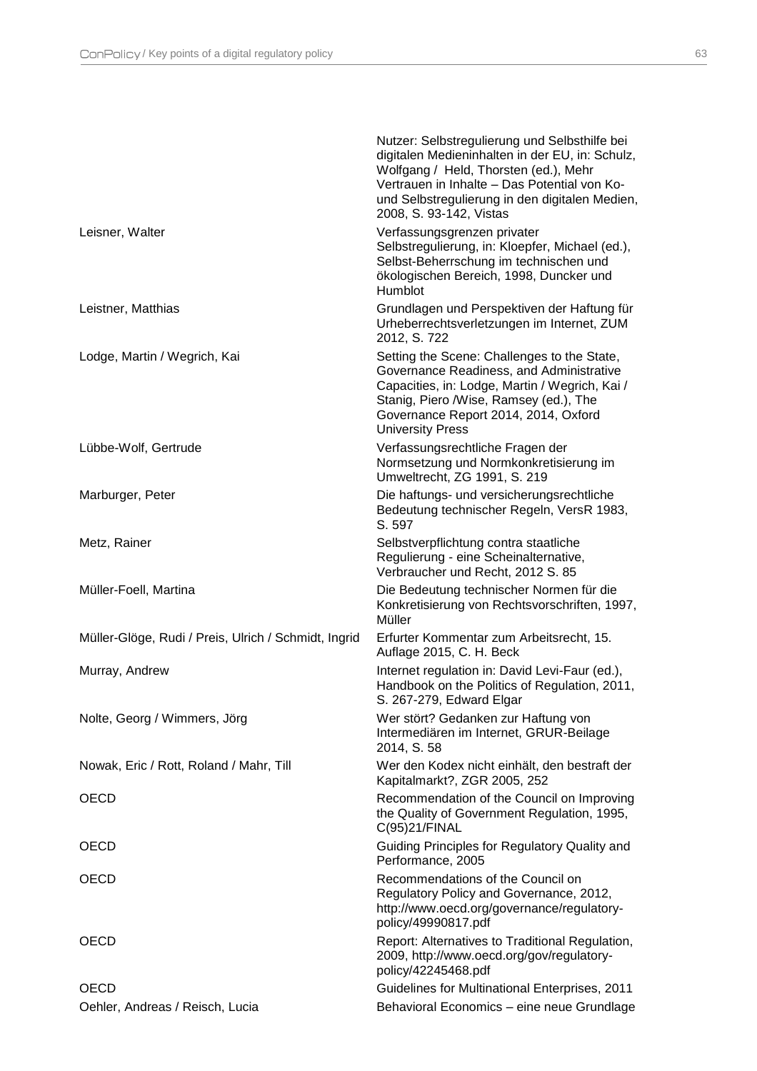| | |
|---|---|
| | Nutzer: Selbstregulierung und Selbsthilfe bei digitalen Medieninhalten in der EU, in: Schulz, Wolfgang / Held, Thorsten (ed.), Mehr Vertrauen in Inhalte – Das Potential von Ko- und Selbstregulierung in den digitalen Medien, 2008, S. 93-142, Vistas |
| Leisner, Walter | Verfassungsgrenzen privater Selbstregulierung, in: Kloepfer, Michael (ed.), Selbst-Beherrschung im technischen und ökologischen Bereich, 1998, Duncker und Humblot |
| Leistner, Matthias | Grundlagen und Perspektiven der Haftung für Urheberrechtsverletzungen im Internet, ZUM 2012, S. 722 |
| Lodge, Martin / Wegrich, Kai | Setting the Scene: Challenges to the State, Governance Readiness, and Administrative Capacities, in: Lodge, Martin / Wegrich, Kai / Stanig, Piero /Wise, Ramsey (ed.), The Governance Report 2014, 2014, Oxford University Press |
| Lübbe-Wolf, Gertrude | Verfassungsrechtliche Fragen der Normsetzung und Normkonkretisierung im Umweltrecht, ZG 1991, S. 219 |
| Marburger, Peter | Die haftungs- und versicherungsrechtliche Bedeutung technischer Regeln, VersR 1983, S. 597 |
| Metz, Rainer | Selbstverpflichtung contra staatliche Regulierung - eine Scheinalternative, Verbraucher und Recht, 2012 S. 85 |
| Müller-Foell, Martina | Die Bedeutung technischer Normen für die Konkretisierung von Rechtsvorschriften, 1997, Müller |
| Müller-Glöge, Rudi / Preis, Ulrich / Schmidt, Ingrid | Erfurter Kommentar zum Arbeitsrecht, 15. Auflage 2015, C. H. Beck |
| Murray, Andrew | Internet regulation in: David Levi-Faur (ed.), Handbook on the Politics of Regulation, 2011, S. 267-279, Edward Elgar |
| Nolte, Georg / Wimmers, Jörg | Wer stört? Gedanken zur Haftung von Intermediären im Internet, GRUR-Beilage 2014, S. 58 |
| Nowak, Eric / Rott, Roland / Mahr, Till | Wer den Kodex nicht einhält, den bestraft der Kapitalmarkt?, ZGR 2005, 252 |
| OECD | Recommendation of the Council on Improving the Quality of Government Regulation, 1995, C(95)21/FINAL |
| OECD | Guiding Principles for Regulatory Quality and Performance, 2005 |
| OECD | Recommendations of the Council on Regulatory Policy and Governance, 2012, http://www.oecd.org/governance/regulatory-policy/49990817.pdf |
| OECD | Report: Alternatives to Traditional Regulation, 2009, http://www.oecd.org/gov/regulatory-policy/42245468.pdf |
| OECD | Guidelines for Multinational Enterprises, 2011 |
| Oehler, Andreas / Reisch, Lucia | Behavioral Economics – eine neue Grundlage |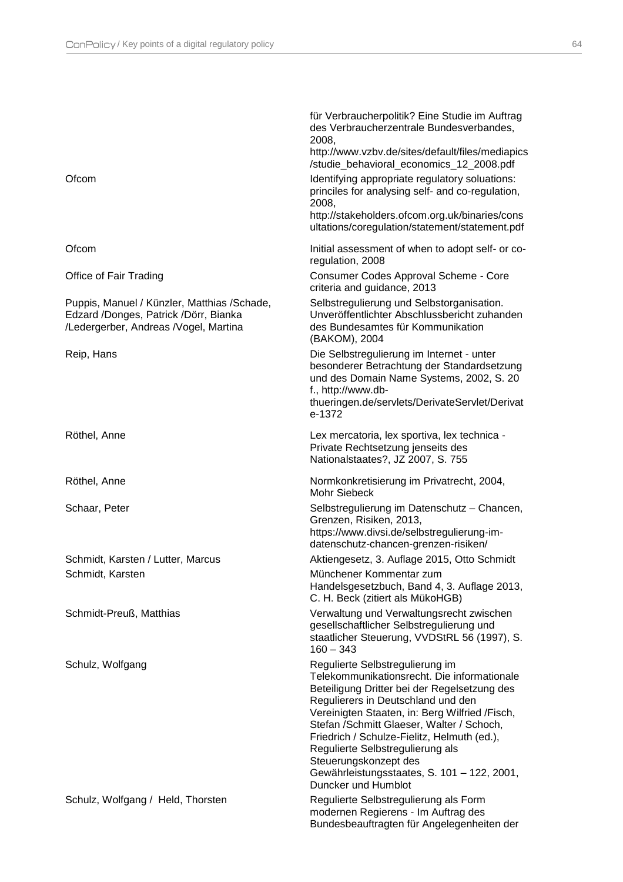| | |
|---|---|
| | für Verbraucherpolitik? Eine Studie im Auftrag des Verbraucherzentrale Bundesverbandes, 2008, http://www.vzbv.de/sites/default/files/mediapics/studie_behavioral_economics_12_2008.pdf |
| Ofcom | Identifying appropriate regulatory soluations: princiles for analysing self- and co-regulation, 2008, http://stakeholders.ofcom.org.uk/binaries/consultations/coregulation/statement/statement.pdf |
| Ofcom | Initial assessment of when to adopt self- or co-regulation, 2008 |
| Office of Fair Trading | Consumer Codes Approval Scheme - Core criteria and guidance, 2013 |
| Puppis, Manuel / Künzler, Matthias /Schade, Edzard /Donges, Patrick /Dörr, Bianka /Ledergerber, Andreas /Vogel, Martina | Selbstregulierung und Selbstorganisation. Unveröffentlichter Abschlussbericht zuhanden des Bundesamtes für Kommunikation (BAKOM), 2004 |
| Reip, Hans | Die Selbstregulierung im Internet - unter besonderer Betrachtung der Standardsetzung und des Domain Name Systems, 2002, S. 20 f., http://www.db-thueringen.de/servlets/DerivateServlet/Derivate-1372 |
| Röthel, Anne | Lex mercatoria, lex sportiva, lex technica - Private Rechtsetzung jenseits des Nationalstaates?, JZ 2007, S. 755 |
| Röthel, Anne | Normkonkretisierung im Privatrecht, 2004, Mohr Siebeck |
| Schaar, Peter | Selbstregulierung im Datenschutz – Chancen, Grenzen, Risiken, 2013, https://www.divsi.de/selbstregulierung-im-datenschutz-chancen-grenzen-risiken/ |
| Schmidt, Karsten / Lutter, Marcus | Aktiengesetz, 3. Auflage 2015, Otto Schmidt |
| Schmidt, Karsten | Münchener Kommentar zum Handelsgesetzbuch, Band 4, 3. Auflage 2013, C. H. Beck (zitiert als MükoHGB) |
| Schmidt-Preuß, Matthias | Verwaltung und Verwaltungsrecht zwischen gesellschaftlicher Selbstregulierung und staatlicher Steuerung, VVDStRL 56 (1997), S. 160 – 343 |
| Schulz, Wolfgang | Regulierte Selbstregulierung im Telekommunikationsrecht. Die informationale Beteiligung Dritter bei der Regelsetzung des Regulierers in Deutschland und den Vereinigten Staaten, in: Berg Wilfried /Fisch, Stefan /Schmitt Glaeser, Walter / Schoch, Friedrich / Schulze-Fielitz, Helmuth (ed.), Regulierte Selbstregulierung als Steuerungskonzept des Gewährleistungsstaates, S. 101 – 122, 2001, Duncker und Humblot |
| Schulz, Wolfgang / Held, Thorsten | Regulierte Selbstregulierung als Form modernen Regierens - Im Auftrag des Bundesbeauftragten für Angelegenheiten der |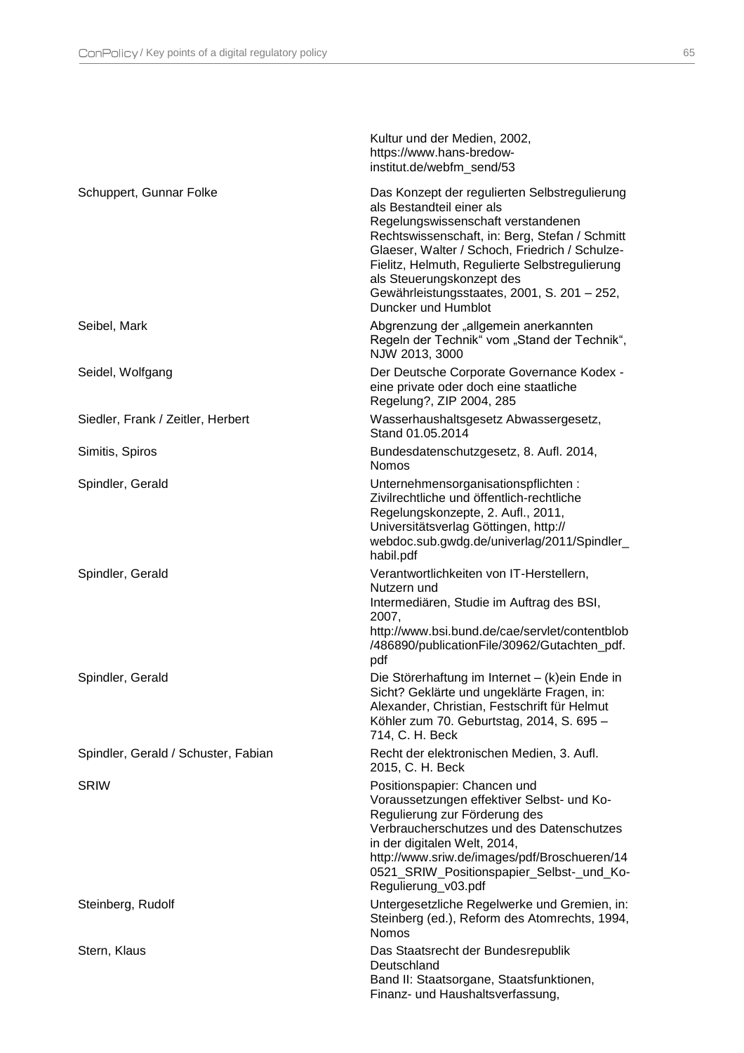| | |
|---|---|
| | Kultur und der Medien, 2002, https://www.hans-bredow-institut.de/webfm_send/53 |
| Schuppert, Gunnar Folke | Das Konzept der regulierten Selbstregulierung als Bestandteil einer als Regelungswissenschaft verstandenen Rechtswissenschaft, in: Berg, Stefan / Schmitt Glaeser, Walter / Schoch, Friedrich / Schulze-Fielitz, Helmuth, Regulierte Selbstregulierung als Steuerungskonzept des Gewährleistungsstaates, 2001, S. 201 – 252, Duncker und Humblot |
| Seibel, Mark | Abgrenzung der „allgemein anerkannten Regeln der Technik" vom „Stand der Technik", NJW 2013, 3000 |
| Seidel, Wolfgang | Der Deutsche Corporate Governance Kodex - eine private oder doch eine staatliche Regelung?, ZIP 2004, 285 |
| Siedler, Frank / Zeitler, Herbert | Wasserhaushaltsgesetz Abwassergesetz, Stand 01.05.2014 |
| Simitis, Spiros | Bundesdatenschutzgesetz, 8. Aufl. 2014, Nomos |
| Spindler, Gerald | Unternehmensorganisationspflichten : Zivilrechtliche und öffentlich-rechtliche Regelungskonzepte, 2. Aufl., 2011, Universitätsverlag Göttingen, http:// webdoc.sub.gwdg.de/univerlag/2011/Spindler_habil.pdf |
| Spindler, Gerald | Verantwortlichkeiten von IT-Herstellern, Nutzern und Intermediären, Studie im Auftrag des BSI, 2007, http://www.bsi.bund.de/cae/servlet/contentblob/486890/publicationFile/30962/Gutachten_pdf.pdf |
| Spindler, Gerald | Die Störerhaftung im Internet – (k)ein Ende in Sicht? Geklärte und ungeklärte Fragen, in: Alexander, Christian, Festschrift für Helmut Köhler zum 70. Geburtstag, 2014, S. 695 – 714, C. H. Beck |
| Spindler, Gerald / Schuster, Fabian | Recht der elektronischen Medien, 3. Aufl. 2015, C. H. Beck |
| SRIW | Positionspapier: Chancen und Voraussetzungen effektiver Selbst- und Ko-Regulierung zur Förderung des Verbraucherschutzes und des Datenschutzes in der digitalen Welt, 2014, http://www.sriw.de/images/pdf/Broschueren/140521_SRIW_Positionspapier_Selbst-_und_Ko-Regulierung_v03.pdf |
| Steinberg, Rudolf | Untergesetzliche Regelwerke und Gremien, in: Steinberg (ed.), Reform des Atomrechts, 1994, Nomos |
| Stern, Klaus | Das Staatsrecht der Bundesrepublik Deutschland Band II: Staatsorgane, Staatsfunktionen, Finanz- und Haushaltsverfassung, |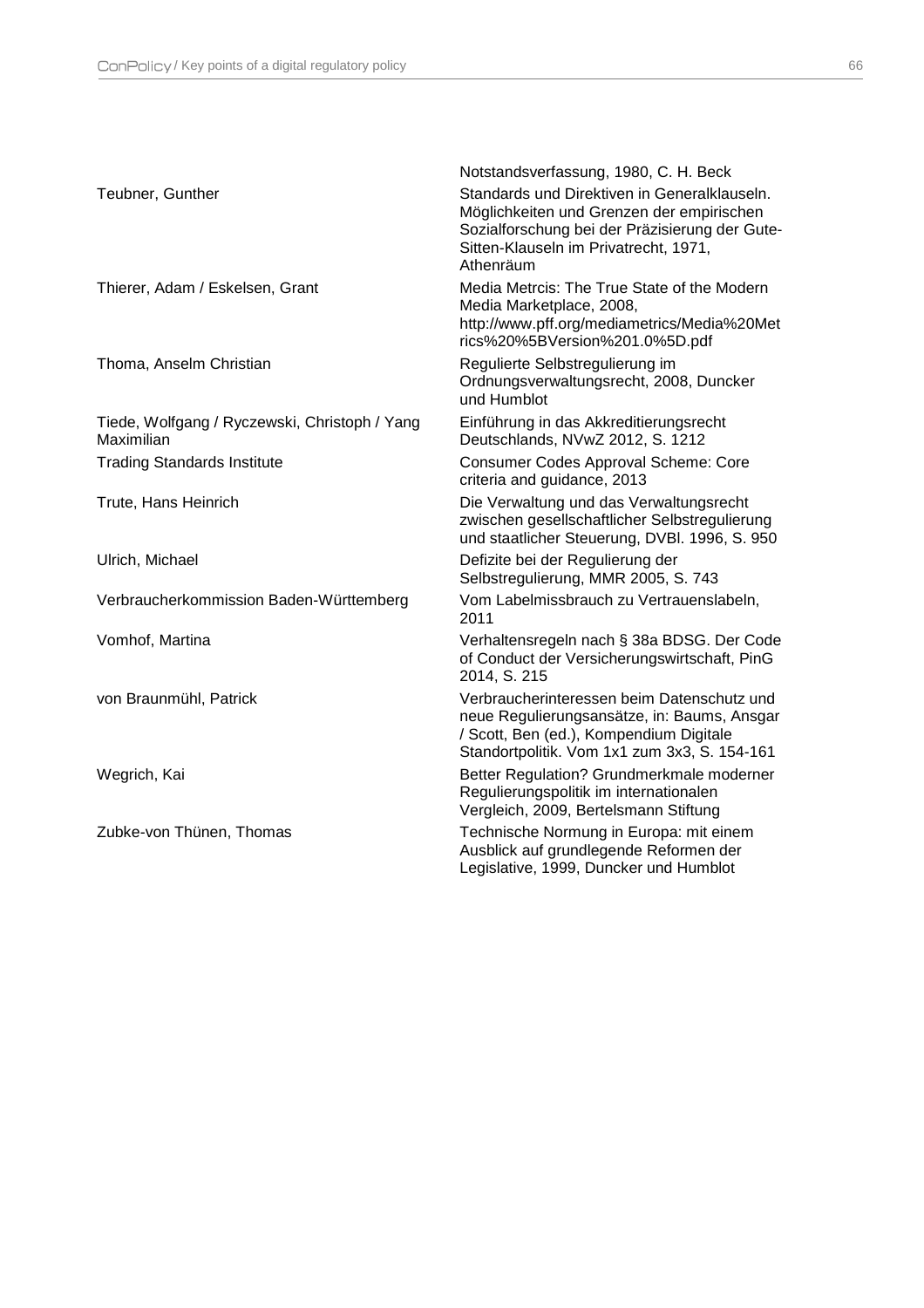| | |
|---|---|
| | Notstandsverfassung, 1980, C. H. Beck |
| Teubner, Gunther | Standards und Direktiven in Generalklauseln. Möglichkeiten und Grenzen der empirischen Sozialforschung bei der Präzisierung der Gute-Sitten-Klauseln im Privatrecht, 1971, Athenräum |
| Thierer, Adam / Eskelsen, Grant | Media Metrcis: The True State of the Modern Media Marketplace, 2008, http://www.pff.org/mediametrics/Media%20Metrics%20%5BVersion%201.0%5D.pdf |
| Thoma, Anselm Christian | Regulierte Selbstregulierung im Ordnungsverwaltungsrecht, 2008, Duncker und Humblot |
| Tiede, Wolfgang / Ryczewski, Christoph / Yang Maximilian | Einführung in das Akkreditierungsrecht Deutschlands, NVwZ 2012, S. 1212 |
| Trading Standards Institute | Consumer Codes Approval Scheme: Core criteria and guidance, 2013 |
| Trute, Hans Heinrich | Die Verwaltung und das Verwaltungsrecht zwischen gesellschaftlicher Selbstregulierung und staatlicher Steuerung, DVBl. 1996, S. 950 |
| Ulrich, Michael | Defizite bei der Regulierung der Selbstregulierung, MMR 2005, S. 743 |
| Verbraucherkommission Baden-Württemberg | Vom Labelmissbrauch zu Vertrauenslabeln, 2011 |
| Vomhof, Martina | Verhaltensregeln nach § 38a BDSG. Der Code of Conduct der Versicherungswirtschaft, PinG 2014, S. 215 |
| von Braunmühl, Patrick | Verbraucherinteressen beim Datenschutz und neue Regulierungsansätze, in: Baums, Ansgar / Scott, Ben (ed.), Kompendium Digitale Standortpolitik. Vom 1x1 zum 3x3, S. 154-161 |
| Wegrich, Kai | Better Regulation? Grundmerkmale moderner Regulierungspolitik im internationalen Vergleich, 2009, Bertelsmann Stiftung |
| Zubke-von Thünen, Thomas | Technische Normung in Europa: mit einem Ausblick auf grundlegende Reformen der Legislative, 1999, Duncker und Humblot |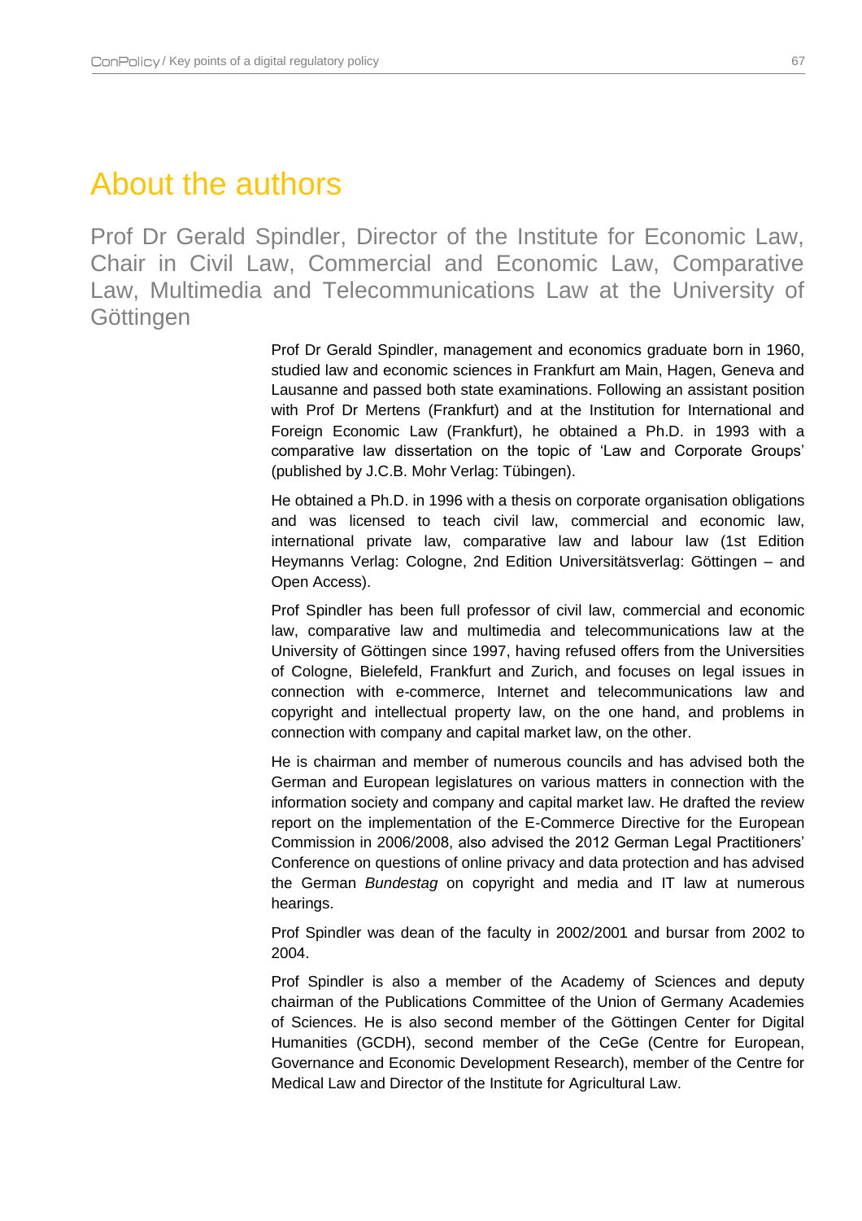# About the authors

## Prof Dr Gerald Spindler, Director of the Institute for Economic Law, Chair in Civil Law, Commercial and Economic Law, Comparative Law, Multimedia and Telecommunications Law at the University of Göttingen

Prof Dr Gerald Spindler, management and economics graduate born in 1960, studied law and economic sciences in Frankfurt am Main, Hagen, Geneva and Lausanne and passed both state examinations. Following an assistant position with Prof Dr Mertens (Frankfurt) and at the Institution for International and Foreign Economic Law (Frankfurt), he obtained a Ph.D. in 1993 with a comparative law dissertation on the topic of 'Law and Corporate Groups' (published by J.C.B. Mohr Verlag: Tübingen).

He obtained a Ph.D. in 1996 with a thesis on corporate organisation obligations and was licensed to teach civil law, commercial and economic law, international private law, comparative law and labour law (1st Edition Heymanns Verlag: Cologne, 2nd Edition Universitätsverlag: Göttingen – and Open Access).

Prof Spindler has been full professor of civil law, commercial and economic law, comparative law and multimedia and telecommunications law at the University of Göttingen since 1997, having refused offers from the Universities of Cologne, Bielefeld, Frankfurt and Zurich, and focuses on legal issues in connection with e-commerce, Internet and telecommunications law and copyright and intellectual property law, on the one hand, and problems in connection with company and capital market law, on the other.

He is chairman and member of numerous councils and has advised both the German and European legislatures on various matters in connection with the information society and company and capital market law. He drafted the review report on the implementation of the E-Commerce Directive for the European Commission in 2006/2008, also advised the 2012 German Legal Practitioners' Conference on questions of online privacy and data protection and has advised the German *Bundestag* on copyright and media and IT law at numerous hearings.

Prof Spindler was dean of the faculty in 2002/2001 and bursar from 2002 to 2004.

Prof Spindler is also a member of the Academy of Sciences and deputy chairman of the Publications Committee of the Union of Germany Academies of Sciences. He is also second member of the Göttingen Center for Digital Humanities (GCDH), second member of the CeGe (Centre for European, Governance and Economic Development Research), member of the Centre for Medical Law and Director of the Institute for Agricultural Law.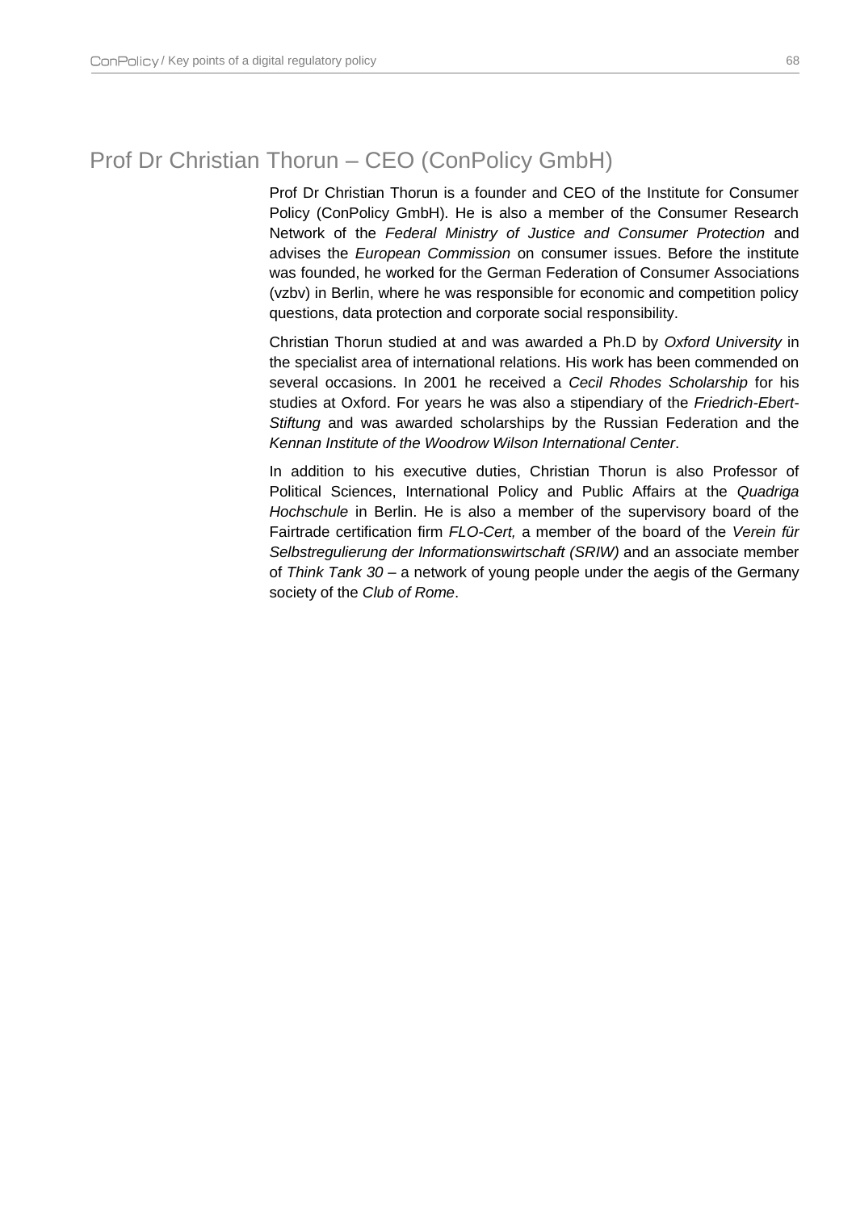## Prof Dr Christian Thorun – CEO (ConPolicy GmbH)

Prof Dr Christian Thorun is a founder and CEO of the Institute for Consumer Policy (ConPolicy GmbH). He is also a member of the Consumer Research Network of the *Federal Ministry of Justice and Consumer Protection* and advises the *European Commission* on consumer issues. Before the institute was founded, he worked for the German Federation of Consumer Associations (vzbv) in Berlin, where he was responsible for economic and competition policy questions, data protection and corporate social responsibility.

Christian Thorun studied at and was awarded a Ph.D by *Oxford University* in the specialist area of international relations. His work has been commended on several occasions. In 2001 he received a *Cecil Rhodes Scholarship* for his studies at Oxford. For years he was also a stipendiary of the *Friedrich-Ebert-Stiftung* and was awarded scholarships by the Russian Federation and the *Kennan Institute of the Woodrow Wilson International Center*.

In addition to his executive duties, Christian Thorun is also Professor of Political Sciences, International Policy and Public Affairs at the *Quadriga Hochschule* in Berlin. He is also a member of the supervisory board of the Fairtrade certification firm *FLO-Cert,* a member of the board of the *Verein für Selbstregulierung der Informationswirtschaft (SRIW)* and an associate member of *Think Tank 30* – a network of young people under the aegis of the Germany society of the *Club of Rome*.